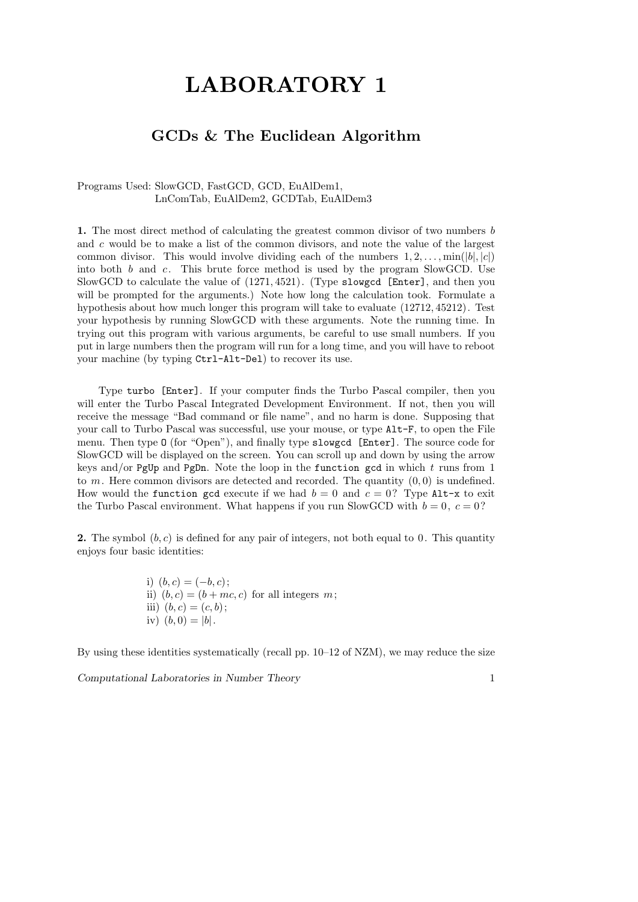# LABORATORY 1

## GCDs & The Euclidean Algorithm

Programs Used: SlowGCD, FastGCD, GCD, EuAlDem1, LnComTab, EuAlDem2, GCDTab, EuAlDem3

**1.** The most direct method of calculating the greatest common divisor of two numbers $b$ and $c$ would be to make a list of the common divisors, and note the value of the largest common divisor. This would involve dividing each of the numbers $1, 2, \dots, \min(|b|, |c|)$ into both $b$ and $c$. This brute force method is used by the program SlowGCD. Use SlowGCD to calculate the value of $(1271, 4521)$. (Type `slowgcd [Enter]`, and then you will be prompted for the arguments.) Note how long the calculation took. Formulate a hypothesis about how much longer this program will take to evaluate $(12712, 45212)$. Test your hypothesis by running SlowGCD with these arguments. Note the running time. In trying out this program with various arguments, be careful to use small numbers. If you put in large numbers then the program will run for a long time, and you will have to reboot your machine (by typing `Ctrl-Alt-Del`) to recover its use.

Type `turbo [Enter]`. If your computer finds the Turbo Pascal compiler, then you will enter the Turbo Pascal Integrated Development Environment. If not, then you will receive the message "Bad command or file name", and no harm is done. Supposing that your call to Turbo Pascal was successful, use your mouse, or type `Alt-F`, to open the File menu. Then type `O` (for "Open"), and finally type `slowgcd [Enter]`. The source code for SlowGCD will be displayed on the screen. You can scroll up and down by using the arrow keys and/or `PgUp` and `PgDn`. Note the loop in the `function gcd` in which $t$ runs from 1 to $m$. Here common divisors are detected and recorded. The quantity $(0, 0)$ is undefined. How would the `function gcd` execute if we had $b = 0$ and $c = 0$? Type `Alt-x` to exit the Turbo Pascal environment. What happens if you run SlowGCD with $b = 0,\ c = 0$?

**2.** The symbol $(b, c)$ is defined for any pair of integers, not both equal to $0$. This quantity enjoys four basic identities:

i) $(b, c) = (-b, c)$;
ii) $(b, c) = (b + mc, c)$ for all integers $m$;
iii) $(b, c) = (c, b)$;
iv) $(b, 0) = |b|$.

By using these identities systematically (recall pp. 10–12 of NZM), we may reduce the size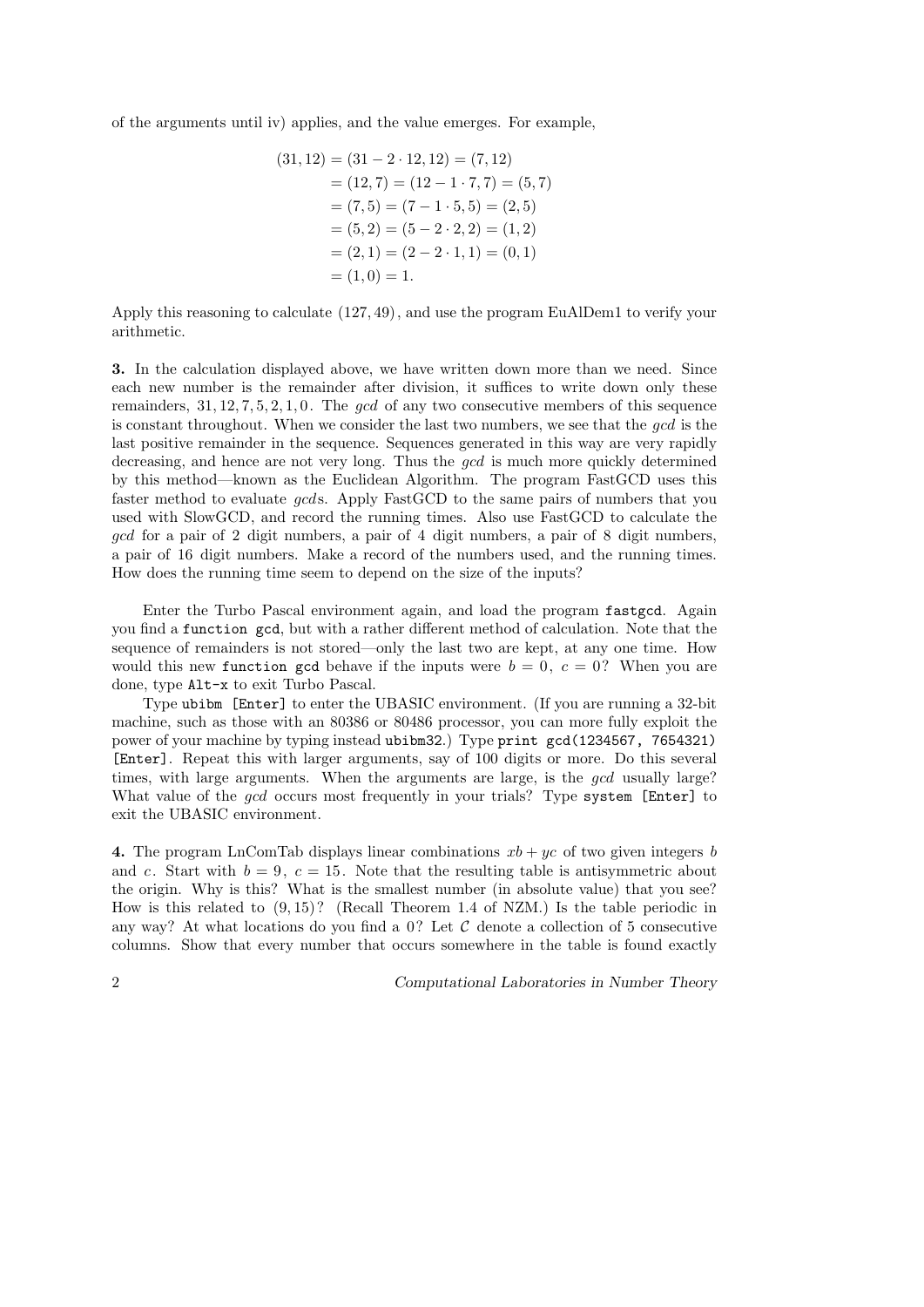of the arguments until iv) applies, and the value emerges. For example,

$$\begin{aligned}
(31,12) &= (31 - 2\cdot 12, 12) = (7,12) \\
&= (12,7) = (12 - 1\cdot 7, 7) = (5,7) \\
&= (7,5) = (7 - 1\cdot 5, 5) = (2,5) \\
&= (5,2) = (5 - 2\cdot 2, 2) = (1,2) \\
&= (2,1) = (2 - 2\cdot 1, 1) = (0,1) \\
&= (1,0) = 1.
\end{aligned}$$

Apply this reasoning to calculate $(127, 49)$, and use the program EuAlDem1 to verify your arithmetic.

**3.** In the calculation displayed above, we have written down more than we need. Since each new number is the remainder after division, it suffices to write down only these remainders, $31, 12, 7, 5, 2, 1, 0$. The *gcd* of any two consecutive members of this sequence is constant throughout. When we consider the last two numbers, we see that the *gcd* is the last positive remainder in the sequence. Sequences generated in this way are very rapidly decreasing, and hence are not very long. Thus the *gcd* is much more quickly determined by this method—known as the Euclidean Algorithm. The program FastGCD uses this faster method to evaluate *gcd*s. Apply FastGCD to the same pairs of numbers that you used with SlowGCD, and record the running times. Also use FastGCD to calculate the *gcd* for a pair of 2 digit numbers, a pair of 4 digit numbers, a pair of 8 digit numbers, a pair of 16 digit numbers. Make a record of the numbers used, and the running times. How does the running time seem to depend on the size of the inputs?

Enter the Turbo Pascal environment again, and load the program `fastgcd`. Again you find a `function gcd`, but with a rather different method of calculation. Note that the sequence of remainders is not stored—only the last two are kept, at any one time. How would this new `function gcd` behave if the inputs were $b = 0$, $c = 0$? When you are done, type `Alt-x` to exit Turbo Pascal.

Type `ubibm [Enter]` to enter the UBASIC environment. (If you are running a 32-bit machine, such as those with an 80386 or 80486 processor, you can more fully exploit the power of your machine by typing instead `ubibm32`.) Type `print gcd(1234567, 7654321) [Enter]`. Repeat this with larger arguments, say of 100 digits or more. Do this several times, with large arguments. When the arguments are large, is the *gcd* usually large? What value of the *gcd* occurs most frequently in your trials? Type `system [Enter]` to exit the UBASIC environment.

**4.** The program LnComTab displays linear combinations $xb + yc$ of two given integers $b$ and $c$. Start with $b = 9$, $c = 15$. Note that the resulting table is antisymmetric about the origin. Why is this? What is the smallest number (in absolute value) that you see? How is this related to $(9, 15)$? (Recall Theorem 1.4 of NZM.) Is the table periodic in any way? At what locations do you find a 0? Let $\mathcal{C}$ denote a collection of 5 consecutive columns. Show that every number that occurs somewhere in the table is found exactly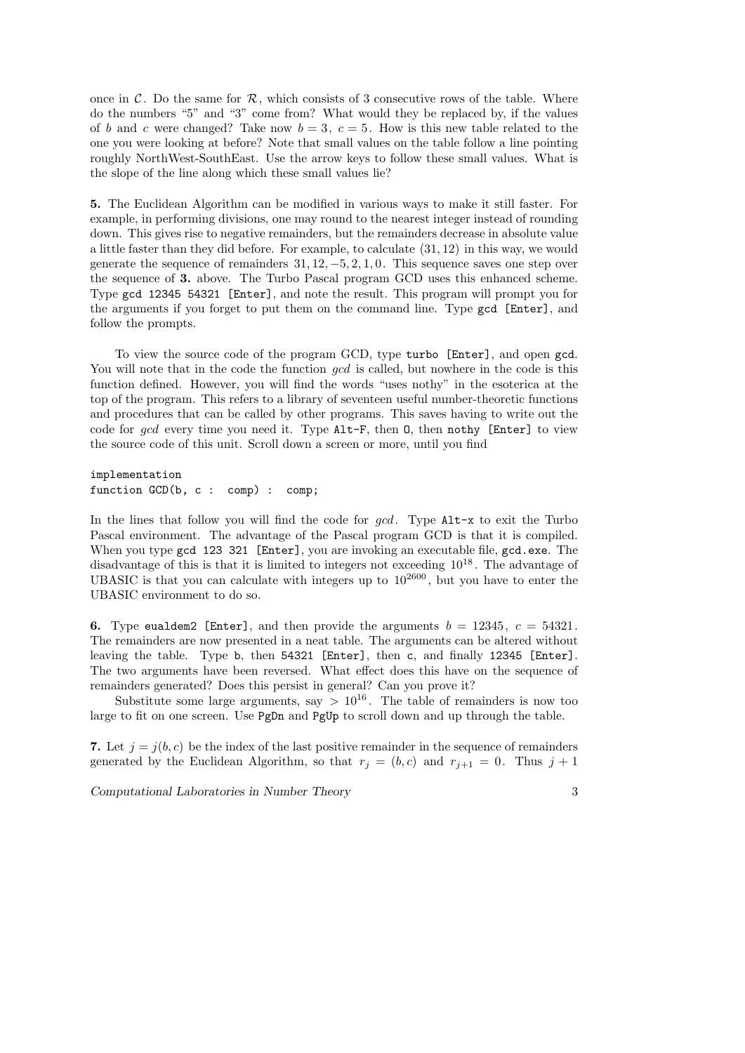once in $\mathcal{C}$. Do the same for $\mathcal{R}$, which consists of 3 consecutive rows of the table. Where do the numbers "5" and "3" come from? What would they be replaced by, if the values of $b$ and $c$ were changed? Take now $b = 3$, $c = 5$. How is this new table related to the one you were looking at before? Note that small values on the table follow a line pointing roughly NorthWest-SouthEast. Use the arrow keys to follow these small values. What is the slope of the line along which these small values lie?

**5.** The Euclidean Algorithm can be modified in various ways to make it still faster. For example, in performing divisions, one may round to the nearest integer instead of rounding down. This gives rise to negative remainders, but the remainders decrease in absolute value a little faster than they did before. For example, to calculate $(31, 12)$ in this way, we would generate the sequence of remainders $31, 12, -5, 2, 1, 0$. This sequence saves one step over the sequence of **3.** above. The Turbo Pascal program GCD uses this enhanced scheme. Type `gcd 12345 54321 [Enter]`, and note the result. This program will prompt you for the arguments if you forget to put them on the command line. Type `gcd [Enter]`, and follow the prompts.

To view the source code of the program GCD, type `turbo [Enter]`, and open `gcd`. You will note that in the code the function *gcd* is called, but nowhere in the code is this function defined. However, you will find the words "uses nothy" in the esoterica at the top of the program. This refers to a library of seventeen useful number-theoretic functions and procedures that can be called by other programs. This saves having to write out the code for *gcd* every time you need it. Type `Alt-F`, then `O`, then `nothy [Enter]` to view the source code of this unit. Scroll down a screen or more, until you find

```
implementation
function GCD(b, c :  comp) :  comp;
```

In the lines that follow you will find the code for *gcd*. Type `Alt-x` to exit the Turbo Pascal environment. The advantage of the Pascal program GCD is that it is compiled. When you type `gcd 123 321 [Enter]`, you are invoking an executable file, `gcd.exe`. The disadvantage of this is that it is limited to integers not exceeding $10^{18}$. The advantage of UBASIC is that you can calculate with integers up to $10^{2600}$, but you have to enter the UBASIC environment to do so.

**6.** Type `eualdem2 [Enter]`, and then provide the arguments $b = 12345$, $c = 54321$. The remainders are now presented in a neat table. The arguments can be altered without leaving the table. Type `b`, then `54321 [Enter]`, then `c`, and finally `12345 [Enter]`. The two arguments have been reversed. What effect does this have on the sequence of remainders generated? Does this persist in general? Can you prove it?

Substitute some large arguments, say $> 10^{16}$. The table of remainders is now too large to fit on one screen. Use `PgDn` and `PgUp` to scroll down and up through the table.

**7.** Let $j = j(b, c)$ be the index of the last positive remainder in the sequence of remainders generated by the Euclidean Algorithm, so that $r_j = (b, c)$ and $r_{j+1} = 0$. Thus $j + 1$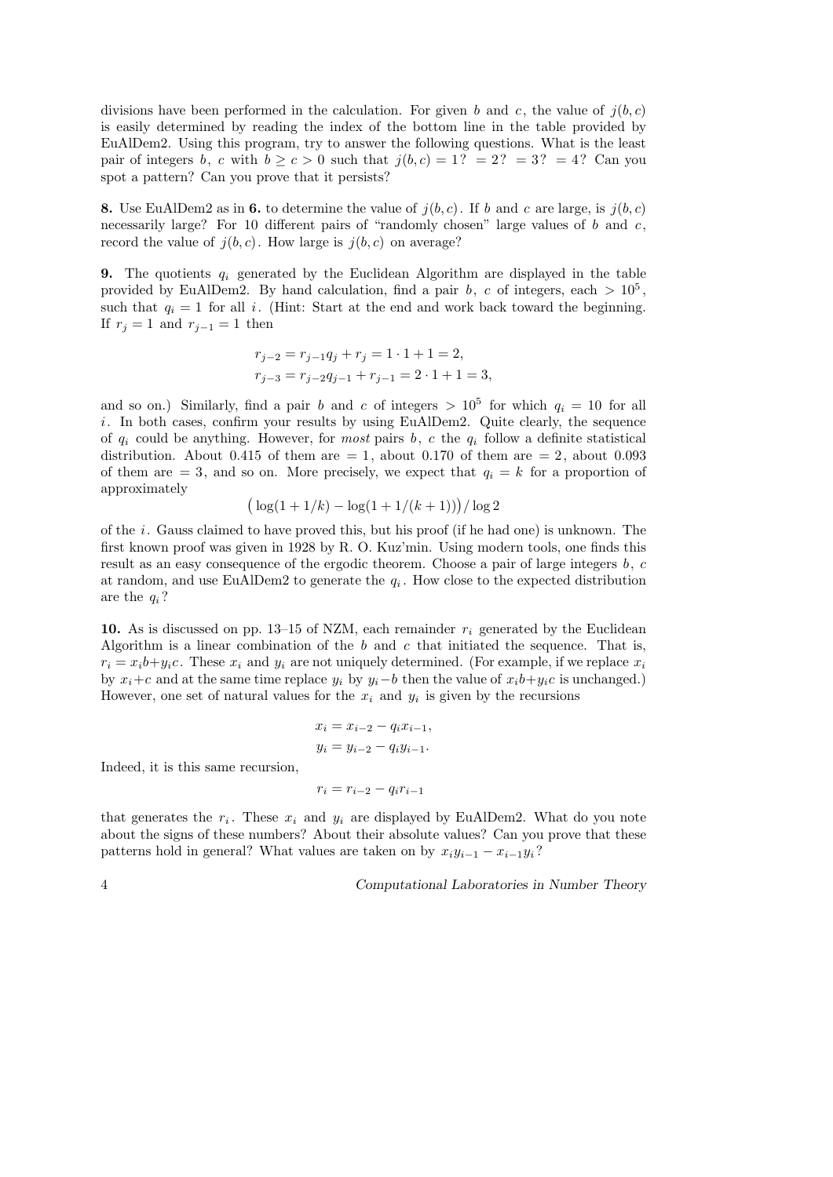divisions have been performed in the calculation. For given $b$ and $c$, the value of $j(b,c)$ is easily determined by reading the index of the bottom line in the table provided by EuAlDem2. Using this program, try to answer the following questions. What is the least pair of integers $b$, $c$ with $b \ge c > 0$ such that $j(b,c) = 1$? $= 2$? $= 3$? $= 4$? Can you spot a pattern? Can you prove that it persists?

**8.** Use EuAlDem2 as in **6.** to determine the value of $j(b,c)$. If $b$ and $c$ are large, is $j(b,c)$ necessarily large? For 10 different pairs of "randomly chosen" large values of $b$ and $c$, record the value of $j(b,c)$. How large is $j(b,c)$ on average?

**9.** The quotients $q_i$ generated by the Euclidean Algorithm are displayed in the table provided by EuAlDem2. By hand calculation, find a pair $b$, $c$ of integers, each $> 10^5$, such that $q_i = 1$ for all $i$. (Hint: Start at the end and work back toward the beginning. If $r_j = 1$ and $r_{j-1} = 1$ then

$$r_{j-2} = r_{j-1}q_j + r_j = 1 \cdot 1 + 1 = 2,$$
$$r_{j-3} = r_{j-2}q_{j-1} + r_{j-1} = 2 \cdot 1 + 1 = 3,$$

and so on.) Similarly, find a pair $b$ and $c$ of integers $> 10^5$ for which $q_i = 10$ for all $i$. In both cases, confirm your results by using EuAlDem2. Quite clearly, the sequence of $q_i$ could be anything. However, for *most* pairs $b$, $c$ the $q_i$ follow a definite statistical distribution. About 0.415 of them are $= 1$, about 0.170 of them are $= 2$, about 0.093 of them are $= 3$, and so on. More precisely, we expect that $q_i = k$ for a proportion of approximately

$$\big(\log(1 + 1/k) - \log(1 + 1/(k+1))\big)/\log 2$$

of the $i$. Gauss claimed to have proved this, but his proof (if he had one) is unknown. The first known proof was given in 1928 by R. O. Kuz'min. Using modern tools, one finds this result as an easy consequence of the ergodic theorem. Choose a pair of large integers $b$, $c$ at random, and use EuAlDem2 to generate the $q_i$. How close to the expected distribution are the $q_i$?

**10.** As is discussed on pp. 13–15 of NZM, each remainder $r_i$ generated by the Euclidean Algorithm is a linear combination of the $b$ and $c$ that initiated the sequence. That is, $r_i = x_i b + y_i c$. These $x_i$ and $y_i$ are not uniquely determined. (For example, if we replace $x_i$ by $x_i + c$ and at the same time replace $y_i$ by $y_i - b$ then the value of $x_i b + y_i c$ is unchanged.) However, one set of natural values for the $x_i$ and $y_i$ is given by the recursions

$$x_i = x_{i-2} - q_i x_{i-1},$$
$$y_i = y_{i-2} - q_i y_{i-1}.$$

Indeed, it is this same recursion,

$$r_i = r_{i-2} - q_i r_{i-1}$$

that generates the $r_i$. These $x_i$ and $y_i$ are displayed by EuAlDem2. What do you note about the signs of these numbers? About their absolute values? Can you prove that these patterns hold in general? What values are taken on by $x_i y_{i-1} - x_{i-1} y_i$?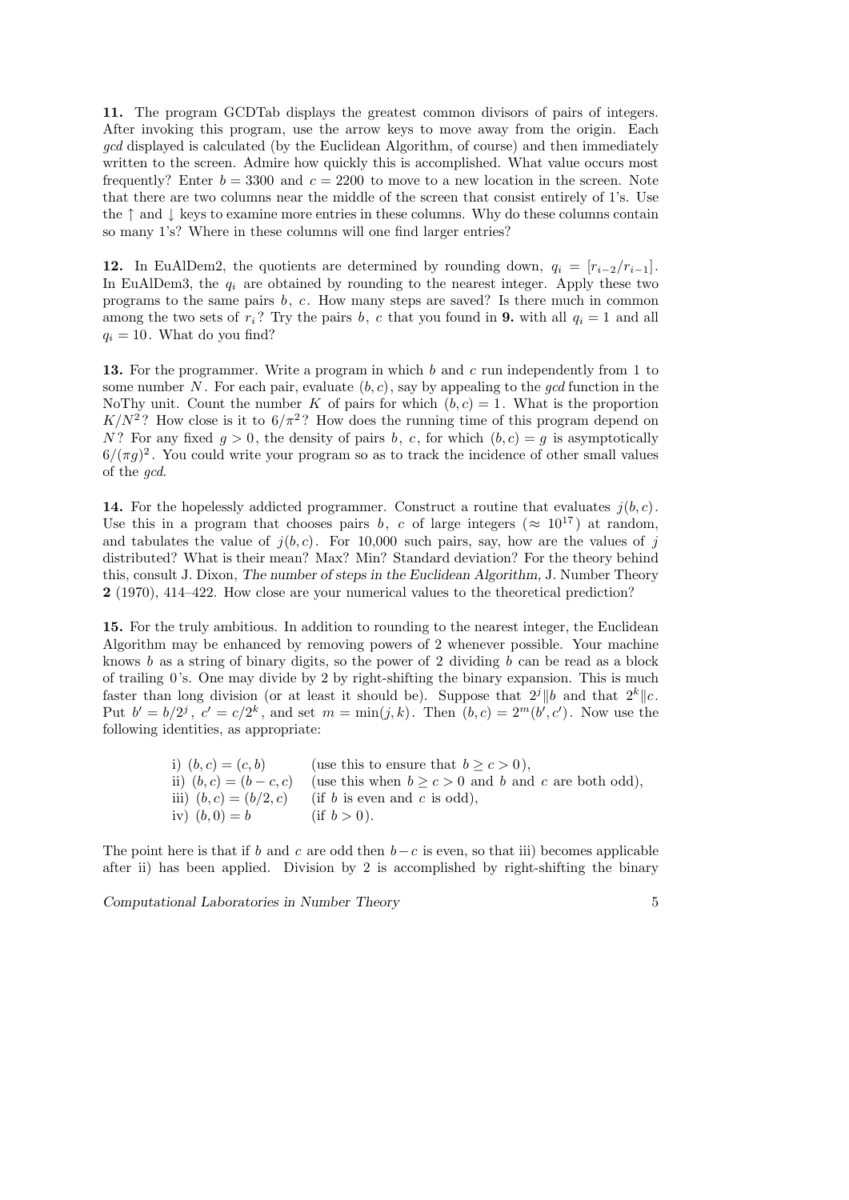**11.** The program GCDTab displays the greatest common divisors of pairs of integers. After invoking this program, use the arrow keys to move away from the origin. Each *gcd* displayed is calculated (by the Euclidean Algorithm, of course) and then immediately written to the screen. Admire how quickly this is accomplished. What value occurs most frequently? Enter $b = 3300$ and $c = 2200$ to move to a new location in the screen. Note that there are two columns near the middle of the screen that consist entirely of 1's. Use the $\uparrow$ and $\downarrow$ keys to examine more entries in these columns. Why do these columns contain so many 1's? Where in these columns will one find larger entries?

**12.** In EuAlDem2, the quotients are determined by rounding down, $q_i = [r_{i-2}/r_{i-1}]$. In EuAlDem3, the $q_i$ are obtained by rounding to the nearest integer. Apply these two programs to the same pairs $b$, $c$. How many steps are saved? Is there much in common among the two sets of $r_i$? Try the pairs $b$, $c$ that you found in **9.** with all $q_i = 1$ and all $q_i = 10$. What do you find?

**13.** For the programmer. Write a program in which $b$ and $c$ run independently from 1 to some number $N$. For each pair, evaluate $(b, c)$, say by appealing to the *gcd* function in the NoThy unit. Count the number $K$ of pairs for which $(b, c) = 1$. What is the proportion $K/N^2$? How close is it to $6/\pi^2$? How does the running time of this program depend on $N$? For any fixed $g > 0$, the density of pairs $b$, $c$, for which $(b, c) = g$ is asymptotically $6/(\pi g)^2$. You could write your program so as to track the incidence of other small values of the *gcd*.

**14.** For the hopelessly addicted programmer. Construct a routine that evaluates $j(b, c)$. Use this in a program that chooses pairs $b$, $c$ of large integers ($\approx 10^{17}$) at random, and tabulates the value of $j(b, c)$. For 10,000 such pairs, say, how are the values of $j$ distributed? What is their mean? Max? Min? Standard deviation? For the theory behind this, consult J. Dixon, *The number of steps in the Euclidean Algorithm,* J. Number Theory **2** (1970), 414–422. How close are your numerical values to the theoretical prediction?

**15.** For the truly ambitious. In addition to rounding to the nearest integer, the Euclidean Algorithm may be enhanced by removing powers of 2 whenever possible. Your machine knows $b$ as a string of binary digits, so the power of 2 dividing $b$ can be read as a block of trailing 0's. One may divide by 2 by right-shifting the binary expansion. This is much faster than long division (or at least it should be). Suppose that $2^j \| b$ and that $2^k \| c$. Put $b' = b/2^j$, $c' = c/2^k$, and set $m = \min(j, k)$. Then $(b, c) = 2^m (b', c')$. Now use the following identities, as appropriate:

i) $(b, c) = (c, b)$ (use this to ensure that $b \ge c > 0$),
ii) $(b, c) = (b - c, c)$ (use this when $b \ge c > 0$ and $b$ and $c$ are both odd),
iii) $(b, c) = (b/2, c)$ (if $b$ is even and $c$ is odd),
iv) $(b, 0) = b$ (if $b > 0$).

The point here is that if $b$ and $c$ are odd then $b - c$ is even, so that iii) becomes applicable after ii) has been applied. Division by 2 is accomplished by right-shifting the binary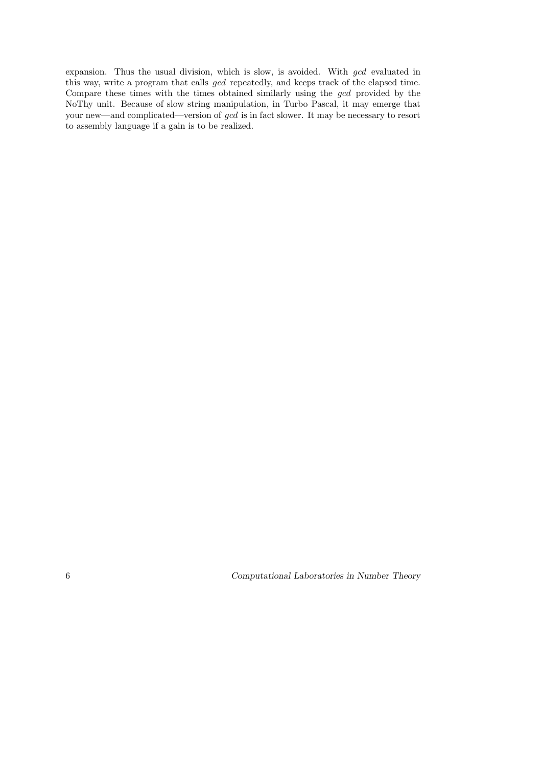expansion. Thus the usual division, which is slow, is avoided. With *gcd* evaluated in this way, write a program that calls *gcd* repeatedly, and keeps track of the elapsed time. Compare these times with the times obtained similarly using the *gcd* provided by the NoThy unit. Because of slow string manipulation, in Turbo Pascal, it may emerge that your new—and complicated—version of *gcd* is in fact slower. It may be necessary to resort to assembly language if a gain is to be realized.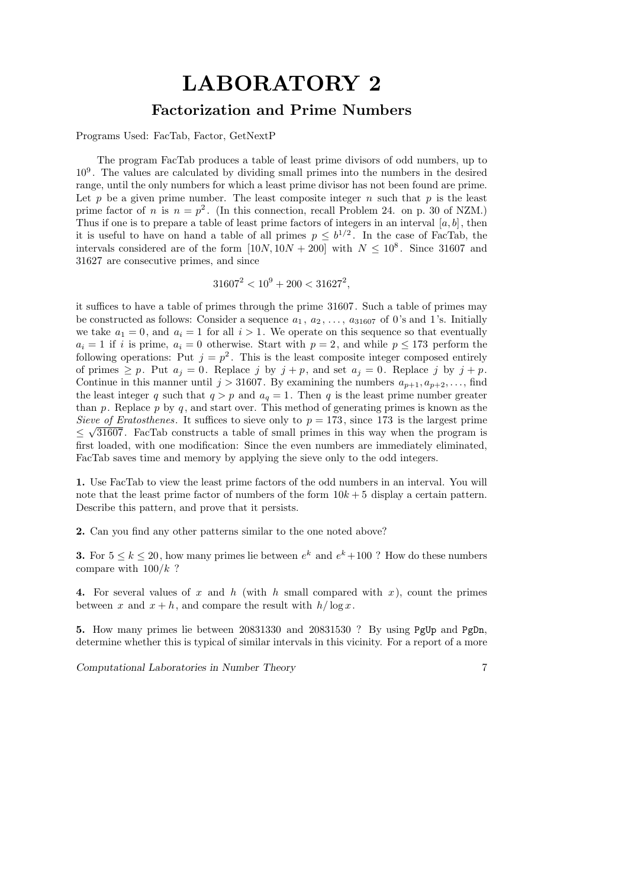# LABORATORY 2

## Factorization and Prime Numbers

Programs Used: FacTab, Factor, GetNextP

The program FacTab produces a table of least prime divisors of odd numbers, up to $10^9$. The values are calculated by dividing small primes into the numbers in the desired range, until the only numbers for which a least prime divisor has not been found are prime. Let $p$ be a given prime number. The least composite integer $n$ such that $p$ is the least prime factor of $n$ is $n = p^2$. (In this connection, recall Problem 24. on p. 30 of NZM.) Thus if one is to prepare a table of least prime factors of integers in an interval $[a, b]$, then it is useful to have on hand a table of all primes $p \le b^{1/2}$. In the case of FacTab, the intervals considered are of the form $[10N, 10N + 200]$ with $N \le 10^8$. Since 31607 and 31627 are consecutive primes, and since

$$31607^2 < 10^9 + 200 < 31627^2,$$

it suffices to have a table of primes through the prime 31607. Such a table of primes may be constructed as follows: Consider a sequence $a_1$, $a_2$, ..., $a_{31607}$ of 0's and 1's. Initially we take $a_1 = 0$, and $a_i = 1$ for all $i > 1$. We operate on this sequence so that eventually $a_i = 1$ if $i$ is prime, $a_i = 0$ otherwise. Start with $p = 2$, and while $p \le 173$ perform the following operations: Put $j = p^2$. This is the least composite integer composed entirely of primes $\ge p$. Put $a_j = 0$. Replace $j$ by $j + p$, and set $a_j = 0$. Replace $j$ by $j + p$. Continue in this manner until $j > 31607$. By examining the numbers $a_{p+1}, a_{p+2}, \ldots$, find the least integer $q$ such that $q > p$ and $a_q = 1$. Then $q$ is the least prime number greater than $p$. Replace $p$ by $q$, and start over. This method of generating primes is known as the *Sieve of Eratosthenes*. It suffices to sieve only to $p = 173$, since 173 is the largest prime $\le \sqrt{31607}$. FacTab constructs a table of small primes in this way when the program is first loaded, with one modification: Since the even numbers are immediately eliminated, FacTab saves time and memory by applying the sieve only to the odd integers.

**1.** Use FacTab to view the least prime factors of the odd numbers in an interval. You will note that the least prime factor of numbers of the form $10k + 5$ display a certain pattern. Describe this pattern, and prove that it persists.

**2.** Can you find any other patterns similar to the one noted above?

**3.** For $5 \le k \le 20$, how many primes lie between $e^k$ and $e^k + 100$ ? How do these numbers compare with $100/k$ ?

**4.** For several values of $x$ and $h$ (with $h$ small compared with $x$), count the primes between $x$ and $x + h$, and compare the result with $h/\log x$.

**5.** How many primes lie between 20831330 and 20831530 ? By using PgUp and PgDn, determine whether this is typical of similar intervals in this vicinity. For a report of a more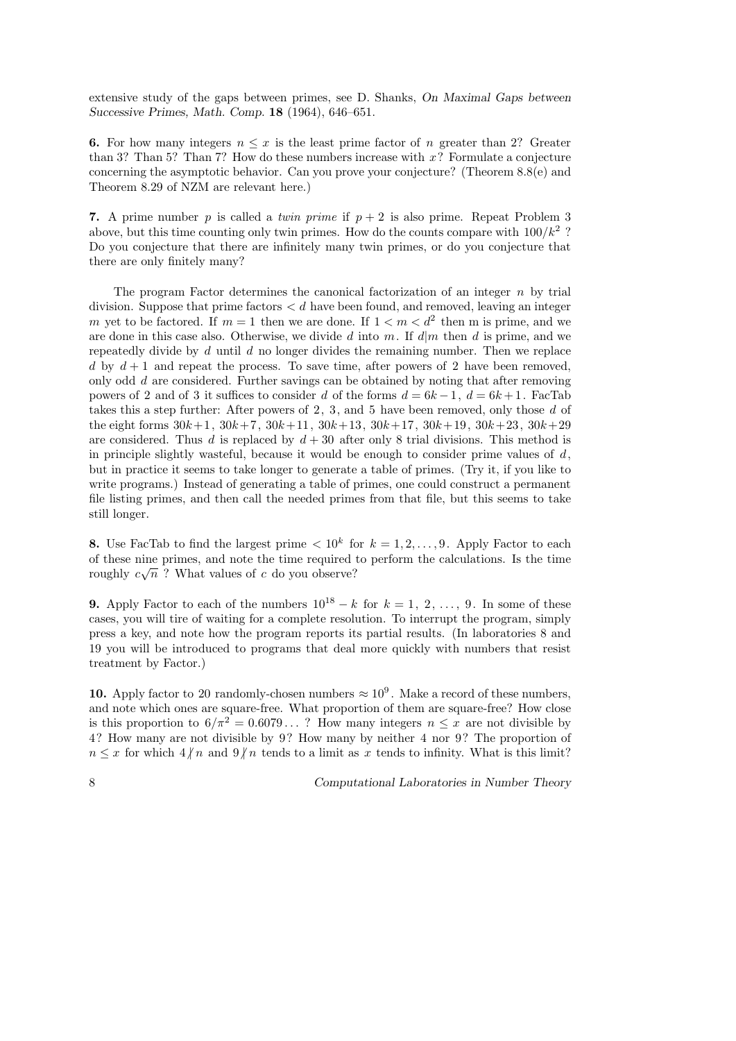extensive study of the gaps between primes, see D. Shanks, *On Maximal Gaps between Successive Primes, Math. Comp.* **18** (1964), 646–651.

**6.** For how many integers $n \le x$ is the least prime factor of $n$ greater than 2? Greater than 3? Than 5? Than 7? How do these numbers increase with $x$? Formulate a conjecture concerning the asymptotic behavior. Can you prove your conjecture? (Theorem 8.8(e) and Theorem 8.29 of NZM are relevant here.)

**7.** A prime number $p$ is called a *twin prime* if $p+2$ is also prime. Repeat Problem 3 above, but this time counting only twin primes. How do the counts compare with $100/k^2$ ? Do you conjecture that there are infinitely many twin primes, or do you conjecture that there are only finitely many?

The program Factor determines the canonical factorization of an integer $n$ by trial division. Suppose that prime factors $< d$ have been found, and removed, leaving an integer $m$ yet to be factored. If $m = 1$ then we are done. If $1 < m < d^2$ then m is prime, and we are done in this case also. Otherwise, we divide $d$ into $m$. If $d|m$ then $d$ is prime, and we repeatedly divide by $d$ until $d$ no longer divides the remaining number. Then we replace $d$ by $d+1$ and repeat the process. To save time, after powers of 2 have been removed, only odd $d$ are considered. Further savings can be obtained by noting that after removing powers of 2 and of 3 it suffices to consider $d$ of the forms $d = 6k-1$, $d = 6k+1$. FacTab takes this a step further: After powers of 2, 3, and 5 have been removed, only those $d$ of the eight forms $30k+1$, $30k+7$, $30k+11$, $30k+13$, $30k+17$, $30k+19$, $30k+23$, $30k+29$ are considered. Thus $d$ is replaced by $d+30$ after only 8 trial divisions. This method is in principle slightly wasteful, because it would be enough to consider prime values of $d$, but in practice it seems to take longer to generate a table of primes. (Try it, if you like to write programs.) Instead of generating a table of primes, one could construct a permanent file listing primes, and then call the needed primes from that file, but this seems to take still longer.

**8.** Use FacTab to find the largest prime $< 10^k$ for $k = 1, 2, \ldots, 9$. Apply Factor to each of these nine primes, and note the time required to perform the calculations. Is the time roughly $c\sqrt{n}$ ? What values of $c$ do you observe?

**9.** Apply Factor to each of the numbers $10^{18} - k$ for $k = 1, 2, \ldots, 9$. In some of these cases, you will tire of waiting for a complete resolution. To interrupt the program, simply press a key, and note how the program reports its partial results. (In laboratories 8 and 19 you will be introduced to programs that deal more quickly with numbers that resist treatment by Factor.)

**10.** Apply factor to 20 randomly-chosen numbers $\approx 10^9$. Make a record of these numbers, and note which ones are square-free. What proportion of them are square-free? How close is this proportion to $6/\pi^2 = 0.6079\ldots$ ? How many integers $n \le x$ are not divisible by 4? How many are not divisible by 9? How many by neither 4 nor 9? The proportion of $n \le x$ for which $4 \nmid n$ and $9 \nmid n$ tends to a limit as $x$ tends to infinity. What is this limit?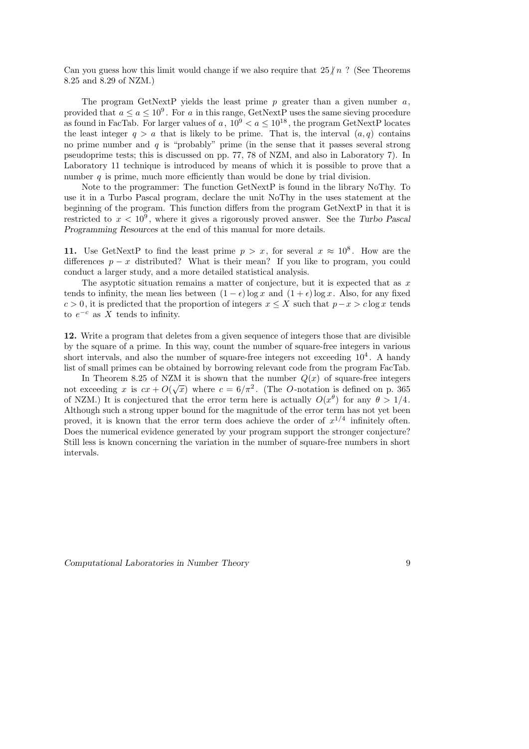Can you guess how this limit would change if we also require that $25 \nmid n$ ? (See Theorems 8.25 and 8.29 of NZM.)

The program GetNextP yields the least prime $p$ greater than a given number $a$, provided that $a \le a \le 10^9$. For $a$ in this range, GetNextP uses the same sieving procedure as found in FacTab. For larger values of $a$, $10^9 < a \le 10^{18}$, the program GetNextP locates the least integer $q > a$ that is likely to be prime. That is, the interval $(a, q)$ contains no prime number and $q$ is "probably" prime (in the sense that it passes several strong pseudoprime tests; this is discussed on pp. 77, 78 of NZM, and also in Laboratory 7). In Laboratory 11 technique is introduced by means of which it is possible to prove that a number $q$ is prime, much more efficiently than would be done by trial division.

Note to the programmer: The function GetNextP is found in the library NoThy. To use it in a Turbo Pascal program, declare the unit NoThy in the uses statement at the beginning of the program. This function differs from the program GetNextP in that it is restricted to $x < 10^9$, where it gives a rigorously proved answer. See the *Turbo Pascal Programming Resources* at the end of this manual for more details.

**11.** Use GetNextP to find the least prime $p > x$, for several $x \approx 10^8$. How are the differences $p - x$ distributed? What is their mean? If you like to program, you could conduct a larger study, and a more detailed statistical analysis.

The asyptotic situation remains a matter of conjecture, but it is expected that as $x$ tends to infinity, the mean lies between $(1-\epsilon)\log x$ and $(1+\epsilon)\log x$. Also, for any fixed $c > 0$, it is predicted that the proportion of integers $x \le X$ such that $p - x > c\log x$ tends to $e^{-c}$ as $X$ tends to infinity.

**12.** Write a program that deletes from a given sequence of integers those that are divisible by the square of a prime. In this way, count the number of square-free integers in various short intervals, and also the number of square-free integers not exceeding $10^4$. A handy list of small primes can be obtained by borrowing relevant code from the program FacTab.

In Theorem 8.25 of NZM it is shown that the number $Q(x)$ of square-free integers not exceeding $x$ is $cx + O(\sqrt{x})$ where $c = 6/\pi^2$. (The $O$-notation is defined on p. 365 of NZM.) It is conjectured that the error term here is actually $O(x^\theta)$ for any $\theta > 1/4$. Although such a strong upper bound for the magnitude of the error term has not yet been proved, it is known that the error term does achieve the order of $x^{1/4}$ infinitely often. Does the numerical evidence generated by your program support the stronger conjecture? Still less is known concerning the variation in the number of square-free numbers in short intervals.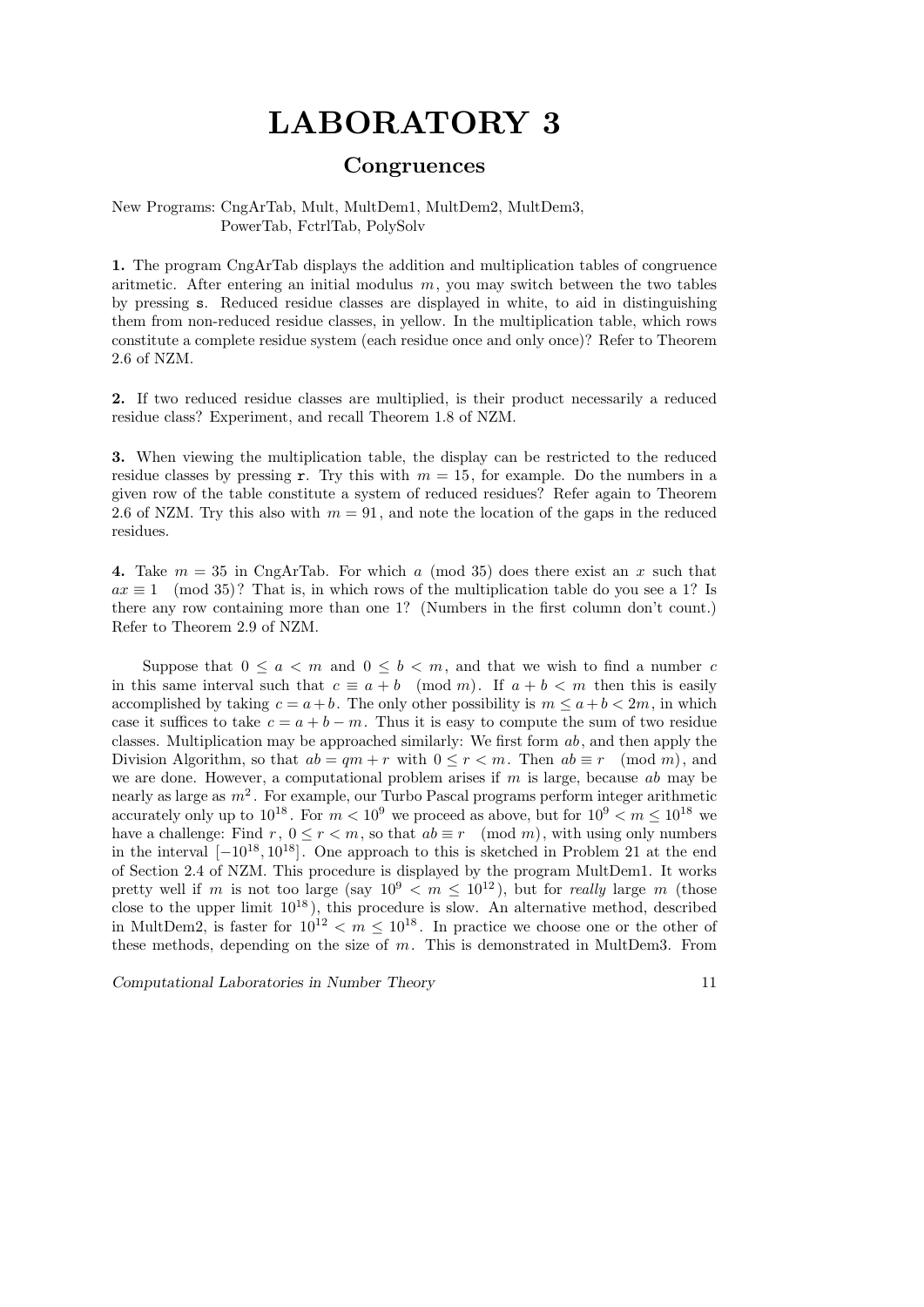# LABORATORY 3

## Congruences

New Programs: CngArTab, Mult, MultDem1, MultDem2, MultDem3,
PowerTab, FctrlTab, PolySolv

**1.** The program CngArTab displays the addition and multiplication tables of congruence aritmetic. After entering an initial modulus $m$, you may switch between the two tables by pressing `s`. Reduced residue classes are displayed in white, to aid in distinguishing them from non-reduced residue classes, in yellow. In the multiplication table, which rows constitute a complete residue system (each residue once and only once)? Refer to Theorem 2.6 of NZM.

**2.** If two reduced residue classes are multiplied, is their product necessarily a reduced residue class? Experiment, and recall Theorem 1.8 of NZM.

**3.** When viewing the multiplication table, the display can be restricted to the reduced residue classes by pressing `r`. Try this with $m = 15$, for example. Do the numbers in a given row of the table constitute a system of reduced residues? Refer again to Theorem 2.6 of NZM. Try this also with $m = 91$, and note the location of the gaps in the reduced residues.

**4.** Take $m = 35$ in CngArTab. For which $a \pmod{35}$ does there exist an $x$ such that $ax \equiv 1 \pmod{35}$? That is, in which rows of the multiplication table do you see a 1? Is there any row containing more than one 1? (Numbers in the first column don't count.) Refer to Theorem 2.9 of NZM.

Suppose that $0 \le a < m$ and $0 \le b < m$, and that we wish to find a number $c$ in this same interval such that $c \equiv a + b \pmod{m}$. If $a + b < m$ then this is easily accomplished by taking $c = a + b$. The only other possibility is $m \le a + b < 2m$, in which case it suffices to take $c = a + b - m$. Thus it is easy to compute the sum of two residue classes. Multiplication may be approached similarly: We first form $ab$, and then apply the Division Algorithm, so that $ab = qm + r$ with $0 \le r < m$. Then $ab \equiv r \pmod{m}$, and we are done. However, a computational problem arises if $m$ is large, because $ab$ may be nearly as large as $m^2$. For example, our Turbo Pascal programs perform integer arithmetic accurately only up to $10^{18}$. For $m < 10^9$ we proceed as above, but for $10^9 < m \le 10^{18}$ we have a challenge: Find $r$, $0 \le r < m$, so that $ab \equiv r \pmod{m}$, with using only numbers in the interval $[-10^{18}, 10^{18}]$. One approach to this is sketched in Problem 21 at the end of Section 2.4 of NZM. This procedure is displayed by the program MultDem1. It works pretty well if $m$ is not too large (say $10^9 < m \le 10^{12}$), but for *really* large $m$ (those close to the upper limit $10^{18}$), this procedure is slow. An alternative method, described in MultDem2, is faster for $10^{12} < m \le 10^{18}$. In practice we choose one or the other of these methods, depending on the size of $m$. This is demonstrated in MultDem3. From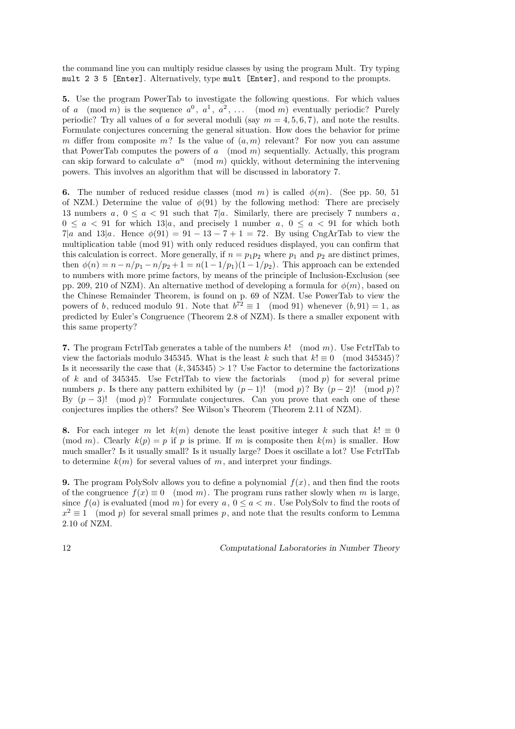the command line you can multiply residue classes by using the program Mult. Try typing `mult 2 3 5 [Enter]`. Alternatively, type `mult [Enter]`, and respond to the prompts.

**5.** Use the program PowerTab to investigate the following questions. For which values of $a \pmod m$ is the sequence $a^0$, $a^1$, $a^2$, $\ldots \pmod m$ eventually periodic? Purely periodic? Try all values of $a$ for several moduli (say $m = 4, 5, 6, 7$), and note the results. Formulate conjectures concerning the general situation. How does the behavior for prime $m$ differ from composite $m$? Is the value of $(a, m)$ relevant? For now you can assume that PowerTab computes the powers of $a \pmod m$ sequentially. Actually, this program can skip forward to calculate $a^n \pmod m$ quickly, without determining the intervening powers. This involves an algorithm that will be discussed in laboratory 7.

**6.** The number of reduced residue classes (mod $m$) is called $\phi(m)$. (See pp. 50, 51 of NZM.) Determine the value of $\phi(91)$ by the following method: There are precisely 13 numbers $a$, $0 \le a < 91$ such that $7|a$. Similarly, there are precisely 7 numbers $a$, $0 \le a < 91$ for which $13|a$, and precisely 1 number $a$, $0 \le a < 91$ for which both $7|a$ and $13|a$. Hence $\phi(91) = 91 - 13 - 7 + 1 = 72$. By using CngArTab to view the multiplication table (mod 91) with only reduced residues displayed, you can confirm that this calculation is correct. More generally, if $n = p_1 p_2$ where $p_1$ and $p_2$ are distinct primes, then $\phi(n) = n - n/p_1 - n/p_2 + 1 = n(1 - 1/p_1)(1 - 1/p_2)$. This approach can be extended to numbers with more prime factors, by means of the principle of Inclusion-Exclusion (see pp. 209, 210 of NZM). An alternative method of developing a formula for $\phi(m)$, based on the Chinese Remainder Theorem, is found on p. 69 of NZM. Use PowerTab to view the powers of $b$, reduced modulo 91. Note that $b^{72} \equiv 1 \pmod{91}$ whenever $(b, 91) = 1$, as predicted by Euler's Congruence (Theorem 2.8 of NZM). Is there a smaller exponent with this same property?

**7.** The program FctrlTab generates a table of the numbers $k! \pmod m$. Use FctrlTab to view the factorials modulo 345345. What is the least $k$ such that $k! \equiv 0 \pmod{345345}$? Is it necessarily the case that $(k, 345345) > 1$? Use Factor to determine the factorizations of $k$ and of 345345. Use FctrlTab to view the factorials $\pmod p$ for several prime numbers $p$. Is there any pattern exhibited by $(p-1)! \pmod p$? By $(p-2)! \pmod p$? By $(p-3)! \pmod p$? Formulate conjectures. Can you prove that each one of these conjectures implies the others? See Wilson's Theorem (Theorem 2.11 of NZM).

**8.** For each integer $m$ let $k(m)$ denote the least positive integer $k$ such that $k! \equiv 0 \pmod m$. Clearly $k(p) = p$ if $p$ is prime. If $m$ is composite then $k(m)$ is smaller. How much smaller? Is it usually small? Is it usually large? Does it oscillate a lot? Use FctrlTab to determine $k(m)$ for several values of $m$, and interpret your findings.

**9.** The program PolySolv allows you to define a polynomial $f(x)$, and then find the roots of the congruence $f(x) \equiv 0 \pmod m$. The program runs rather slowly when $m$ is large, since $f(a)$ is evaluated (mod $m$) for every $a$, $0 \le a < m$. Use PolySolv to find the roots of $x^2 \equiv 1 \pmod p$ for several small primes $p$, and note that the results conform to Lemma 2.10 of NZM.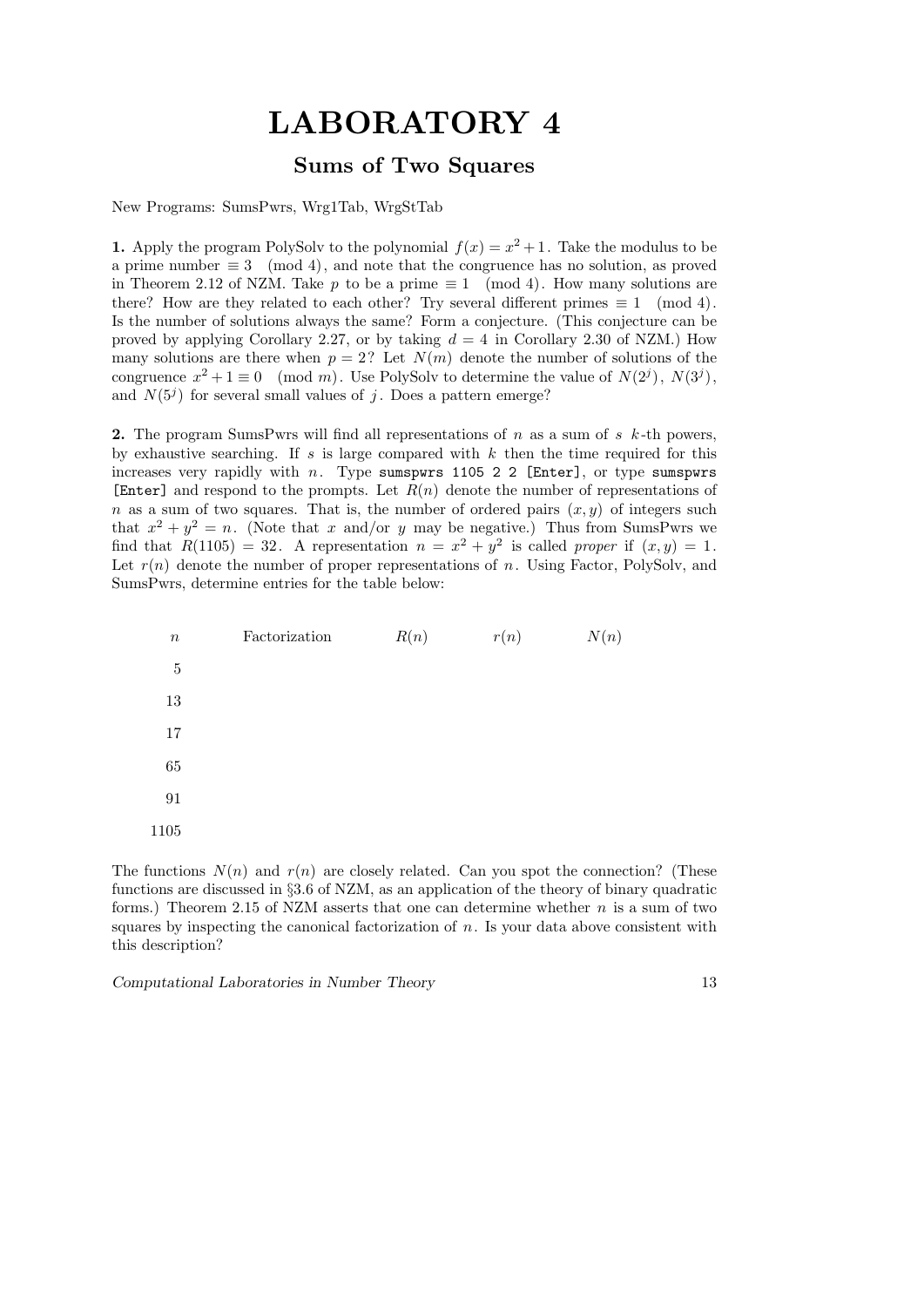# LABORATORY 4

## Sums of Two Squares

New Programs: SumsPwrs, Wrg1Tab, WrgStTab

**1.** Apply the program PolySolv to the polynomial $f(x) = x^2 + 1$. Take the modulus to be a prime number $\equiv 3 \pmod 4$, and note that the congruence has no solution, as proved in Theorem 2.12 of NZM. Take $p$ to be a prime $\equiv 1 \pmod 4$. How many solutions are there? How are they related to each other? Try several different primes $\equiv 1 \pmod 4$. Is the number of solutions always the same? Form a conjecture. (This conjecture can be proved by applying Corollary 2.27, or by taking $d = 4$ in Corollary 2.30 of NZM.) How many solutions are there when $p = 2$? Let $N(m)$ denote the number of solutions of the congruence $x^2 + 1 \equiv 0 \pmod m$. Use PolySolv to determine the value of $N(2^j)$, $N(3^j)$, and $N(5^j)$ for several small values of $j$. Does a pattern emerge?

**2.** The program SumsPwrs will find all representations of $n$ as a sum of $s$ $k$-th powers, by exhaustive searching. If $s$ is large compared with $k$ then the time required for this increases very rapidly with $n$. Type `sumspwrs 1105 2 2 [Enter]`, or type `sumspwrs [Enter]` and respond to the prompts. Let $R(n)$ denote the number of representations of $n$ as a sum of two squares. That is, the number of ordered pairs $(x, y)$ of integers such that $x^2 + y^2 = n$. (Note that $x$ and/or $y$ may be negative.) Thus from SumsPwrs we find that $R(1105) = 32$. A representation $n = x^2 + y^2$ is called *proper* if $(x, y) = 1$. Let $r(n)$ denote the number of proper representations of $n$. Using Factor, PolySolv, and SumsPwrs, determine entries for the table below:

| $n$ | Factorization | $R(n)$ | $r(n)$ | $N(n)$ |
|---|---|---|---|---|
| 5 | | | | |
| 13 | | | | |
| 17 | | | | |
| 65 | | | | |
| 91 | | | | |
| 1105 | | | | |

The functions $N(n)$ and $r(n)$ are closely related. Can you spot the connection? (These functions are discussed in §3.6 of NZM, as an application of the theory of binary quadratic forms.) Theorem 2.15 of NZM asserts that one can determine whether $n$ is a sum of two squares by inspecting the canonical factorization of $n$. Is your data above consistent with this description?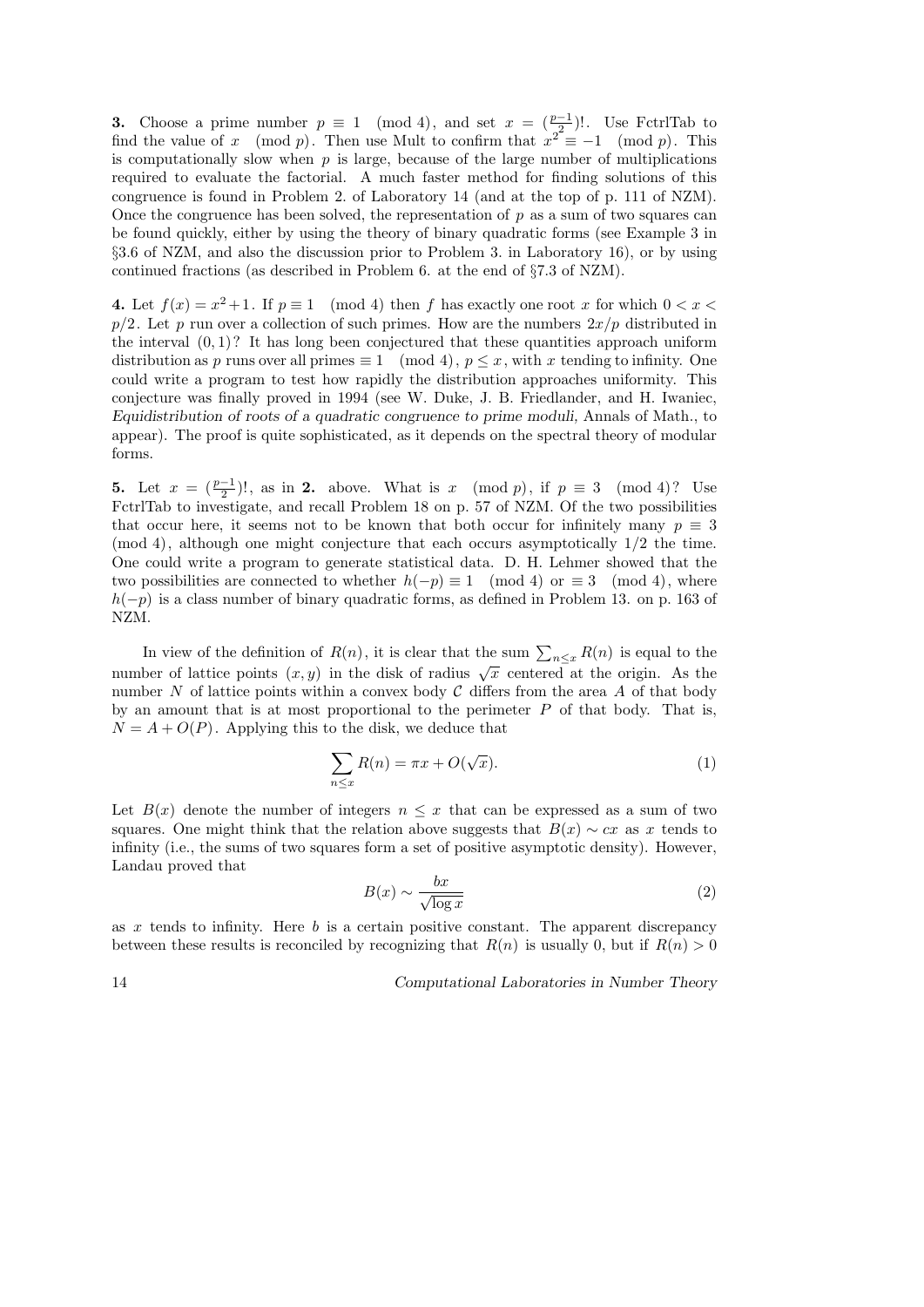**3.** Choose a prime number $p \equiv 1 \pmod 4$, and set $x = (\frac{p-1}{2})!$. Use FctrlTab to find the value of $x \pmod p$. Then use Mult to confirm that $x^2 \equiv -1 \pmod p$. This is computationally slow when $p$ is large, because of the large number of multiplications required to evaluate the factorial. A much faster method for finding solutions of this congruence is found in Problem 2. of Laboratory 14 (and at the top of p. 111 of NZM). Once the congruence has been solved, the representation of $p$ as a sum of two squares can be found quickly, either by using the theory of binary quadratic forms (see Example 3 in §3.6 of NZM, and also the discussion prior to Problem 3. in Laboratory 16), or by using continued fractions (as described in Problem 6. at the end of §7.3 of NZM).

**4.** Let $f(x) = x^2+1$. If $p \equiv 1 \pmod 4$ then $f$ has exactly one root $x$ for which $0 < x < p/2$. Let $p$ run over a collection of such primes. How are the numbers $2x/p$ distributed in the interval $(0, 1)$? It has long been conjectured that these quantities approach uniform distribution as $p$ runs over all primes $\equiv 1 \pmod 4$, $p \le x$, with $x$ tending to infinity. One could write a program to test how rapidly the distribution approaches uniformity. This conjecture was finally proved in 1994 (see W. Duke, J. B. Friedlander, and H. Iwaniec, *Equidistribution of roots of a quadratic congruence to prime moduli,* Annals of Math., to appear). The proof is quite sophisticated, as it depends on the spectral theory of modular forms.

**5.** Let $x = (\frac{p-1}{2})!$, as in **2.** above. What is $x \pmod p$, if $p \equiv 3 \pmod 4$? Use FctrlTab to investigate, and recall Problem 18 on p. 57 of NZM. Of the two possibilities that occur here, it seems not to be known that both occur for infinitely many $p \equiv 3 \pmod 4$, although one might conjecture that each occurs asymptotically 1/2 the time. One could write a program to generate statistical data. D. H. Lehmer showed that the two possibilities are connected to whether $h(-p) \equiv 1 \pmod 4$ or $\equiv 3 \pmod 4$, where $h(-p)$ is a class number of binary quadratic forms, as defined in Problem 13. on p. 163 of NZM.

In view of the definition of $R(n)$, it is clear that the sum $\sum_{n \le x} R(n)$ is equal to the number of lattice points $(x, y)$ in the disk of radius $\sqrt{x}$ centered at the origin. As the number $N$ of lattice points within a convex body $\mathcal{C}$ differs from the area $A$ of that body by an amount that is at most proportional to the perimeter $P$ of that body. That is, $N = A + O(P)$. Applying this to the disk, we deduce that

$$\sum_{n \le x} R(n) = \pi x + O(\sqrt{x}). \tag{1}$$

Let $B(x)$ denote the number of integers $n \le x$ that can be expressed as a sum of two squares. One might think that the relation above suggests that $B(x) \sim cx$ as $x$ tends to infinity (i.e., the sums of two squares form a set of positive asymptotic density). However, Landau proved that

$$B(x) \sim \frac{bx}{\sqrt{\log x}} \tag{2}$$

as $x$ tends to infinity. Here $b$ is a certain positive constant. The apparent discrepancy between these results is reconciled by recognizing that $R(n)$ is usually 0, but if $R(n) > 0$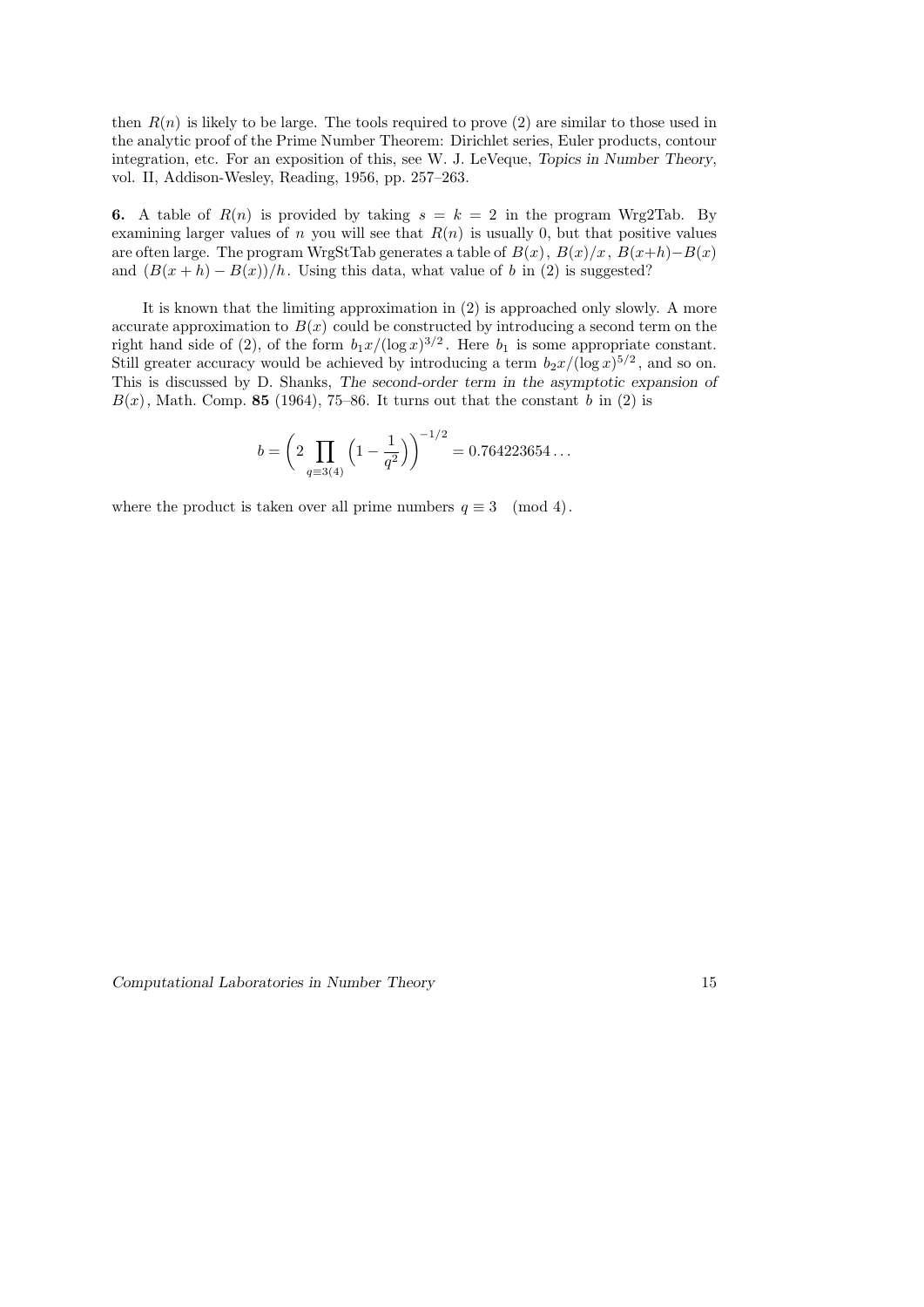then $R(n)$ is likely to be large. The tools required to prove (2) are similar to those used in the analytic proof of the Prime Number Theorem: Dirichlet series, Euler products, contour integration, etc. For an exposition of this, see W. J. LeVeque, *Topics in Number Theory*, vol. II, Addison-Wesley, Reading, 1956, pp. 257–263.

**6.** A table of $R(n)$ is provided by taking $s = k = 2$ in the program Wrg2Tab. By examining larger values of $n$ you will see that $R(n)$ is usually 0, but that positive values are often large. The program WrgStTab generates a table of $B(x)$, $B(x)/x$, $B(x+h)-B(x)$ and $(B(x+h)-B(x))/h$. Using this data, what value of $b$ in (2) is suggested?

It is known that the limiting approximation in (2) is approached only slowly. A more accurate approximation to $B(x)$ could be constructed by introducing a second term on the right hand side of (2), of the form $b_1 x/(\log x)^{3/2}$. Here $b_1$ is some appropriate constant. Still greater accuracy would be achieved by introducing a term $b_2 x/(\log x)^{5/2}$, and so on. This is discussed by D. Shanks, *The second-order term in the asymptotic expansion of $B(x)$*, Math. Comp. **85** (1964), 75–86. It turns out that the constant $b$ in (2) is

$$b = \Big(2 \prod_{q \equiv 3(4)} \Big(1 - \frac{1}{q^2}\Big)\Big)^{-1/2} = 0.764223654\ldots$$

where the product is taken over all prime numbers $q \equiv 3 \pmod 4$.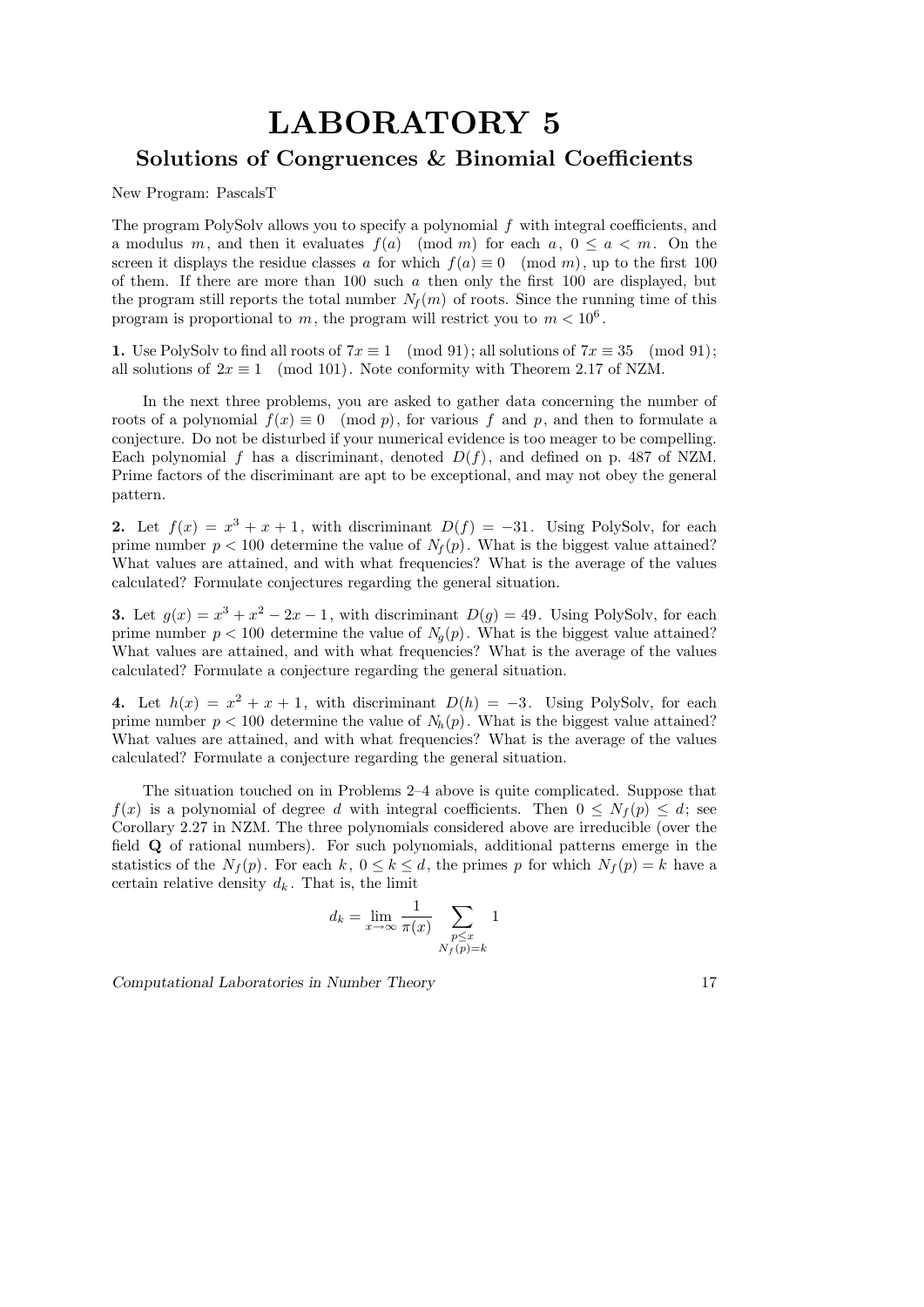# LABORATORY 5

## Solutions of Congruences & Binomial Coefficients

New Program: PascalsT

The program PolySolv allows you to specify a polynomial $f$ with integral coefficients, and a modulus $m$, and then it evaluates $f(a) \pmod{m}$ for each $a$, $0 \le a < m$. On the screen it displays the residue classes $a$ for which $f(a) \equiv 0 \pmod{m}$, up to the first 100 of them. If there are more than 100 such $a$ then only the first 100 are displayed, but the program still reports the total number $N_f(m)$ of roots. Since the running time of this program is proportional to $m$, the program will restrict you to $m < 10^6$.

**1.** Use PolySolv to find all roots of $7x \equiv 1 \pmod{91}$; all solutions of $7x \equiv 35 \pmod{91}$; all solutions of $2x \equiv 1 \pmod{101}$. Note conformity with Theorem 2.17 of NZM.

In the next three problems, you are asked to gather data concerning the number of roots of a polynomial $f(x) \equiv 0 \pmod{p}$, for various $f$ and $p$, and then to formulate a conjecture. Do not be disturbed if your numerical evidence is too meager to be compelling. Each polynomial $f$ has a discriminant, denoted $D(f)$, and defined on p. 487 of NZM. Prime factors of the discriminant are apt to be exceptional, and may not obey the general pattern.

**2.** Let $f(x) = x^3 + x + 1$, with discriminant $D(f) = -31$. Using PolySolv, for each prime number $p < 100$ determine the value of $N_f(p)$. What is the biggest value attained? What values are attained, and with what frequencies? What is the average of the values calculated? Formulate conjectures regarding the general situation.

**3.** Let $g(x) = x^3 + x^2 - 2x - 1$, with discriminant $D(g) = 49$. Using PolySolv, for each prime number $p < 100$ determine the value of $N_g(p)$. What is the biggest value attained? What values are attained, and with what frequencies? What is the average of the values calculated? Formulate a conjecture regarding the general situation.

**4.** Let $h(x) = x^2 + x + 1$, with discriminant $D(h) = -3$. Using PolySolv, for each prime number $p < 100$ determine the value of $N_h(p)$. What is the biggest value attained? What values are attained, and with what frequencies? What is the average of the values calculated? Formulate a conjecture regarding the general situation.

The situation touched on in Problems 2–4 above is quite complicated. Suppose that $f(x)$ is a polynomial of degree $d$ with integral coefficients. Then $0 \le N_f(p) \le d$; see Corollary 2.27 in NZM. The three polynomials considered above are irreducible (over the field $\mathbf{Q}$ of rational numbers). For such polynomials, additional patterns emerge in the statistics of the $N_f(p)$. For each $k$, $0 \le k \le d$, the primes $p$ for which $N_f(p) = k$ have a certain relative density $d_k$. That is, the limit

$$d_k = \lim_{x \to \infty} \frac{1}{\pi(x)} \sum_{\substack{p \le x \\ N_f(p) = k}} 1$$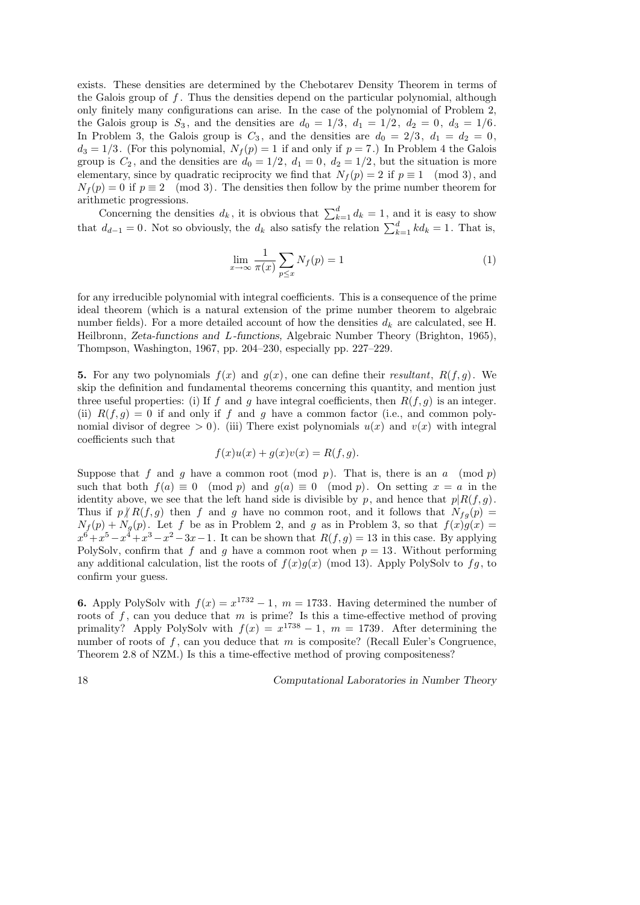exists. These densities are determined by the Chebotarev Density Theorem in terms of the Galois group of $f$. Thus the densities depend on the particular polynomial, although only finitely many configurations can arise. In the case of the polynomial of Problem 2, the Galois group is $S_3$, and the densities are $d_0 = 1/3$, $d_1 = 1/2$, $d_2 = 0$, $d_3 = 1/6$. In Problem 3, the Galois group is $C_3$, and the densities are $d_0 = 2/3$, $d_1 = d_2 = 0$, $d_3 = 1/3$. (For this polynomial, $N_f(p) = 1$ if and only if $p = 7$.) In Problem 4 the Galois group is $C_2$, and the densities are $d_0 = 1/2$, $d_1 = 0$, $d_2 = 1/2$, but the situation is more elementary, since by quadratic reciprocity we find that $N_f(p) = 2$ if $p \equiv 1 \pmod 3$, and $N_f(p) = 0$ if $p \equiv 2 \pmod 3$. The densities then follow by the prime number theorem for arithmetic progressions.

Concerning the densities $d_k$, it is obvious that $\sum_{k=1}^{d} d_k = 1$, and it is easy to show that $d_{d-1} = 0$. Not so obviously, the $d_k$ also satisfy the relation $\sum_{k=1}^{d} kd_k = 1$. That is,

$$\lim_{x\to\infty} \frac{1}{\pi(x)} \sum_{p\le x} N_f(p) = 1 \tag{1}$$

for any irreducible polynomial with integral coefficients. This is a consequence of the prime ideal theorem (which is a natural extension of the prime number theorem to algebraic number fields). For a more detailed account of how the densities $d_k$ are calculated, see H. Heilbronn, *Zeta-functions and L-functions,* Algebraic Number Theory (Brighton, 1965), Thompson, Washington, 1967, pp. 204–230, especially pp. 227–229.

**5.** For any two polynomials $f(x)$ and $g(x)$, one can define their *resultant*, $R(f,g)$. We skip the definition and fundamental theorems concerning this quantity, and mention just three useful properties: (i) If $f$ and $g$ have integral coefficients, then $R(f,g)$ is an integer. (ii) $R(f,g) = 0$ if and only if $f$ and $g$ have a common factor (i.e., and common polynomial divisor of degree $> 0$). (iii) There exist polynomials $u(x)$ and $v(x)$ with integral coefficients such that

$$f(x)u(x) + g(x)v(x) = R(f,g).$$

Suppose that $f$ and $g$ have a common root $\pmod p$. That is, there is an $a \pmod p$ such that both $f(a) \equiv 0 \pmod p$ and $g(a) \equiv 0 \pmod p$. On setting $x = a$ in the identity above, we see that the left hand side is divisible by $p$, and hence that $p|R(f,g)$. Thus if $p \nmid R(f,g)$ then $f$ and $g$ have no common root, and it follows that $N_{fg}(p) = N_f(p) + N_g(p)$. Let $f$ be as in Problem 2, and $g$ as in Problem 3, so that $f(x)g(x) = x^6 + x^5 - x^4 + x^3 - x^2 - 3x - 1$. It can be shown that $R(f,g) = 13$ in this case. By applying PolySolv, confirm that $f$ and $g$ have a common root when $p = 13$. Without performing any additional calculation, list the roots of $f(x)g(x) \pmod{13}$. Apply PolySolv to $fg$, to confirm your guess.

**6.** Apply PolySolv with $f(x) = x^{1732} - 1$, $m = 1733$. Having determined the number of roots of $f$, can you deduce that $m$ is prime? Is this a time-effective method of proving primality? Apply PolySolv with $f(x) = x^{1738} - 1$, $m = 1739$. After determining the number of roots of $f$, can you deduce that $m$ is composite? (Recall Euler's Congruence, Theorem 2.8 of NZM.) Is this a time-effective method of proving compositeness?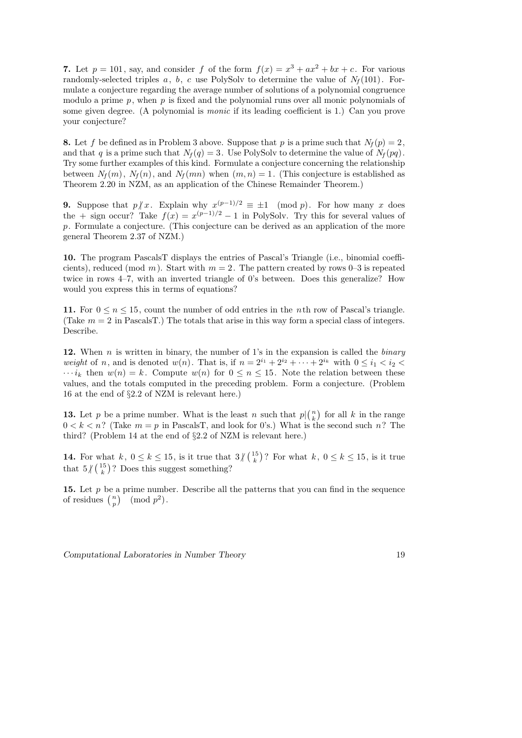**7.** Let $p = 101$, say, and consider $f$ of the form $f(x) = x^3 + ax^2 + bx + c$. For various randomly-selected triples $a$, $b$, $c$ use PolySolv to determine the value of $N_f(101)$. Formulate a conjecture regarding the average number of solutions of a polynomial congruence modulo a prime $p$, when $p$ is fixed and the polynomial runs over all monic polynomials of some given degree. (A polynomial is *monic* if its leading coefficient is 1.) Can you prove your conjecture?

**8.** Let $f$ be defined as in Problem 3 above. Suppose that $p$ is a prime such that $N_f(p) = 2$, and that $q$ is a prime such that $N_f(q) = 3$. Use PolySolv to determine the value of $N_f(pq)$. Try some further examples of this kind. Formulate a conjecture concerning the relationship between $N_f(m)$, $N_f(n)$, and $N_f(mn)$ when $(m, n) = 1$. (This conjecture is established as Theorem 2.20 in NZM, as an application of the Chinese Remainder Theorem.)

**9.** Suppose that $p \nmid x$. Explain why $x^{(p-1)/2} \equiv \pm 1 \pmod{p}$. For how many $x$ does the $+$ sign occur? Take $f(x) = x^{(p-1)/2} - 1$ in PolySolv. Try this for several values of $p$. Formulate a conjecture. (This conjecture can be derived as an application of the more general Theorem 2.37 of NZM.)

**10.** The program PascalsT displays the entries of Pascal's Triangle (i.e., binomial coefficients), reduced $\pmod{m}$. Start with $m = 2$. The pattern created by rows 0–3 is repeated twice in rows 4–7, with an inverted triangle of 0's between. Does this generalize? How would you express this in terms of equations?

**11.** For $0 \le n \le 15$, count the number of odd entries in the $n$th row of Pascal's triangle. (Take $m = 2$ in PascalsT.) The totals that arise in this way form a special class of integers. Describe.

**12.** When $n$ is written in binary, the number of 1's in the expansion is called the *binary weight* of $n$, and is denoted $w(n)$. That is, if $n = 2^{i_1} + 2^{i_2} + \cdots + 2^{i_k}$ with $0 \le i_1 < i_2 < \cdots i_k$ then $w(n) = k$. Compute $w(n)$ for $0 \le n \le 15$. Note the relation between these values, and the totals computed in the preceding problem. Form a conjecture. (Problem 16 at the end of §2.2 of NZM is relevant here.)

**13.** Let $p$ be a prime number. What is the least $n$ such that $p \mid \binom{n}{k}$ for all $k$ in the range $0 < k < n$? (Take $m = p$ in PascalsT, and look for 0's.) What is the second such $n$? The third? (Problem 14 at the end of §2.2 of NZM is relevant here.)

**14.** For what $k$, $0 \le k \le 15$, is it true that $3 \nmid \binom{15}{k}$? For what $k$, $0 \le k \le 15$, is it true that $5 \nmid \binom{15}{k}$? Does this suggest something?

**15.** Let $p$ be a prime number. Describe all the patterns that you can find in the sequence of residues $\binom{n}{p} \pmod{p^2}$.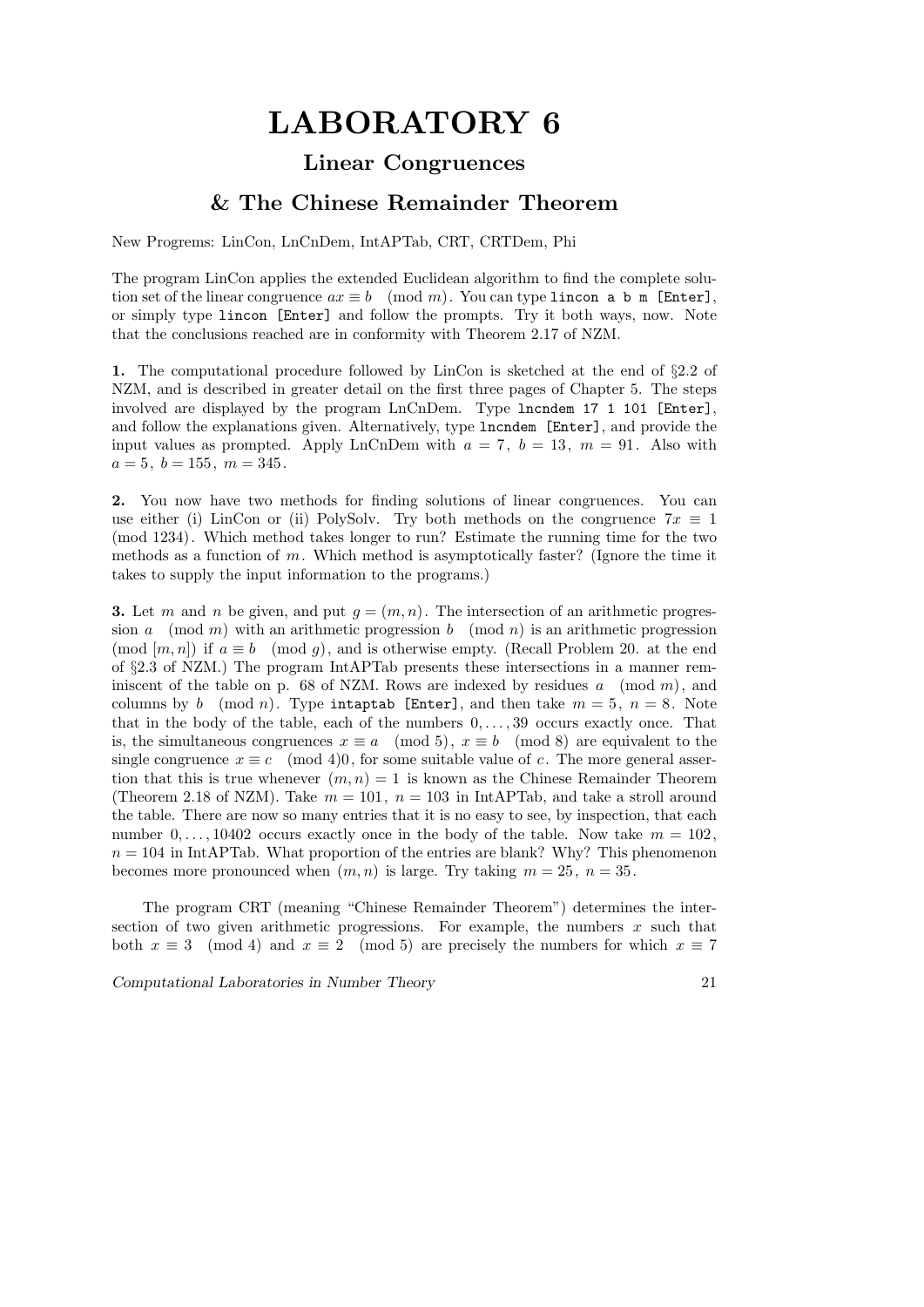# LABORATORY 6

## Linear Congruences

## & The Chinese Remainder Theorem

New Programs: LinCon, LnCnDem, IntAPTab, CRT, CRTDem, Phi

The program LinCon applies the extended Euclidean algorithm to find the complete solution set of the linear congruence $ax \equiv b \pmod{m}$. You can type `lincon a b m [Enter]`, or simply type `lincon [Enter]` and follow the prompts. Try it both ways, now. Note that the conclusions reached are in conformity with Theorem 2.17 of NZM.

**1.** The computational procedure followed by LinCon is sketched at the end of §2.2 of NZM, and is described in greater detail on the first three pages of Chapter 5. The steps involved are displayed by the program LnCnDem. Type `lncndem 17 1 101 [Enter]`, and follow the explanations given. Alternatively, type `lncndem [Enter]`, and provide the input values as prompted. Apply LnCnDem with $a = 7$, $b = 13$, $m = 91$. Also with $a = 5$, $b = 155$, $m = 345$.

**2.** You now have two methods for finding solutions of linear congruences. You can use either (i) LinCon or (ii) PolySolv. Try both methods on the congruence $7x \equiv 1 \pmod{1234}$. Which method takes longer to run? Estimate the running time for the two methods as a function of $m$. Which method is asymptotically faster? (Ignore the time it takes to supply the input information to the programs.)

**3.** Let $m$ and $n$ be given, and put $g = (m, n)$. The intersection of an arithmetic progression $a \pmod{m}$ with an arithmetic progression $b \pmod{n}$ is an arithmetic progression $(\text{mod } [m, n])$ if $a \equiv b \pmod{g}$, and is otherwise empty. (Recall Problem 20. at the end of §2.3 of NZM.) The program IntAPTab presents these intersections in a manner reminiscent of the table on p. 68 of NZM. Rows are indexed by residues $a \pmod{m}$, and columns by $b \pmod{n}$. Type `intaptab [Enter]`, and then take $m = 5$, $n = 8$. Note that in the body of the table, each of the numbers $0, \ldots, 39$ occurs exactly once. That is, the simultaneous congruences $x \equiv a \pmod{5}$, $x \equiv b \pmod{8}$ are equivalent to the single congruence $x \equiv c \pmod{4}0$, for some suitable value of $c$. The more general assertion that this is true whenever $(m, n) = 1$ is known as the Chinese Remainder Theorem (Theorem 2.18 of NZM). Take $m = 101$, $n = 103$ in IntAPTab, and take a stroll around the table. There are now so many entries that it is no easy to see, by inspection, that each number $0, \ldots, 10402$ occurs exactly once in the body of the table. Now take $m = 102$, $n = 104$ in IntAPTab. What proportion of the entries are blank? Why? This phenomenon becomes more pronounced when $(m, n)$ is large. Try taking $m = 25$, $n = 35$.

The program CRT (meaning "Chinese Remainder Theorem") determines the intersection of two given arithmetic progressions. For example, the numbers $x$ such that both $x \equiv 3 \pmod{4}$ and $x \equiv 2 \pmod{5}$ are precisely the numbers for which $x \equiv 7$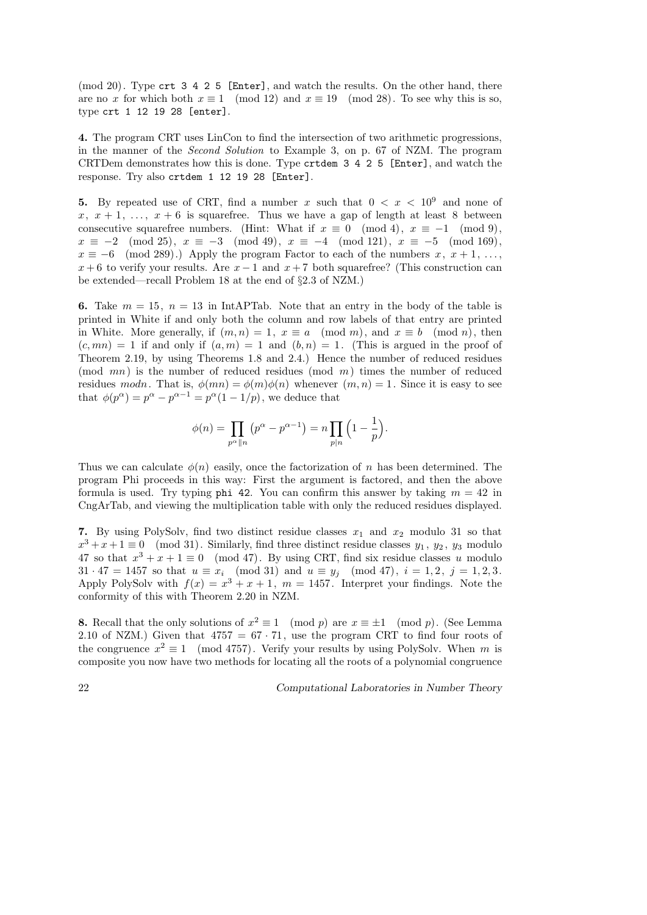(mod 20). Type `crt 3 4 2 5 [Enter]`, and watch the results. On the other hand, there are no $x$ for which both $x \equiv 1 \pmod{12}$ and $x \equiv 19 \pmod{28}$. To see why this is so, type `crt 1 12 19 28 [enter]`.

**4.** The program CRT uses LinCon to find the intersection of two arithmetic progressions, in the manner of the *Second Solution* to Example 3, on p. 67 of NZM. The program CRTDem demonstrates how this is done. Type `crtdem 3 4 2 5 [Enter]`, and watch the response. Try also `crtdem 1 12 19 28 [Enter]`.

**5.** By repeated use of CRT, find a number $x$ such that $0 < x < 10^9$ and none of $x,\ x+1,\ \ldots,\ x+6$ is squarefree. Thus we have a gap of length at least 8 between consecutive squarefree numbers. (Hint: What if $x \equiv 0 \pmod 4$, $x \equiv -1 \pmod 9$, $x \equiv -2 \pmod{25}$, $x \equiv -3 \pmod{49}$, $x \equiv -4 \pmod{121}$, $x \equiv -5 \pmod{169}$, $x \equiv -6 \pmod{289}$.) Apply the program Factor to each of the numbers $x,\ x+1,\ \ldots,\ x+6$ to verify your results. Are $x-1$ and $x+7$ both squarefree? (This construction can be extended—recall Problem 18 at the end of §2.3 of NZM.)

**6.** Take $m = 15$, $n = 13$ in IntAPTab. Note that an entry in the body of the table is printed in White if and only both the column and row labels of that entry are printed in White. More generally, if $(m, n) = 1$, $x \equiv a \pmod m$, and $x \equiv b \pmod n$, then $(c, mn) = 1$ if and only if $(a, m) = 1$ and $(b, n) = 1$. (This is argued in the proof of Theorem 2.19, by using Theorems 1.8 and 2.4.) Hence the number of reduced residues (mod $mn$) is the number of reduced residues (mod $m$) times the number of reduced residues $mod n$. That is, $\phi(mn) = \phi(m)\phi(n)$ whenever $(m, n) = 1$. Since it is easy to see that $\phi(p^\alpha) = p^\alpha - p^{\alpha-1} = p^\alpha(1 - 1/p)$, we deduce that

$$\phi(n) = \prod_{p^\alpha \| n} \left(p^\alpha - p^{\alpha-1}\right) = n \prod_{p|n} \Big(1 - \frac{1}{p}\Big).$$

Thus we can calculate $\phi(n)$ easily, once the factorization of $n$ has been determined. The program Phi proceeds in this way: First the argument is factored, and then the above formula is used. Try typing `phi 42`. You can confirm this answer by taking $m = 42$ in CngArTab, and viewing the multiplication table with only the reduced residues displayed.

**7.** By using PolySolv, find two distinct residue classes $x_1$ and $x_2$ modulo 31 so that $x^3 + x + 1 \equiv 0 \pmod{31}$. Similarly, find three distinct residue classes $y_1,\ y_2,\ y_3$ modulo 47 so that $x^3 + x + 1 \equiv 0 \pmod{47}$. By using CRT, find six residue classes $u$ modulo $31 \cdot 47 = 1457$ so that $u \equiv x_i \pmod{31}$ and $u \equiv y_j \pmod{47}$, $i = 1, 2$, $j = 1, 2, 3$. Apply PolySolv with $f(x) = x^3 + x + 1$, $m = 1457$. Interpret your findings. Note the conformity of this with Theorem 2.20 in NZM.

**8.** Recall that the only solutions of $x^2 \equiv 1 \pmod p$ are $x \equiv \pm 1 \pmod p$. (See Lemma 2.10 of NZM.) Given that $4757 = 67 \cdot 71$, use the program CRT to find four roots of the congruence $x^2 \equiv 1 \pmod{4757}$. Verify your results by using PolySolv. When $m$ is composite you now have two methods for locating all the roots of a polynomial congruence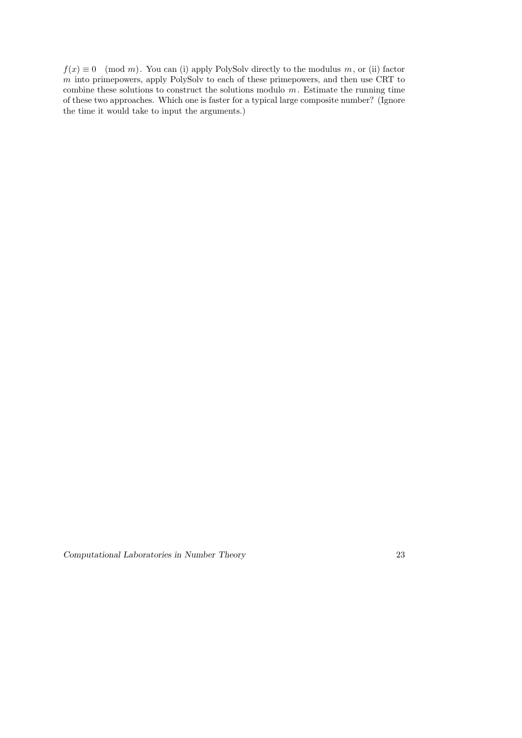$f(x) \equiv 0 \pmod{m}$. You can (i) apply PolySolv directly to the modulus $m$, or (ii) factor $m$ into primepowers, apply PolySolv to each of these primepowers, and then use CRT to combine these solutions to construct the solutions modulo $m$. Estimate the running time of these two approaches. Which one is faster for a typical large composite number? (Ignore the time it would take to input the arguments.)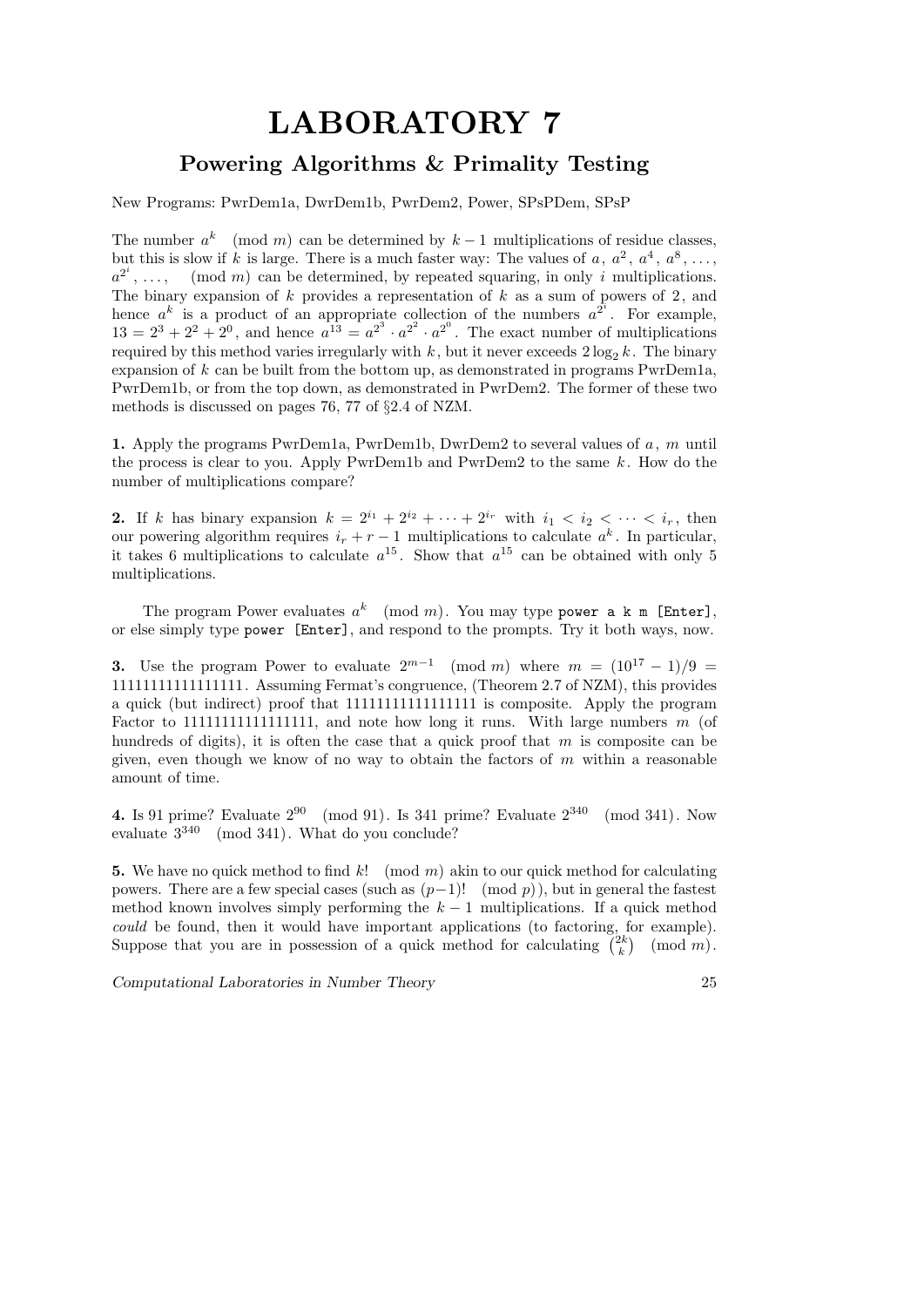# LABORATORY 7

## Powering Algorithms & Primality Testing

New Programs: PwrDem1a, DwrDem1b, PwrDem2, Power, SPsPDem, SPsP

The number $a^k \pmod{m}$ can be determined by $k-1$ multiplications of residue classes, but this is slow if $k$ is large. There is a much faster way: The values of $a$, $a^2$, $a^4$, $a^8$, ..., $a^{2^i}$, ..., $\pmod{m}$ can be determined, by repeated squaring, in only $i$ multiplications. The binary expansion of $k$ provides a representation of $k$ as a sum of powers of 2, and hence $a^k$ is a product of an appropriate collection of the numbers $a^{2^i}$. For example, $13 = 2^3 + 2^2 + 2^0$, and hence $a^{13} = a^{2^3} \cdot a^{2^2} \cdot a^{2^0}$. The exact number of multiplications required by this method varies irregularly with $k$, but it never exceeds $2\log_2 k$. The binary expansion of $k$ can be built from the bottom up, as demonstrated in programs PwrDem1a, PwrDem1b, or from the top down, as demonstrated in PwrDem2. The former of these two methods is discussed on pages 76, 77 of §2.4 of NZM.

**1.** Apply the programs PwrDem1a, PwrDem1b, DwrDem2 to several values of $a$, $m$ until the process is clear to you. Apply PwrDem1b and PwrDem2 to the same $k$. How do the number of multiplications compare?

**2.** If $k$ has binary expansion $k = 2^{i_1} + 2^{i_2} + \cdots + 2^{i_r}$ with $i_1 < i_2 < \cdots < i_r$, then our powering algorithm requires $i_r + r - 1$ multiplications to calculate $a^k$. In particular, it takes 6 multiplications to calculate $a^{15}$. Show that $a^{15}$ can be obtained with only 5 multiplications.

The program Power evaluates $a^k \pmod{m}$. You may type `power a k m [Enter]`, or else simply type `power [Enter]`, and respond to the prompts. Try it both ways, now.

**3.** Use the program Power to evaluate $2^{m-1} \pmod{m}$ where $m = (10^{17}-1)/9 = 11111111111111111$. Assuming Fermat's congruence, (Theorem 2.7 of NZM), this provides a quick (but indirect) proof that 11111111111111111 is composite. Apply the program Factor to 11111111111111111, and note how long it runs. With large numbers $m$ (of hundreds of digits), it is often the case that a quick proof that $m$ is composite can be given, even though we know of no way to obtain the factors of $m$ within a reasonable amount of time.

**4.** Is 91 prime? Evaluate $2^{90} \pmod{91}$. Is 341 prime? Evaluate $2^{340} \pmod{341}$. Now evaluate $3^{340} \pmod{341}$. What do you conclude?

**5.** We have no quick method to find $k! \pmod{m}$ akin to our quick method for calculating powers. There are a few special cases (such as $(p-1)! \pmod{p}$), but in general the fastest method known involves simply performing the $k-1$ multiplications. If a quick method *could* be found, then it would have important applications (to factoring, for example). Suppose that you are in possession of a quick method for calculating $\binom{2k}{k} \pmod{m}$.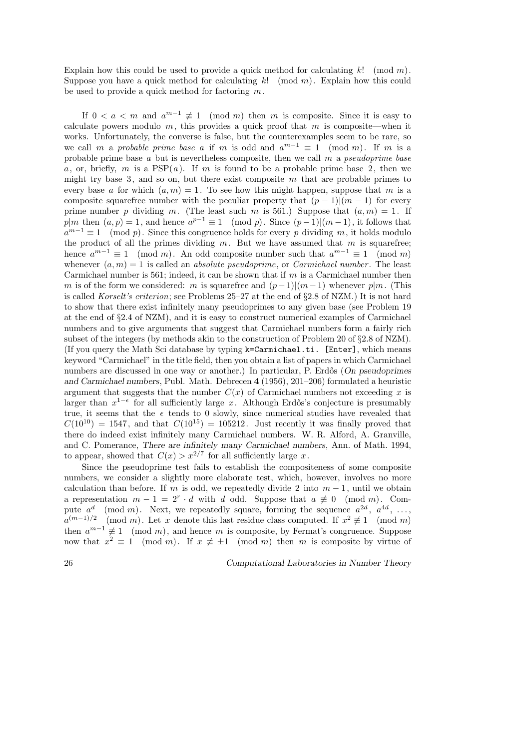Explain how this could be used to provide a quick method for calculating $k! \pmod m$. Suppose you have a quick method for calculating $k! \pmod m$. Explain how this could be used to provide a quick method for factoring $m$.

If $0 < a < m$ and $a^{m-1} \not\equiv 1 \pmod m$ then $m$ is composite. Since it is easy to calculate powers modulo $m$, this provides a quick proof that $m$ is composite—when it works. Unfortunately, the converse is false, but the counterexamples seem to be rare, so we call $m$ a *probable prime base* $a$ if $m$ is odd and $a^{m-1} \equiv 1 \pmod m$. If $m$ is a probable prime base $a$ but is nevertheless composite, then we call $m$ a *pseudoprime base* $a$, or, briefly, $m$ is a PSP($a$). If $m$ is found to be a probable prime base 2, then we might try base 3, and so on, but there exist composite $m$ that are probable primes to every base $a$ for which $(a, m) = 1$. To see how this might happen, suppose that $m$ is a composite squarefree number with the peculiar property that $(p-1)|(m-1)$ for every prime number $p$ dividing $m$. (The least such $m$ is 561.) Suppose that $(a, m) = 1$. If $p|m$ then $(a, p) = 1$, and hence $a^{p-1} \equiv 1 \pmod p$. Since $(p-1)|(m-1)$, it follows that $a^{m-1} \equiv 1 \pmod p$. Since this congruence holds for every $p$ dividing $m$, it holds modulo the product of all the primes dividing $m$. But we have assumed that $m$ is squarefree; hence $a^{m-1} \equiv 1 \pmod m$. An odd composite number such that $a^{m-1} \equiv 1 \pmod m$ whenever $(a, m) = 1$ is called an *absolute pseudoprime*, or *Carmichael number*. The least Carmichael number is 561; indeed, it can be shown that if $m$ is a Carmichael number then $m$ is of the form we considered: $m$ is squarefree and $(p-1)|(m-1)$ whenever $p|m$. (This is called *Korselt's criterion*; see Problems 25–27 at the end of §2.8 of NZM.) It is not hard to show that there exist infinitely many pseudoprimes to any given base (see Problem 19 at the end of §2.4 of NZM), and it is easy to construct numerical examples of Carmichael numbers and to give arguments that suggest that Carmichael numbers form a fairly rich subset of the integers (by methods akin to the construction of Problem 20 of §2.8 of NZM). (If you query the Math Sci database by typing `k=Carmichael.ti. [Enter]`, which means keyword "Carmichael" in the title field, then you obtain a list of papers in which Carmichael numbers are discussed in one way or another.) In particular, P. Erdős (*On pseudoprimes and Carmichael numbers*, Publ. Math. Debrecen **4** (1956), 201–206) formulated a heuristic argument that suggests that the number $C(x)$ of Carmichael numbers not exceeding $x$ is larger than $x^{1-\epsilon}$ for all sufficiently large $x$. Although Erdős's conjecture is presumably true, it seems that the $\epsilon$ tends to 0 slowly, since numerical studies have revealed that $C(10^{10}) = 1547$, and that $C(10^{15}) = 105212$. Just recently it was finally proved that there do indeed exist infinitely many Carmichael numbers. W. R. Alford, A. Granville, and C. Pomerance, *There are infinitely many Carmichael numbers*, Ann. of Math. 1994, to appear, showed that $C(x) > x^{2/7}$ for all sufficiently large $x$.

Since the pseudoprime test fails to establish the compositeness of some composite numbers, we consider a slightly more elaborate test, which, however, involves no more calculation than before. If $m$ is odd, we repeatedly divide 2 into $m-1$, until we obtain a representation $m - 1 = 2^r \cdot d$ with $d$ odd. Suppose that $a \not\equiv 0 \pmod m$. Compute $a^d \pmod m$. Next, we repeatedly square, forming the sequence $a^{2d}$, $a^{4d}$, $\ldots$, $a^{(m-1)/2} \pmod m$. Let $x$ denote this last residue class computed. If $x^2 \not\equiv 1 \pmod m$ then $a^{m-1} \not\equiv 1 \pmod m$, and hence $m$ is composite, by Fermat's congruence. Suppose now that $x^2 \equiv 1 \pmod m$. If $x \not\equiv \pm 1 \pmod m$ then $m$ is composite by virtue of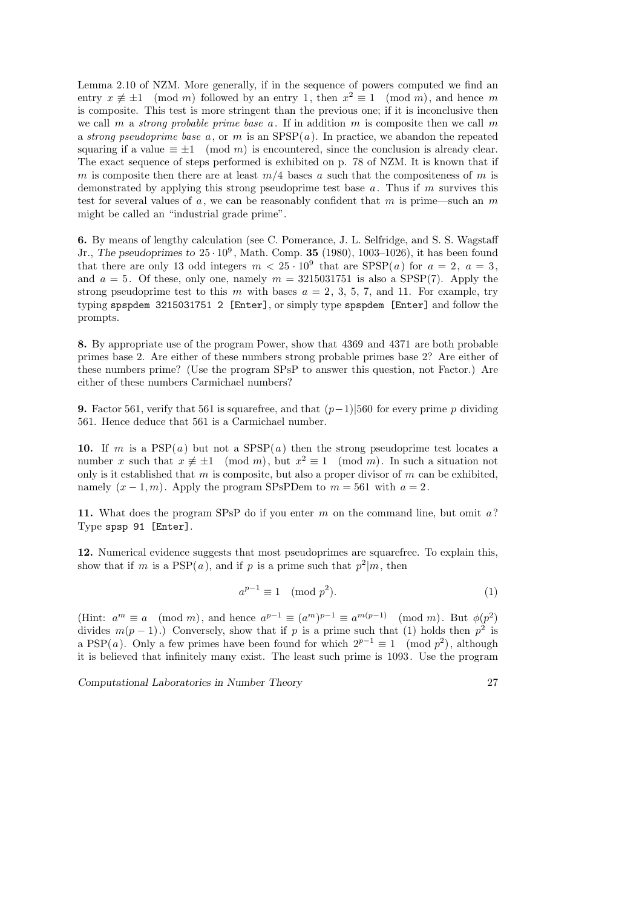Lemma 2.10 of NZM. More generally, if in the sequence of powers computed we find an entry $x \not\equiv \pm 1 \pmod{m}$ followed by an entry 1, then $x^2 \equiv 1 \pmod{m}$, and hence $m$ is composite. This test is more stringent than the previous one; if it is inconclusive then we call $m$ a *strong probable prime base* $a$. If in addition $m$ is composite then we call $m$ a *strong pseudoprime base* $a$, or $m$ is an SPSP($a$). In practice, we abandon the repeated squaring if a value $\equiv \pm 1 \pmod{m}$ is encountered, since the conclusion is already clear. The exact sequence of steps performed is exhibited on p. 78 of NZM. It is known that if $m$ is composite then there are at least $m/4$ bases $a$ such that the compositeness of $m$ is demonstrated by applying this strong pseudoprime test base $a$. Thus if $m$ survives this test for several values of $a$, we can be reasonably confident that $m$ is prime—such an $m$ might be called an "industrial grade prime".

**6.** By means of lengthy calculation (see C. Pomerance, J. L. Selfridge, and S. S. Wagstaff Jr., *The pseudoprimes to* $25 \cdot 10^9$, Math. Comp. **35** (1980), 1003–1026), it has been found that there are only 13 odd integers $m < 25 \cdot 10^9$ that are SPSP($a$) for $a = 2$, $a = 3$, and $a = 5$. Of these, only one, namely $m = 3215031751$ is also a SPSP(7). Apply the strong pseudoprime test to this $m$ with bases $a = 2$, 3, 5, 7, and 11. For example, try typing `spspdem 3215031751 2 [Enter]`, or simply type `spspdem [Enter]` and follow the prompts.

**8.** By appropriate use of the program Power, show that 4369 and 4371 are both probable primes base 2. Are either of these numbers strong probable primes base 2? Are either of these numbers prime? (Use the program SPsP to answer this question, not Factor.) Are either of these numbers Carmichael numbers?

**9.** Factor 561, verify that 561 is squarefree, and that $(p-1)|560$ for every prime $p$ dividing 561. Hence deduce that 561 is a Carmichael number.

**10.** If $m$ is a PSP($a$) but not a SPSP($a$) then the strong pseudoprime test locates a number $x$ such that $x \not\equiv \pm 1 \pmod{m}$, but $x^2 \equiv 1 \pmod{m}$. In such a situation not only is it established that $m$ is composite, but also a proper divisor of $m$ can be exhibited, namely $(x-1, m)$. Apply the program SPsPDem to $m = 561$ with $a = 2$.

**11.** What does the program SPsP do if you enter $m$ on the command line, but omit $a$? Type `spsp 91 [Enter]`.

**12.** Numerical evidence suggests that most pseudoprimes are squarefree. To explain this, show that if $m$ is a PSP($a$), and if $p$ is a prime such that $p^2|m$, then

$$a^{p-1} \equiv 1 \pmod{p^2}. \tag{1}$$

(Hint: $a^m \equiv a \pmod{m}$, and hence $a^{p-1} \equiv (a^m)^{p-1} \equiv a^{m(p-1)} \pmod{m}$. But $\phi(p^2)$ divides $m(p-1)$.) Conversely, show that if $p$ is a prime such that (1) holds then $p^2$ is a PSP($a$). Only a few primes have been found for which $2^{p-1} \equiv 1 \pmod{p^2}$, although it is believed that infinitely many exist. The least such prime is 1093. Use the program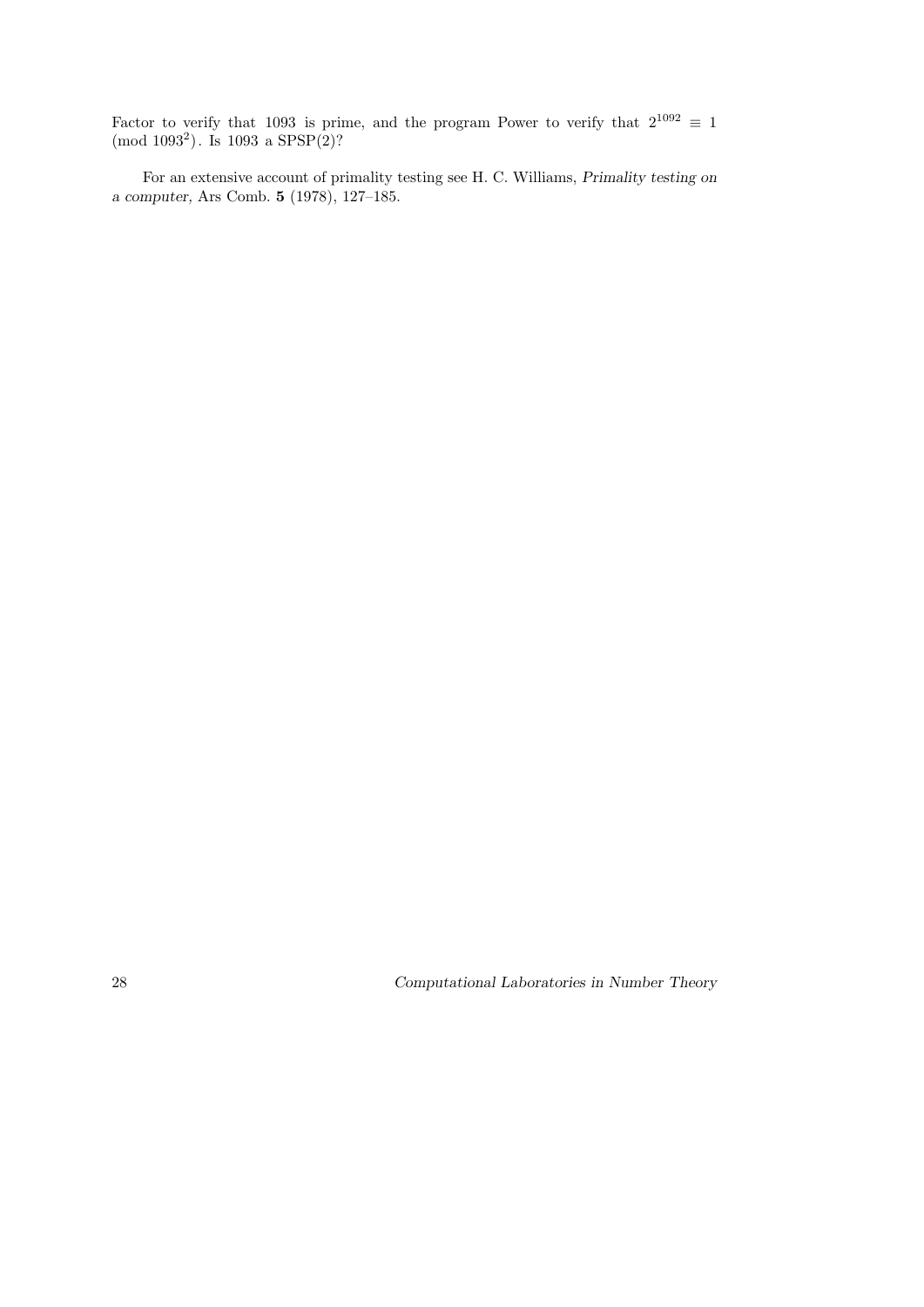Factor to verify that 1093 is prime, and the program Power to verify that $2^{1092} \equiv 1 \pmod{1093^2}$. Is 1093 a SPSP(2)?

For an extensive account of primality testing see H. C. Williams, *Primality testing on a computer*, Ars Comb. **5** (1978), 127–185.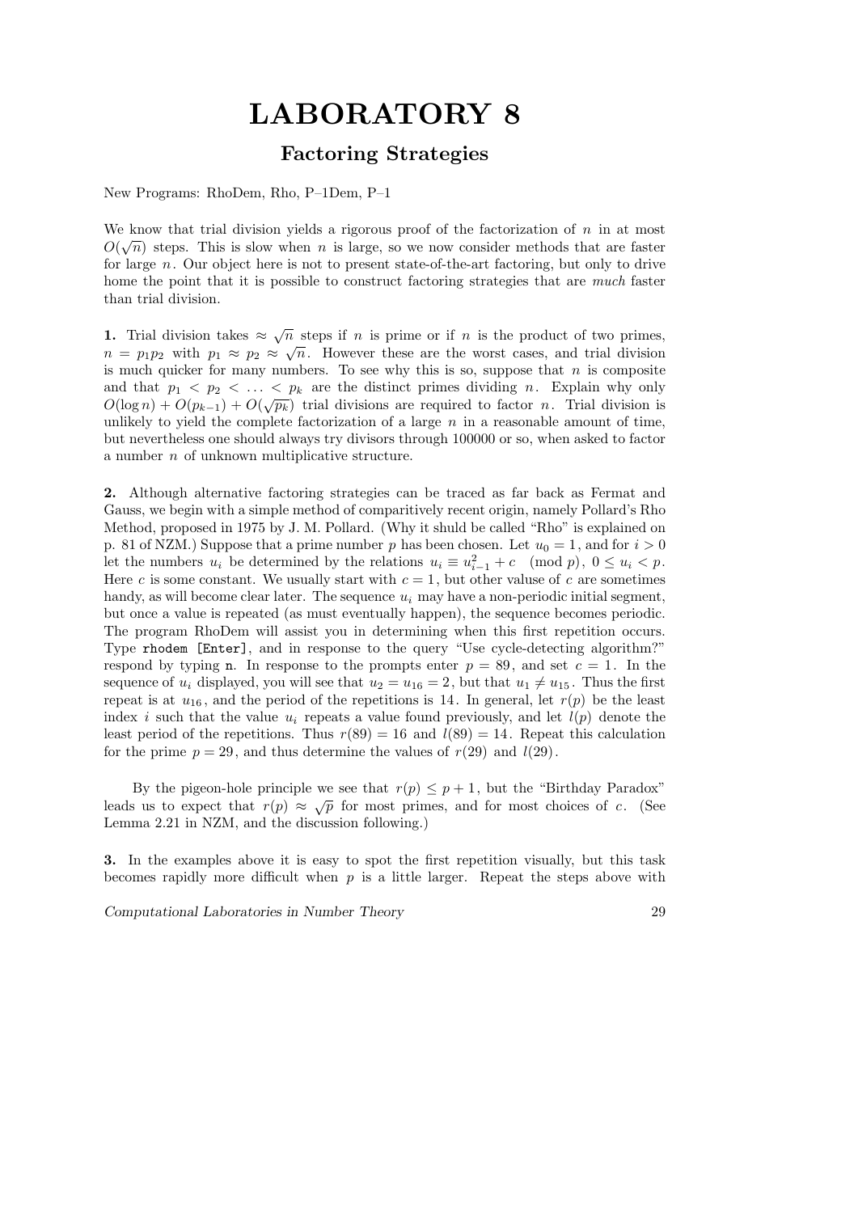# LABORATORY 8

## Factoring Strategies

New Programs: RhoDem, Rho, P–1Dem, P–1

We know that trial division yields a rigorous proof of the factorization of $n$ in at most $O(\sqrt{n})$ steps. This is slow when $n$ is large, so we now consider methods that are faster for large $n$. Our object here is not to present state-of-the-art factoring, but only to drive home the point that it is possible to construct factoring strategies that are *much* faster than trial division.

**1.** Trial division takes $\approx \sqrt{n}$ steps if $n$ is prime or if $n$ is the product of two primes, $n = p_1 p_2$ with $p_1 \approx p_2 \approx \sqrt{n}$. However these are the worst cases, and trial division is much quicker for many numbers. To see why this is so, suppose that $n$ is composite and that $p_1 < p_2 < \ldots < p_k$ are the distinct primes dividing $n$. Explain why only $O(\log n) + O(p_{k-1}) + O(\sqrt{p_k})$ trial divisions are required to factor $n$. Trial division is unlikely to yield the complete factorization of a large $n$ in a reasonable amount of time, but nevertheless one should always try divisors through 100000 or so, when asked to factor a number $n$ of unknown multiplicative structure.

**2.** Although alternative factoring strategies can be traced as far back as Fermat and Gauss, we begin with a simple method of comparitively recent origin, namely Pollard's Rho Method, proposed in 1975 by J. M. Pollard. (Why it shuld be called "Rho" is explained on p. 81 of NZM.) Suppose that a prime number $p$ has been chosen. Let $u_0 = 1$, and for $i > 0$ let the numbers $u_i$ be determined by the relations $u_i \equiv u_{i-1}^2 + c \pmod{p}$, $0 \le u_i < p$. Here $c$ is some constant. We usually start with $c = 1$, but other valuse of $c$ are sometimes handy, as will become clear later. The sequence $u_i$ may have a non-periodic initial segment, but once a value is repeated (as must eventually happen), the sequence becomes periodic. The program RhoDem will assist you in determining when this first repetition occurs. Type `rhodem [Enter]`, and in response to the query "Use cycle-detecting algorithm?" respond by typing `n`. In response to the prompts enter $p = 89$, and set $c = 1$. In the sequence of $u_i$ displayed, you will see that $u_2 = u_{16} = 2$, but that $u_1 \ne u_{15}$. Thus the first repeat is at $u_{16}$, and the period of the repetitions is 14. In general, let $r(p)$ be the least index $i$ such that the value $u_i$ repeats a value found previously, and let $l(p)$ denote the least period of the repetitions. Thus $r(89) = 16$ and $l(89) = 14$. Repeat this calculation for the prime $p = 29$, and thus determine the values of $r(29)$ and $l(29)$.

By the pigeon-hole principle we see that $r(p) \le p + 1$, but the "Birthday Paradox" leads us to expect that $r(p) \approx \sqrt{p}$ for most primes, and for most choices of $c$. (See Lemma 2.21 in NZM, and the discussion following.)

**3.** In the examples above it is easy to spot the first repetition visually, but this task becomes rapidly more difficult when $p$ is a little larger. Repeat the steps above with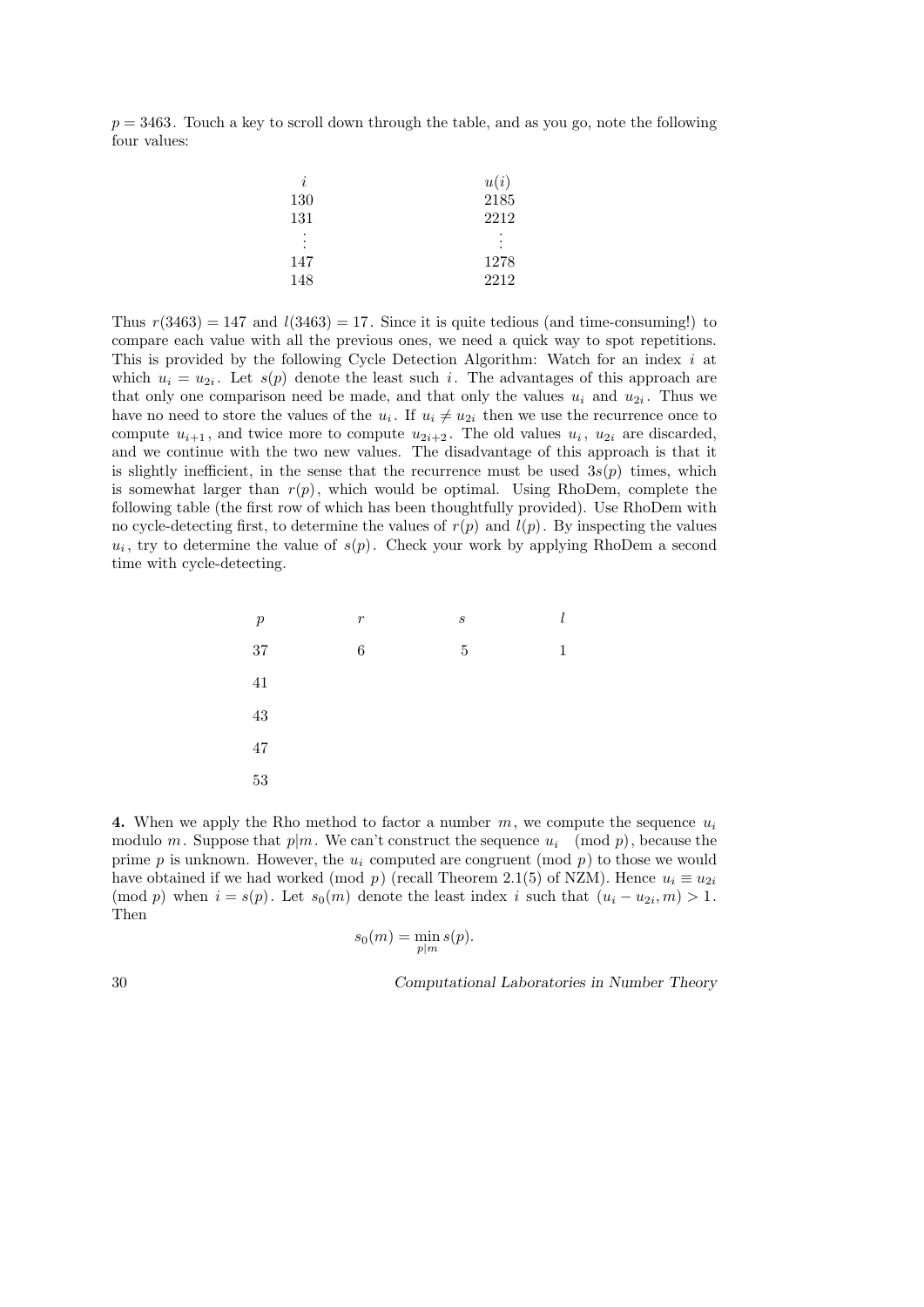$p = 3463$. Touch a key to scroll down through the table, and as you go, note the following four values:

| $i$ | $u(i)$ |
|---|---|
| 130 | 2185 |
| 131 | 2212 |
| $\vdots$ | $\vdots$ |
| 147 | 1278 |
| 148 | 2212 |

Thus $r(3463) = 147$ and $l(3463) = 17$. Since it is quite tedious (and time-consuming!) to compare each value with all the previous ones, we need a quick way to spot repetitions. This is provided by the following Cycle Detection Algorithm: Watch for an index $i$ at which $u_i = u_{2i}$. Let $s(p)$ denote the least such $i$. The advantages of this approach are that only one comparison need be made, and that only the values $u_i$ and $u_{2i}$. Thus we have no need to store the values of the $u_i$. If $u_i \neq u_{2i}$ then we use the recurrence once to compute $u_{i+1}$, and twice more to compute $u_{2i+2}$. The old values $u_i$, $u_{2i}$ are discarded, and we continue with the two new values. The disadvantage of this approach is that it is slightly inefficient, in the sense that the recurrence must be used $3s(p)$ times, which is somewhat larger than $r(p)$, which would be optimal. Using RhoDem, complete the following table (the first row of which has been thoughtfully provided). Use RhoDem with no cycle-detecting first, to determine the values of $r(p)$ and $l(p)$. By inspecting the values $u_i$, try to determine the value of $s(p)$. Check your work by applying RhoDem a second time with cycle-detecting.

| $p$ | $r$ | $s$ | $l$ |
|---|---|---|---|
| 37 | 6 | 5 | 1 |
| 41 | | | |
| 43 | | | |
| 47 | | | |
| 53 | | | |

**4.** When we apply the Rho method to factor a number $m$, we compute the sequence $u_i$ modulo $m$. Suppose that $p|m$. We can't construct the sequence $u_i \pmod{p}$, because the prime $p$ is unknown. However, the $u_i$ computed are congruent (mod $p$) to those we would have obtained if we had worked (mod $p$) (recall Theorem 2.1(5) of NZM). Hence $u_i \equiv u_{2i} \pmod{p}$ when $i = s(p)$. Let $s_0(m)$ denote the least index $i$ such that $(u_i - u_{2i}, m) > 1$. Then

$$s_0(m) = \min_{p|m} s(p).$$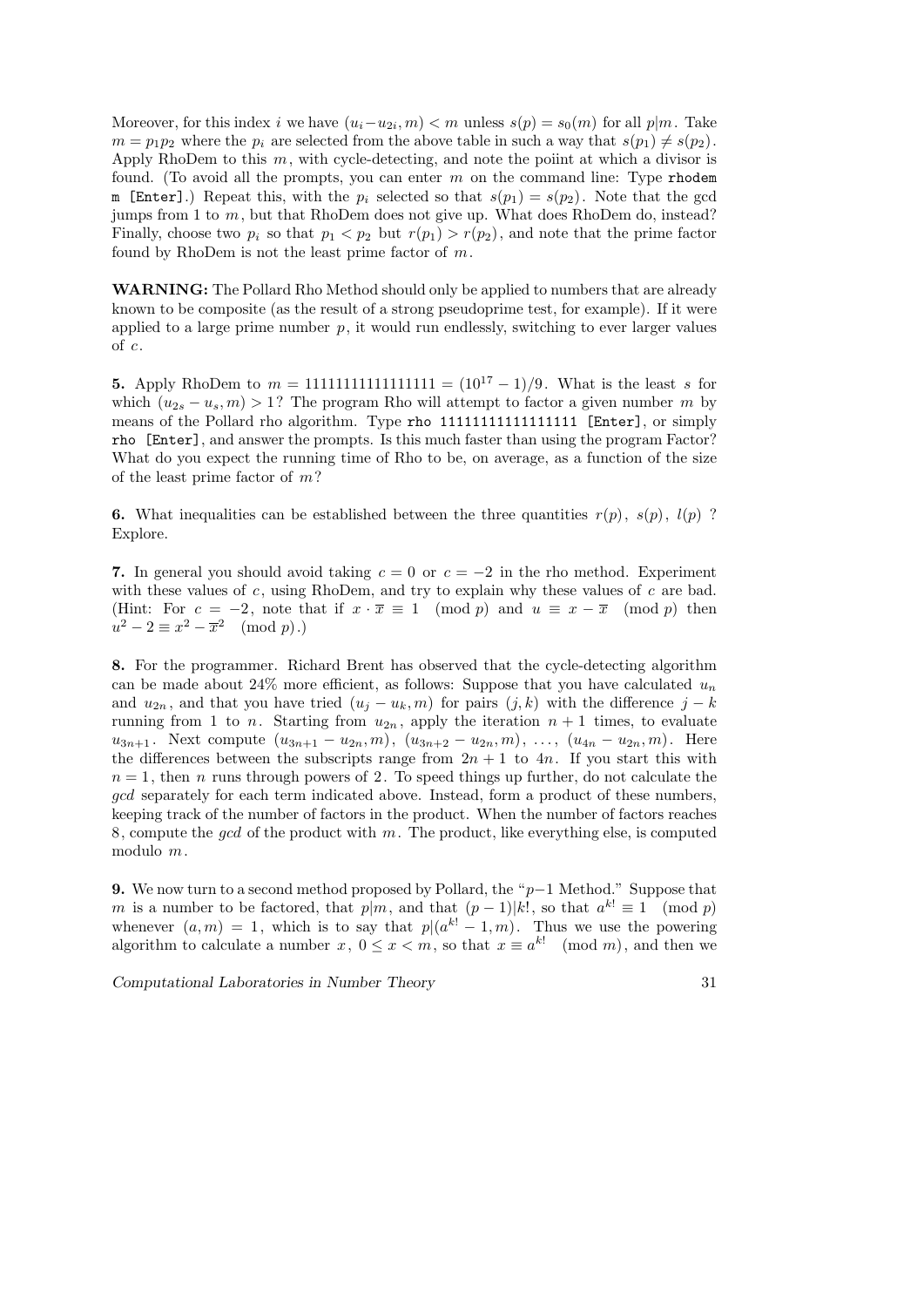Moreover, for this index $i$ we have $(u_i - u_{2i}, m) < m$ unless $s(p) = s_0(m)$ for all $p|m$. Take $m = p_1 p_2$ where the $p_i$ are selected from the above table in such a way that $s(p_1) \ne s(p_2)$. Apply RhoDem to this $m$, with cycle-detecting, and note the poiint at which a divisor is found. (To avoid all the prompts, you can enter $m$ on the command line: Type `rhodem m [Enter]`.) Repeat this, with the $p_i$ selected so that $s(p_1) = s(p_2)$. Note that the gcd jumps from 1 to $m$, but that RhoDem does not give up. What does RhoDem do, instead? Finally, choose two $p_i$ so that $p_1 < p_2$ but $r(p_1) > r(p_2)$, and note that the prime factor found by RhoDem is not the least prime factor of $m$.

**WARNING:** The Pollard Rho Method should only be applied to numbers that are already known to be composite (as the result of a strong pseudoprime test, for example). If it were applied to a large prime number $p$, it would run endlessly, switching to ever larger values of $c$.

**5.** Apply RhoDem to $m = 11111111111111111 = (10^{17} - 1)/9$. What is the least $s$ for which $(u_{2s} - u_s, m) > 1$? The program Rho will attempt to factor a given number $m$ by means of the Pollard rho algorithm. Type `rho 11111111111111111 [Enter]`, or simply `rho [Enter]`, and answer the prompts. Is this much faster than using the program Factor? What do you expect the running time of Rho to be, on average, as a function of the size of the least prime factor of $m$?

**6.** What inequalities can be established between the three quantities $r(p)$, $s(p)$, $l(p)$ ? Explore.

**7.** In general you should avoid taking $c = 0$ or $c = -2$ in the rho method. Experiment with these values of $c$, using RhoDem, and try to explain why these values of $c$ are bad. (Hint: For $c = -2$, note that if $x \cdot \overline{x} \equiv 1 \pmod p$ and $u \equiv x - \overline{x} \pmod p$ then $u^2 - 2 \equiv x^2 - \overline{x}^2 \pmod p$.)

**8.** For the programmer. Richard Brent has observed that the cycle-detecting algorithm can be made about 24% more efficient, as follows: Suppose that you have calculated $u_n$ and $u_{2n}$, and that you have tried $(u_j - u_k, m)$ for pairs $(j, k)$ with the difference $j - k$ running from 1 to $n$. Starting from $u_{2n}$, apply the iteration $n + 1$ times, to evaluate $u_{3n+1}$. Next compute $(u_{3n+1} - u_{2n}, m)$, $(u_{3n+2} - u_{2n}, m)$, $\ldots$, $(u_{4n} - u_{2n}, m)$. Here the differences between the subscripts range from $2n + 1$ to $4n$. If you start this with $n = 1$, then $n$ runs through powers of 2. To speed things up further, do not calculate the *gcd* separately for each term indicated above. Instead, form a product of these numbers, keeping track of the number of factors in the product. When the number of factors reaches 8, compute the *gcd* of the product with $m$. The product, like everything else, is computed modulo $m$.

**9.** We now turn to a second method proposed by Pollard, the "$p-1$ Method." Suppose that $m$ is a number to be factored, that $p|m$, and that $(p-1)|k!$, so that $a^{k!} \equiv 1 \pmod p$ whenever $(a, m) = 1$, which is to say that $p|(a^{k!} - 1, m)$. Thus we use the powering algorithm to calculate a number $x$, $0 \le x < m$, so that $x \equiv a^{k!} \pmod m$, and then we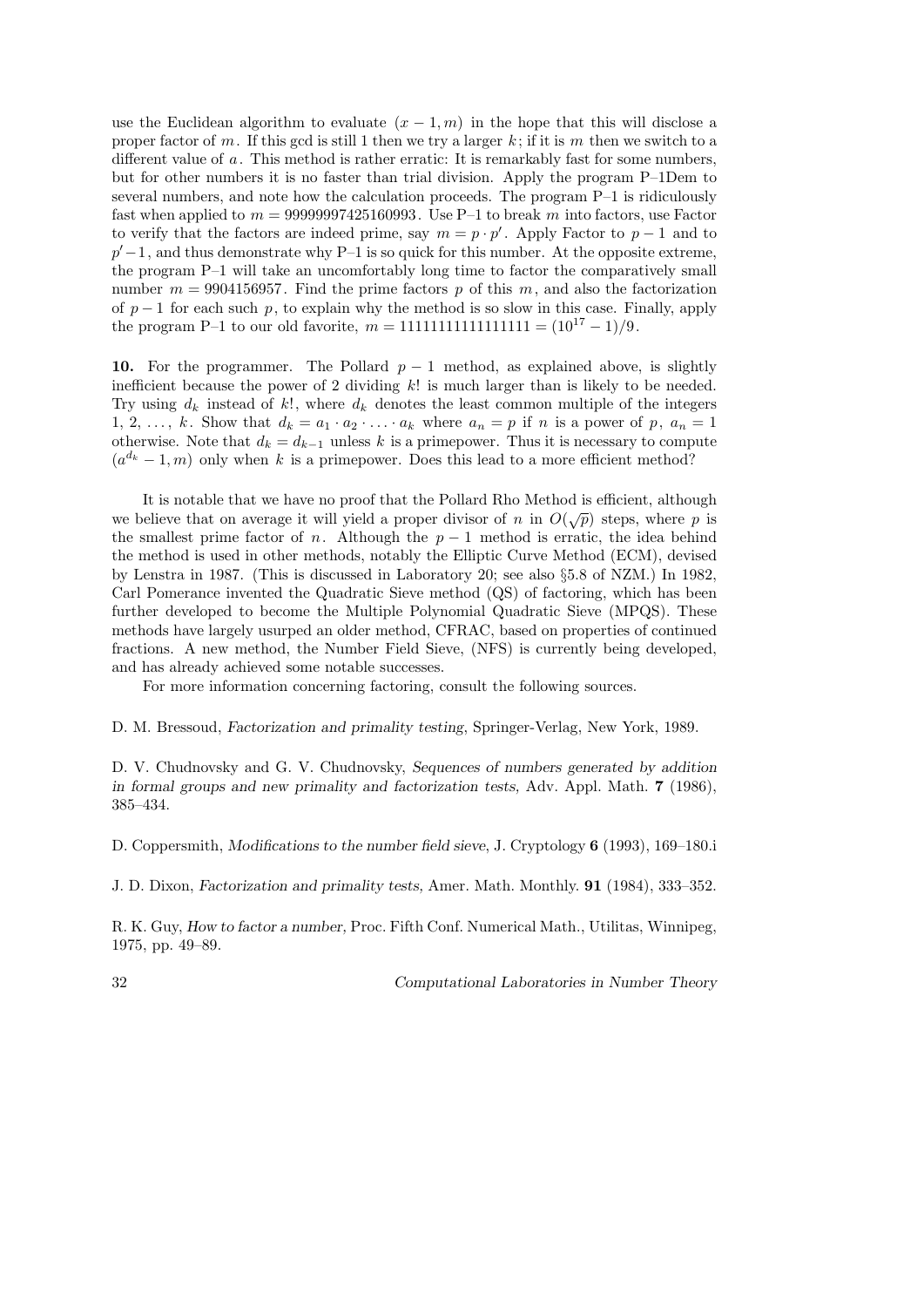use the Euclidean algorithm to evaluate $(x-1, m)$ in the hope that this will disclose a proper factor of $m$. If this gcd is still 1 then we try a larger $k$; if it is $m$ then we switch to a different value of $a$. This method is rather erratic: It is remarkably fast for some numbers, but for other numbers it is no faster than trial division. Apply the program P–1Dem to several numbers, and note how the calculation proceeds. The program P–1 is ridiculously fast when applied to $m = 99999997425160993$. Use P–1 to break $m$ into factors, use Factor to verify that the factors are indeed prime, say $m = p \cdot p'$. Apply Factor to $p-1$ and to $p'-1$, and thus demonstrate why P–1 is so quick for this number. At the opposite extreme, the program P–1 will take an uncomfortably long time to factor the comparatively small number $m = 9904156957$. Find the prime factors $p$ of this $m$, and also the factorization of $p-1$ for each such $p$, to explain why the method is so slow in this case. Finally, apply the program P–1 to our old favorite, $m = 11111111111111111 = (10^{17}-1)/9$.

**10.** For the programmer. The Pollard $p-1$ method, as explained above, is slightly inefficient because the power of 2 dividing $k!$ is much larger than is likely to be needed. Try using $d_k$ instead of $k!$, where $d_k$ denotes the least common multiple of the integers $1, 2, \ldots, k$. Show that $d_k = a_1 \cdot a_2 \cdot \ldots \cdot a_k$ where $a_n = p$ if $n$ is a power of $p$, $a_n = 1$ otherwise. Note that $d_k = d_{k-1}$ unless $k$ is a primepower. Thus it is necessary to compute $(a^{d_k} - 1, m)$ only when $k$ is a primepower. Does this lead to a more efficient method?

It is notable that we have no proof that the Pollard Rho Method is efficient, although we believe that on average it will yield a proper divisor of $n$ in $O(\sqrt{p})$ steps, where $p$ is the smallest prime factor of $n$. Although the $p-1$ method is erratic, the idea behind the method is used in other methods, notably the Elliptic Curve Method (ECM), devised by Lenstra in 1987. (This is discussed in Laboratory 20; see also §5.8 of NZM.) In 1982, Carl Pomerance invented the Quadratic Sieve method (QS) of factoring, which has been further developed to become the Multiple Polynomial Quadratic Sieve (MPQS). These methods have largely usurped an older method, CFRAC, based on properties of continued fractions. A new method, the Number Field Sieve, (NFS) is currently being developed, and has already achieved some notable successes.

For more information concerning factoring, consult the following sources.

D. M. Bressoud, *Factorization and primality testing*, Springer-Verlag, New York, 1989.

D. V. Chudnovsky and G. V. Chudnovsky, *Sequences of numbers generated by addition in formal groups and new primality and factorization tests*, Adv. Appl. Math. **7** (1986), 385–434.

D. Coppersmith, *Modifications to the number field sieve*, J. Cryptology **6** (1993), 169–180.i

J. D. Dixon, *Factorization and primality tests*, Amer. Math. Monthly. **91** (1984), 333–352.

R. K. Guy, *How to factor a number*, Proc. Fifth Conf. Numerical Math., Utilitas, Winnipeg, 1975, pp. 49–89.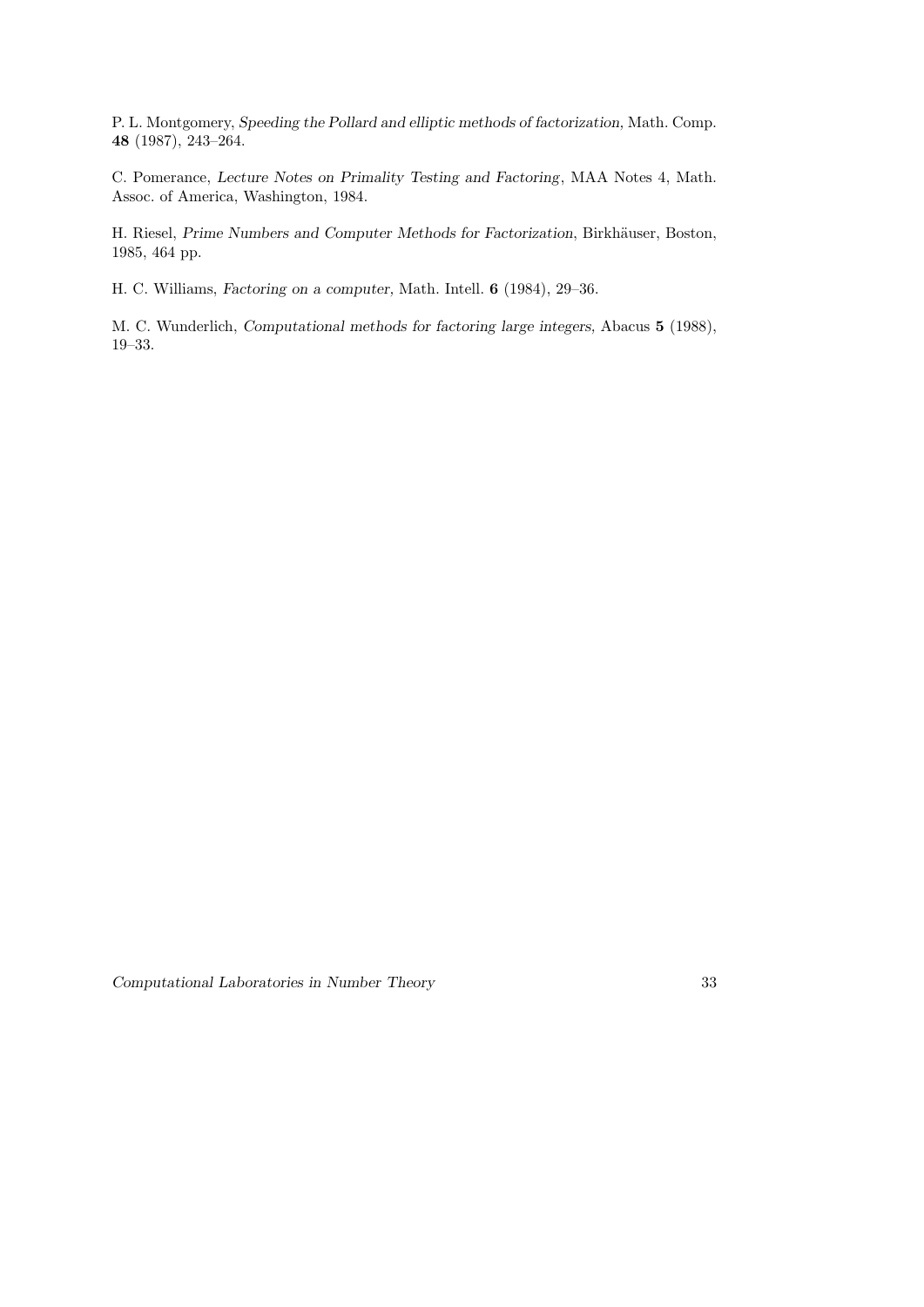P. L. Montgomery, *Speeding the Pollard and elliptic methods of factorization,* Math. Comp. **48** (1987), 243–264.

C. Pomerance, *Lecture Notes on Primality Testing and Factoring*, MAA Notes 4, Math. Assoc. of America, Washington, 1984.

H. Riesel, *Prime Numbers and Computer Methods for Factorization*, Birkhäuser, Boston, 1985, 464 pp.

H. C. Williams, *Factoring on a computer*, Math. Intell. **6** (1984), 29–36.

M. C. Wunderlich, *Computational methods for factoring large integers,* Abacus **5** (1988), 19–33.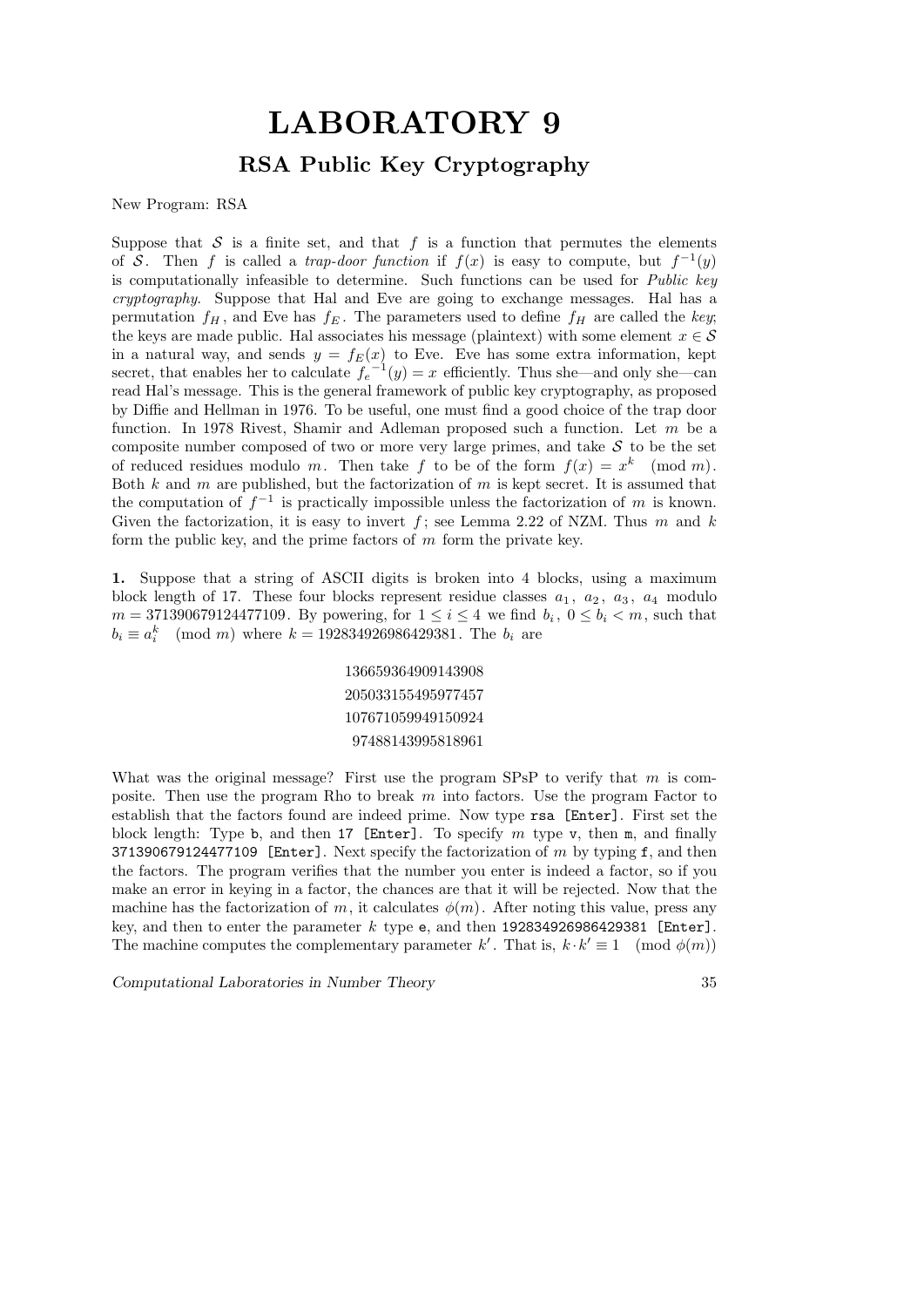# LABORATORY 9

## RSA Public Key Cryptography

New Program: RSA

Suppose that $\mathcal{S}$ is a finite set, and that $f$ is a function that permutes the elements of $\mathcal{S}$. Then $f$ is called a *trap-door function* if $f(x)$ is easy to compute, but $f^{-1}(y)$ is computationally infeasible to determine. Such functions can be used for *Public key cryptography*. Suppose that Hal and Eve are going to exchange messages. Hal has a permutation $f_H$, and Eve has $f_E$. The parameters used to define $f_H$ are called the *key*; the keys are made public. Hal associates his message (plaintext) with some element $x \in \mathcal{S}$ in a natural way, and sends $y = f_E(x)$ to Eve. Eve has some extra information, kept secret, that enables her to calculate ${f_e}^{-1}(y) = x$ efficiently. Thus she—and only she—can read Hal's message. This is the general framework of public key cryptography, as proposed by Diffie and Hellman in 1976. To be useful, one must find a good choice of the trap door function. In 1978 Rivest, Shamir and Adleman proposed such a function. Let $m$ be a composite number composed of two or more very large primes, and take $\mathcal{S}$ to be the set of reduced residues modulo $m$. Then take $f$ to be of the form $f(x) = x^k \pmod{m}$. Both $k$ and $m$ are published, but the factorization of $m$ is kept secret. It is assumed that the computation of $f^{-1}$ is practically impossible unless the factorization of $m$ is known. Given the factorization, it is easy to invert $f$; see Lemma 2.22 of NZM. Thus $m$ and $k$ form the public key, and the prime factors of $m$ form the private key.

**1.** Suppose that a string of ASCII digits is broken into 4 blocks, using a maximum block length of 17. These four blocks represent residue classes $a_1$, $a_2$, $a_3$, $a_4$ modulo $m = 371390679124477109$. By powering, for $1 \le i \le 4$ we find $b_i$, $0 \le b_i < m$, such that $b_i \equiv a_i^k \pmod{m}$ where $k = 192834926986429381$. The $b_i$ are

$$
\begin{array}{r}
136659364909143908 \\
205033155495977457 \\
107671059949150924 \\
97488143995818961
\end{array}
$$

What was the original message? First use the program SPsP to verify that $m$ is composite. Then use the program Rho to break $m$ into factors. Use the program Factor to establish that the factors found are indeed prime. Now type `rsa [Enter]`. First set the block length: Type `b`, and then `17 [Enter]`. To specify $m$ type `v`, then `m`, and finally `371390679124477109 [Enter]`. Next specify the factorization of $m$ by typing `f`, and then the factors. The program verifies that the number you enter is indeed a factor, so if you make an error in keying in a factor, the chances are that it will be rejected. Now that the machine has the factorization of $m$, it calculates $\phi(m)$. After noting this value, press any key, and then to enter the parameter $k$ type `e`, and then `192834926986429381 [Enter]`. The machine computes the complementary parameter $k'$. That is, $k \cdot k' \equiv 1 \pmod{\phi(m)}$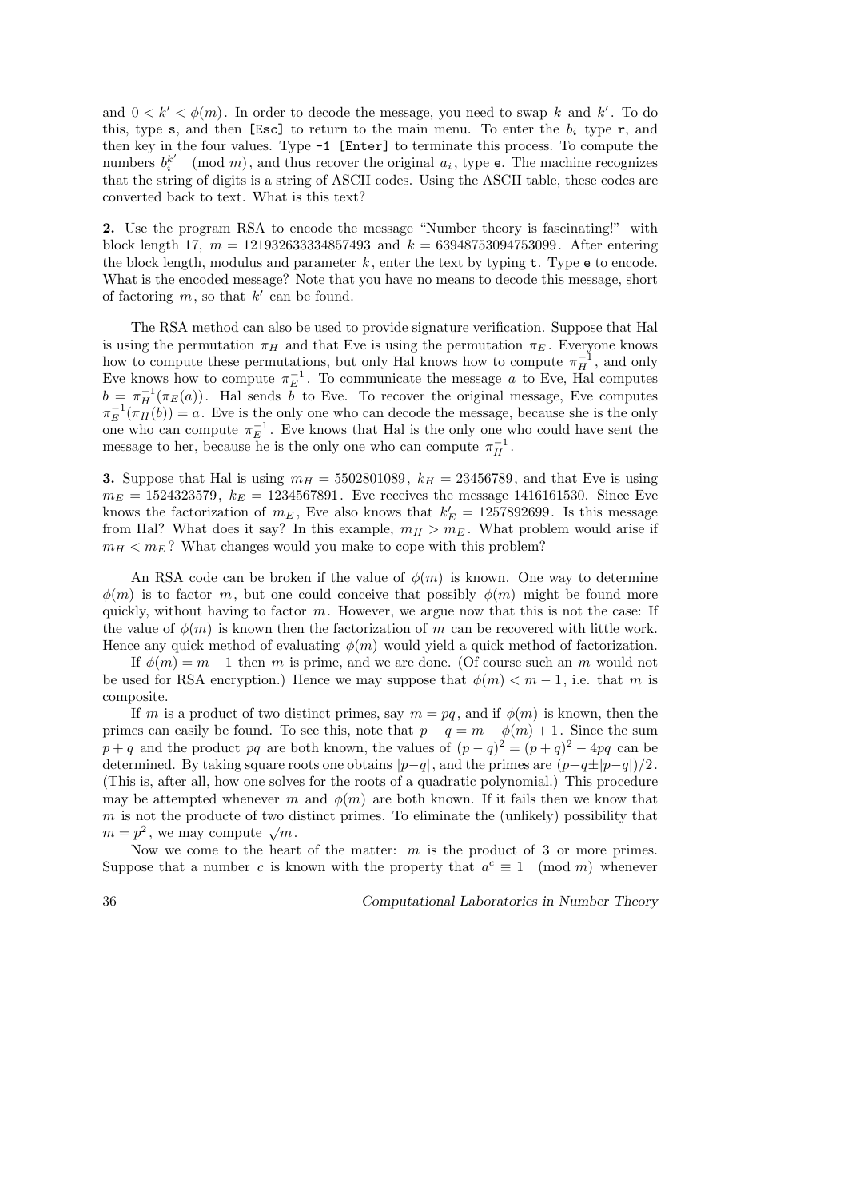and $0 < k' < \phi(m)$. In order to decode the message, you need to swap $k$ and $k'$. To do this, type `s`, and then `[Esc]` to return to the main menu. To enter the $b_i$ type `r`, and then key in the four values. Type `-1 [Enter]` to terminate this process. To compute the numbers $b_i^{k'} \pmod{m}$, and thus recover the original $a_i$, type `e`. The machine recognizes that the string of digits is a string of ASCII codes. Using the ASCII table, these codes are converted back to text. What is this text?

**2.** Use the program RSA to encode the message "Number theory is fascinating!" with block length 17, $m = 121932633334857493$ and $k = 63948753094753099$. After entering the block length, modulus and parameter $k$, enter the text by typing `t`. Type `e` to encode. What is the encoded message? Note that you have no means to decode this message, short of factoring $m$, so that $k'$ can be found.

The RSA method can also be used to provide signature verification. Suppose that Hal is using the permutation $\pi_H$ and that Eve is using the permutation $\pi_E$. Everyone knows how to compute these permutations, but only Hal knows how to compute $\pi_H^{-1}$, and only Eve knows how to compute $\pi_E^{-1}$. To communicate the message $a$ to Eve, Hal computes $b = \pi_H^{-1}(\pi_E(a))$. Hal sends $b$ to Eve. To recover the original message, Eve computes $\pi_E^{-1}(\pi_H(b)) = a$. Eve is the only one who can decode the message, because she is the only one who can compute $\pi_E^{-1}$. Eve knows that Hal is the only one who could have sent the message to her, because he is the only one who can compute $\pi_H^{-1}$.

**3.** Suppose that Hal is using $m_H = 5502801089$, $k_H = 23456789$, and that Eve is using $m_E = 1524323579$, $k_E = 1234567891$. Eve receives the message $1416161530$. Since Eve knows the factorization of $m_E$, Eve also knows that $k'_E = 1257892699$. Is this message from Hal? What does it say? In this example, $m_H > m_E$. What problem would arise if $m_H < m_E$? What changes would you make to cope with this problem?

An RSA code can be broken if the value of $\phi(m)$ is known. One way to determine $\phi(m)$ is to factor $m$, but one could conceive that possibly $\phi(m)$ might be found more quickly, without having to factor $m$. However, we argue now that this is not the case: If the value of $\phi(m)$ is known then the factorization of $m$ can be recovered with little work. Hence any quick method of evaluating $\phi(m)$ would yield a quick method of factorization.

If $\phi(m) = m - 1$ then $m$ is prime, and we are done. (Of course such an $m$ would not be used for RSA encryption.) Hence we may suppose that $\phi(m) < m - 1$, i.e. that $m$ is composite.

If $m$ is a product of two distinct primes, say $m = pq$, and if $\phi(m)$ is known, then the primes can easily be found. To see this, note that $p + q = m - \phi(m) + 1$. Since the sum $p + q$ and the product $pq$ are both known, the values of $(p - q)^2 = (p + q)^2 - 4pq$ can be determined. By taking square roots one obtains $|p-q|$, and the primes are $(p+q \pm |p-q|)/2$. (This is, after all, how one solves for the roots of a quadratic polynomial.) This procedure may be attempted whenever $m$ and $\phi(m)$ are both known. If it fails then we know that $m$ is not the producte of two distinct primes. To eliminate the (unlikely) possibility that $m = p^2$, we may compute $\sqrt{m}$.

Now we come to the heart of the matter: $m$ is the product of 3 or more primes. Suppose that a number $c$ is known with the property that $a^c \equiv 1 \pmod{m}$ whenever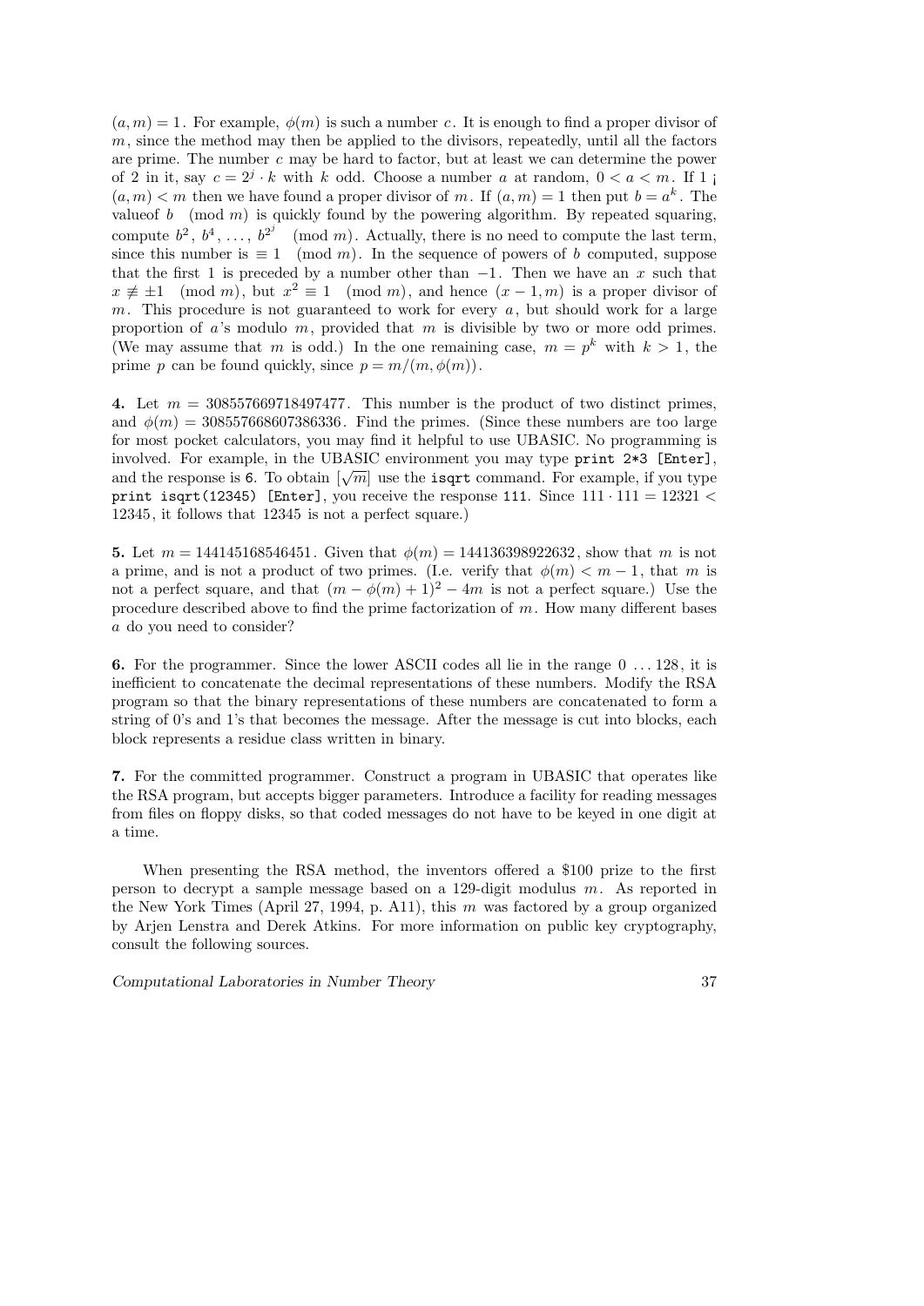$(a, m) = 1$. For example, $\phi(m)$ is such a number $c$. It is enough to find a proper divisor of $m$, since the method may then be applied to the divisors, repeatedly, until all the factors are prime. The number $c$ may be hard to factor, but at least we can determine the power of 2 in it, say $c = 2^j \cdot k$ with $k$ odd. Choose a number $a$ at random, $0 < a < m$. If 1 ¡ $(a, m) < m$ then we have found a proper divisor of $m$. If $(a, m) = 1$ then put $b = a^k$. The valueof $b \pmod{m}$ is quickly found by the powering algorithm. By repeated squaring, compute $b^2, b^4, \ldots, b^{2^j} \pmod{m}$. Actually, there is no need to compute the last term, since this number is $\equiv 1 \pmod{m}$. In the sequence of powers of $b$ computed, suppose that the first 1 is preceded by a number other than $-1$. Then we have an $x$ such that $x \not\equiv \pm 1 \pmod{m}$, but $x^2 \equiv 1 \pmod{m}$, and hence $(x - 1, m)$ is a proper divisor of $m$. This procedure is not guaranteed to work for every $a$, but should work for a large proportion of $a$'s modulo $m$, provided that $m$ is divisible by two or more odd primes. (We may assume that $m$ is odd.) In the one remaining case, $m = p^k$ with $k > 1$, the prime $p$ can be found quickly, since $p = m/(m, \phi(m))$.

**4.** Let $m = 308557669718497477$. This number is the product of two distinct primes, and $\phi(m) = 308557668607386336$. Find the primes. (Since these numbers are too large for most pocket calculators, you may find it helpful to use UBASIC. No programming is involved. For example, in the UBASIC environment you may type `print 2*3 [Enter]`, and the response is `6`. To obtain $[\sqrt{m}]$ use the `isqrt` command. For example, if you type `print isqrt(12345) [Enter]`, you receive the response `111`. Since $111 \cdot 111 = 12321 < 12345$, it follows that $12345$ is not a perfect square.)

**5.** Let $m = 144145168546451$. Given that $\phi(m) = 144136398922632$, show that $m$ is not a prime, and is not a product of two primes. (I.e. verify that $\phi(m) < m - 1$, that $m$ is not a perfect square, and that $(m - \phi(m) + 1)^2 - 4m$ is not a perfect square.) Use the procedure described above to find the prime factorization of $m$. How many different bases $a$ do you need to consider?

**6.** For the programmer. Since the lower ASCII codes all lie in the range $0 \ldots 128$, it is inefficient to concatenate the decimal representations of these numbers. Modify the RSA program so that the binary representations of these numbers are concatenated to form a string of 0's and 1's that becomes the message. After the message is cut into blocks, each block represents a residue class written in binary.

**7.** For the committed programmer. Construct a program in UBASIC that operates like the RSA program, but accepts bigger parameters. Introduce a facility for reading messages from files on floppy disks, so that coded messages do not have to be keyed in one digit at a time.

When presenting the RSA method, the inventors offered a \$100 prize to the first person to decrypt a sample message based on a 129-digit modulus $m$. As reported in the New York Times (April 27, 1994, p. A11), this $m$ was factored by a group organized by Arjen Lenstra and Derek Atkins. For more information on public key cryptography, consult the following sources.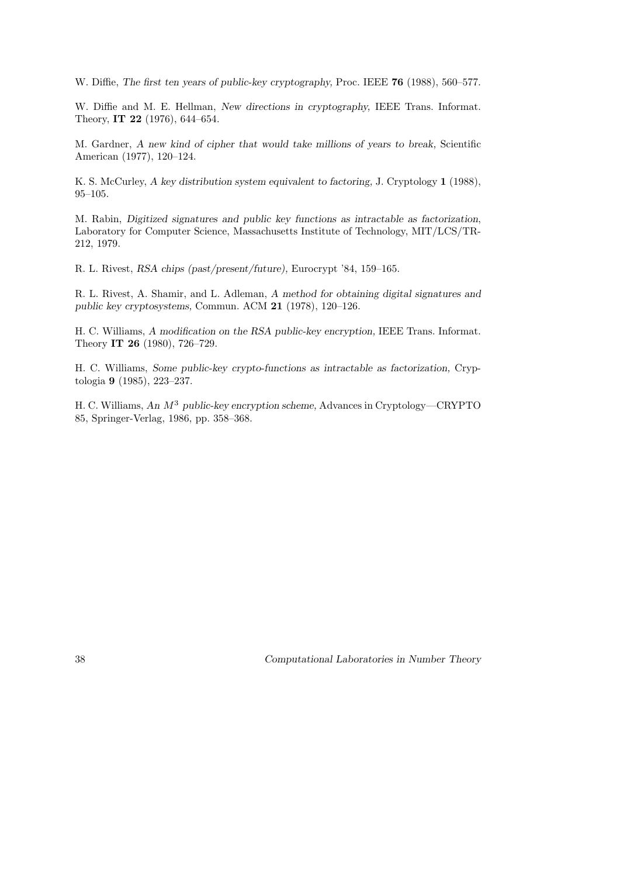W. Diffie, *The first ten years of public-key cryptography,* Proc. IEEE **76** (1988), 560–577.

W. Diffie and M. E. Hellman, *New directions in cryptography,* IEEE Trans. Informat. Theory, **IT 22** (1976), 644–654.

M. Gardner, *A new kind of cipher that would take millions of years to break,* Scientific American (1977), 120–124.

K. S. McCurley, *A key distribution system equivalent to factoring,* J. Cryptology **1** (1988), 95–105.

M. Rabin, *Digitized signatures and public key functions as intractable as factorization*, Laboratory for Computer Science, Massachusetts Institute of Technology, MIT/LCS/TR-212, 1979.

R. L. Rivest, *RSA chips (past/present/future),* Eurocrypt '84, 159–165.

R. L. Rivest, A. Shamir, and L. Adleman, *A method for obtaining digital signatures and public key cryptosystems*, Commun. ACM **21** (1978), 120–126.

H. C. Williams, *A modification on the RSA public-key encryption,* IEEE Trans. Informat. Theory **IT 26** (1980), 726–729.

H. C. Williams, *Some public-key crypto-functions as intractable as factorization,* Cryptologia **9** (1985), 223–237.

H. C. Williams, *An $M^3$ public-key encryption scheme*, Advances in Cryptology—CRYPTO 85, Springer-Verlag, 1986, pp. 358–368.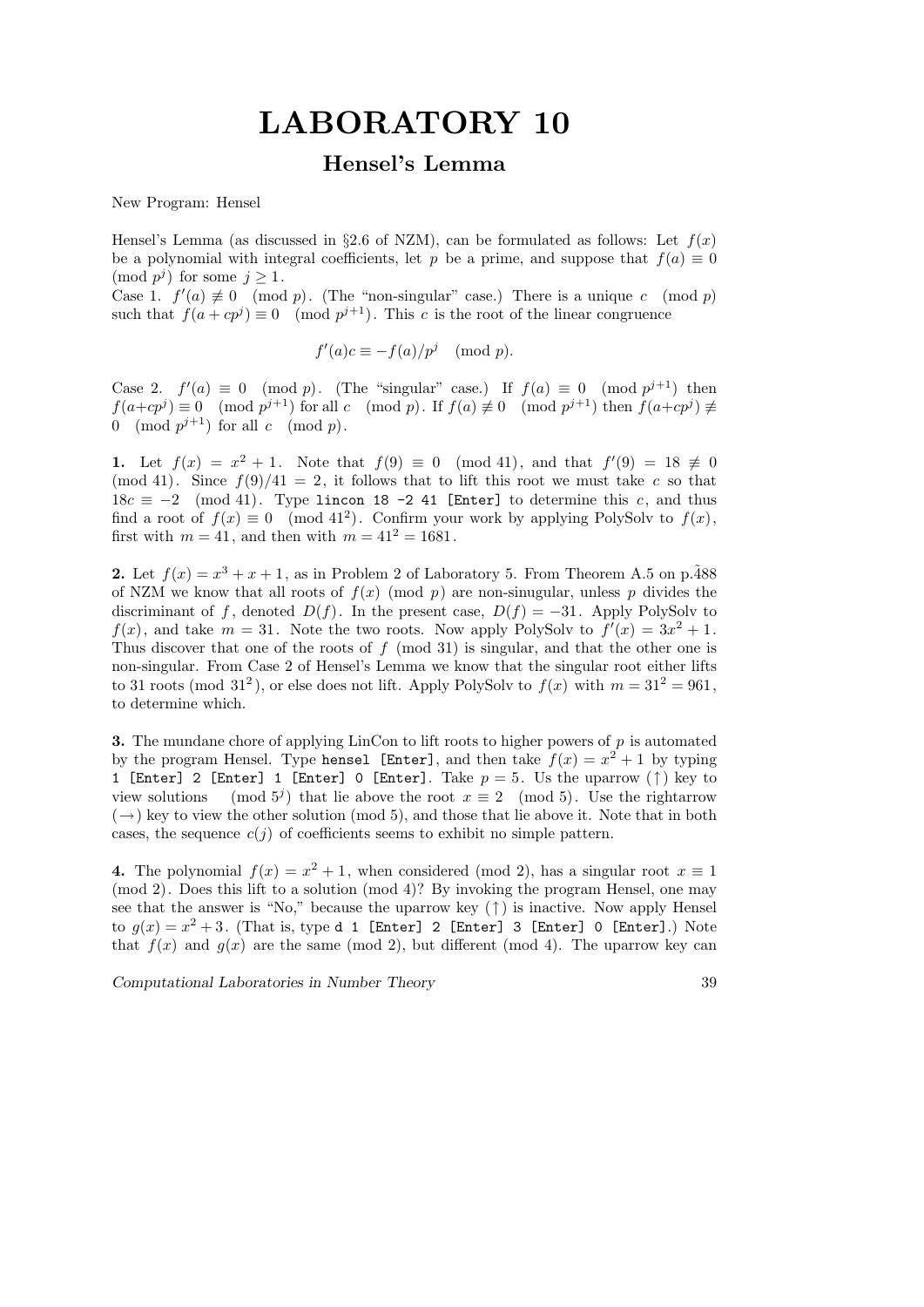# LABORATORY 10

## Hensel's Lemma

New Program: Hensel

Hensel's Lemma (as discussed in §2.6 of NZM), can be formulated as follows: Let $f(x)$ be a polynomial with integral coefficients, let $p$ be a prime, and suppose that $f(a) \equiv 0 \pmod{p^j}$ for some $j \geq 1$.
Case 1. $f'(a) \not\equiv 0 \pmod{p}$. (The "non-singular" case.) There is a unique $c \pmod{p}$ such that $f(a + cp^j) \equiv 0 \pmod{p^{j+1}}$. This $c$ is the root of the linear congruence

$$f'(a)c \equiv -f(a)/p^j \pmod{p}.$$

Case 2. $f'(a) \equiv 0 \pmod{p}$. (The "singular" case.) If $f(a) \equiv 0 \pmod{p^{j+1}}$ then $f(a+cp^j) \equiv 0 \pmod{p^{j+1}}$ for all $c \pmod{p}$. If $f(a) \not\equiv 0 \pmod{p^{j+1}}$ then $f(a+cp^j) \not\equiv 0 \pmod{p^{j+1}}$ for all $c \pmod{p}$.

**1.** Let $f(x) = x^2 + 1$. Note that $f(9) \equiv 0 \pmod{41}$, and that $f'(9) = 18 \not\equiv 0 \pmod{41}$. Since $f(9)/41 = 2$, it follows that to lift this root we must take $c$ so that $18c \equiv -2 \pmod{41}$. Type `lincon 18 -2 41 [Enter]` to determine this $c$, and thus find a root of $f(x) \equiv 0 \pmod{41^2}$. Confirm your work by applying PolySolv to $f(x)$, first with $m = 41$, and then with $m = 41^2 = 1681$.

**2.** Let $f(x) = x^3 + x + 1$, as in Problem 2 of Laboratory 5. From Theorem A.5 on p.$\tilde{4}88$ of NZM we know that all roots of $f(x) \pmod{p}$ are non-sinugular, unless $p$ divides the discriminant of $f$, denoted $D(f)$. In the present case, $D(f) = -31$. Apply PolySolv to $f(x)$, and take $m = 31$. Note the two roots. Now apply PolySolv to $f'(x) = 3x^2 + 1$. Thus discover that one of the roots of $f \pmod{31}$ is singular, and that the other one is non-singular. From Case 2 of Hensel's Lemma we know that the singular root either lifts to 31 roots $\pmod{31^2}$, or else does not lift. Apply PolySolv to $f(x)$ with $m = 31^2 = 961$, to determine which.

**3.** The mundane chore of applying LinCon to lift roots to higher powers of $p$ is automated by the program Hensel. Type `hensel [Enter]`, and then take $f(x) = x^2 + 1$ by typing `1 [Enter] 2 [Enter] 1 [Enter] 0 [Enter]`. Take $p = 5$. Us the uparrow (↑) key to view solutions $\pmod{5^j}$ that lie above the root $x \equiv 2 \pmod{5}$. Use the rightarrow (→) key to view the other solution (mod 5), and those that lie above it. Note that in both cases, the sequence $c(j)$ of coefficients seems to exhibit no simple pattern.

**4.** The polynomial $f(x) = x^2 + 1$, when considered (mod 2), has a singular root $x \equiv 1 \pmod{2}$. Does this lift to a solution (mod 4)? By invoking the program Hensel, one may see that the answer is "No," because the uparrow key (↑) is inactive. Now apply Hensel to $g(x) = x^2 + 3$. (That is, type `d 1 [Enter] 2 [Enter] 3 [Enter] 0 [Enter]`.) Note that $f(x)$ and $g(x)$ are the same (mod 2), but different (mod 4). The uparrow key can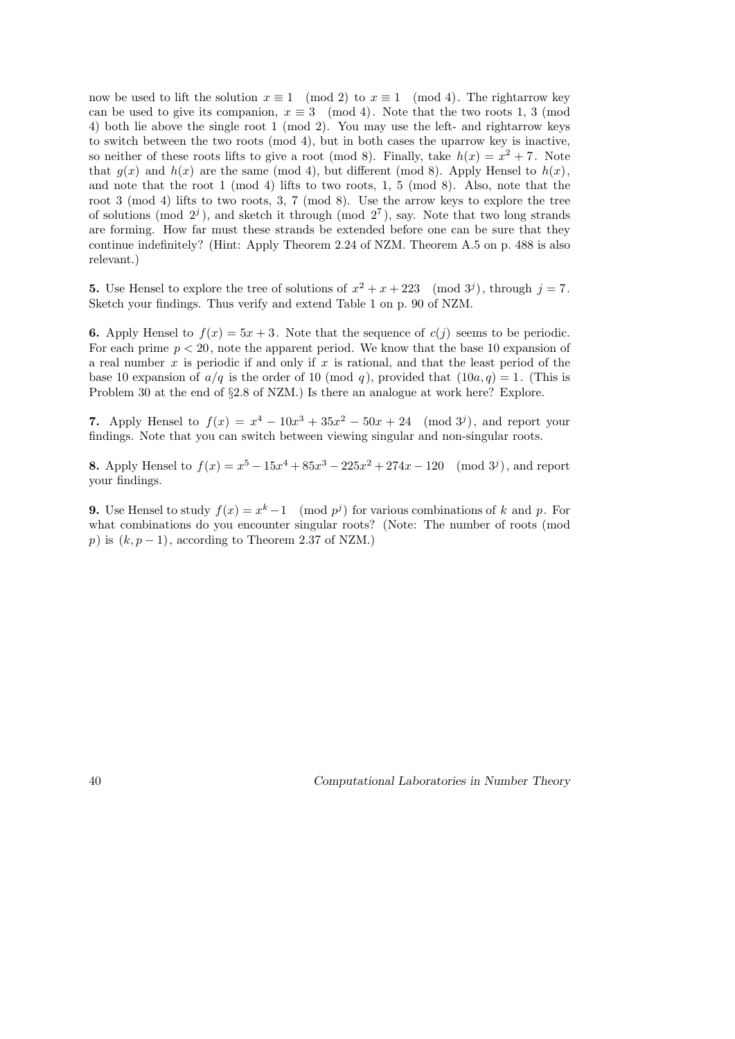now be used to lift the solution $x \equiv 1 \pmod 2$ to $x \equiv 1 \pmod 4$. The rightarrow key can be used to give its companion, $x \equiv 3 \pmod 4$. Note that the two roots 1, 3 (mod 4) both lie above the single root 1 (mod 2). You may use the left- and rightarrow keys to switch between the two roots (mod 4), but in both cases the uparrow key is inactive, so neither of these roots lifts to give a root (mod 8). Finally, take $h(x) = x^2 + 7$. Note that $g(x)$ and $h(x)$ are the same (mod 4), but different (mod 8). Apply Hensel to $h(x)$, and note that the root 1 (mod 4) lifts to two roots, 1, 5 (mod 8). Also, note that the root 3 (mod 4) lifts to two roots, 3, 7 (mod 8). Use the arrow keys to explore the tree of solutions (mod $2^j$), and sketch it through (mod $2^7$), say. Note that two long strands are forming. How far must these strands be extended before one can be sure that they continue indefinitely? (Hint: Apply Theorem 2.24 of NZM. Theorem A.5 on p. 488 is also relevant.)

**5.** Use Hensel to explore the tree of solutions of $x^2 + x + 223 \pmod{3^j}$, through $j = 7$. Sketch your findings. Thus verify and extend Table 1 on p. 90 of NZM.

**6.** Apply Hensel to $f(x) = 5x + 3$. Note that the sequence of $c(j)$ seems to be periodic. For each prime $p < 20$, note the apparent period. We know that the base 10 expansion of a real number $x$ is periodic if and only if $x$ is rational, and that the least period of the base 10 expansion of $a/q$ is the order of 10 (mod $q$), provided that $(10a, q) = 1$. (This is Problem 30 at the end of §2.8 of NZM.) Is there an analogue at work here? Explore.

**7.** Apply Hensel to $f(x) = x^4 - 10x^3 + 35x^2 - 50x + 24 \pmod{3^j}$, and report your findings. Note that you can switch between viewing singular and non-singular roots.

**8.** Apply Hensel to $f(x) = x^5 - 15x^4 + 85x^3 - 225x^2 + 274x - 120 \pmod{3^j}$, and report your findings.

**9.** Use Hensel to study $f(x) = x^k - 1 \pmod{p^j}$ for various combinations of $k$ and $p$. For what combinations do you encounter singular roots? (Note: The number of roots (mod $p$) is $(k, p-1)$, according to Theorem 2.37 of NZM.)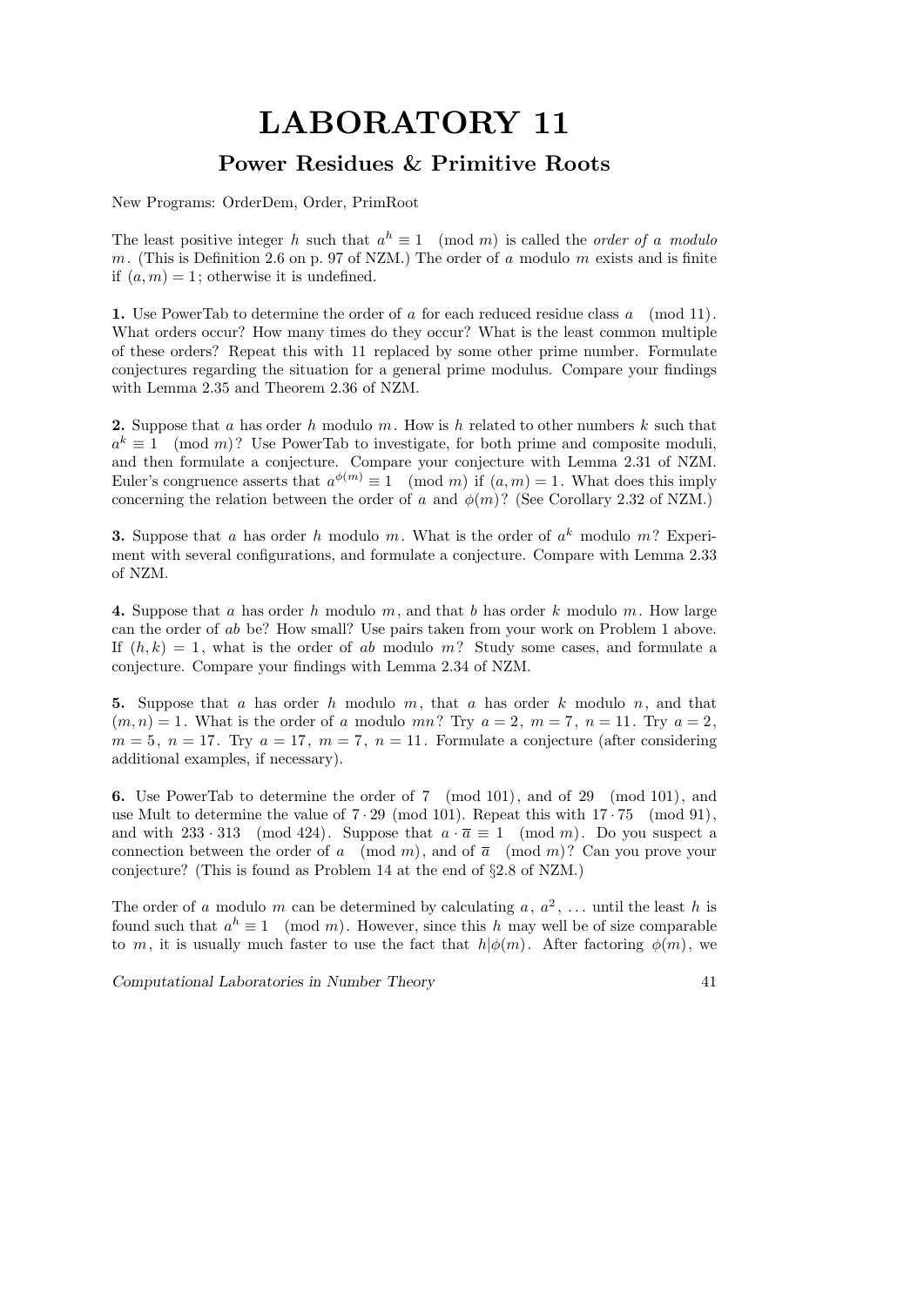# LABORATORY 11

## Power Residues & Primitive Roots

New Programs: OrderDem, Order, PrimRoot

The least positive integer $h$ such that $a^h \equiv 1 \pmod{m}$ is called the *order of $a$ modulo $m$*. (This is Definition 2.6 on p. 97 of NZM.) The order of $a$ modulo $m$ exists and is finite if $(a, m) = 1$; otherwise it is undefined.

**1.** Use PowerTab to determine the order of $a$ for each reduced residue class $a \pmod{11}$. What orders occur? How many times do they occur? What is the least common multiple of these orders? Repeat this with 11 replaced by some other prime number. Formulate conjectures regarding the situation for a general prime modulus. Compare your findings with Lemma 2.35 and Theorem 2.36 of NZM.

**2.** Suppose that $a$ has order $h$ modulo $m$. How is $h$ related to other numbers $k$ such that $a^k \equiv 1 \pmod{m}$? Use PowerTab to investigate, for both prime and composite moduli, and then formulate a conjecture. Compare your conjecture with Lemma 2.31 of NZM. Euler's congruence asserts that $a^{\phi(m)} \equiv 1 \pmod{m}$ if $(a, m) = 1$. What does this imply concerning the relation between the order of $a$ and $\phi(m)$? (See Corollary 2.32 of NZM.)

**3.** Suppose that $a$ has order $h$ modulo $m$. What is the order of $a^k$ modulo $m$? Experiment with several configurations, and formulate a conjecture. Compare with Lemma 2.33 of NZM.

**4.** Suppose that $a$ has order $h$ modulo $m$, and that $b$ has order $k$ modulo $m$. How large can the order of $ab$ be? How small? Use pairs taken from your work on Problem 1 above. If $(h, k) = 1$, what is the order of $ab$ modulo $m$? Study some cases, and formulate a conjecture. Compare your findings with Lemma 2.34 of NZM.

**5.** Suppose that $a$ has order $h$ modulo $m$, that $a$ has order $k$ modulo $n$, and that $(m, n) = 1$. What is the order of $a$ modulo $mn$? Try $a = 2$, $m = 7$, $n = 11$. Try $a = 2$, $m = 5$, $n = 17$. Try $a = 17$, $m = 7$, $n = 11$. Formulate a conjecture (after considering additional examples, if necessary).

**6.** Use PowerTab to determine the order of $7 \pmod{101}$, and of $29 \pmod{101}$, and use Mult to determine the value of $7 \cdot 29 \pmod{101}$. Repeat this with $17 \cdot 75 \pmod{91}$, and with $233 \cdot 313 \pmod{424}$. Suppose that $a \cdot \overline{a} \equiv 1 \pmod{m}$. Do you suspect a connection between the order of $a \pmod{m}$, and of $\overline{a} \pmod{m}$? Can you prove your conjecture? (This is found as Problem 14 at the end of §2.8 of NZM.)

The order of $a$ modulo $m$ can be determined by calculating $a$, $a^2$, ... until the least $h$ is found such that $a^h \equiv 1 \pmod{m}$. However, since this $h$ may well be of size comparable to $m$, it is usually much faster to use the fact that $h | \phi(m)$. After factoring $\phi(m)$, we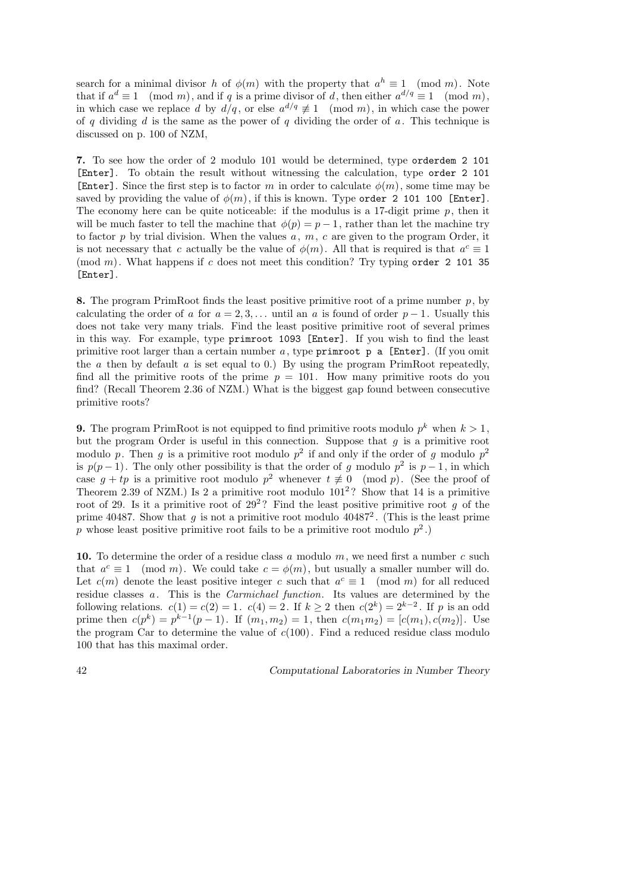search for a minimal divisor $h$ of $\phi(m)$ with the property that $a^h \equiv 1 \pmod{m}$. Note that if $a^d \equiv 1 \pmod{m}$, and if $q$ is a prime divisor of $d$, then either $a^{d/q} \equiv 1 \pmod{m}$, in which case we replace $d$ by $d/q$, or else $a^{d/q} \not\equiv 1 \pmod{m}$, in which case the power of $q$ dividing $d$ is the same as the power of $q$ dividing the order of $a$. This technique is discussed on p. 100 of NZM,

**7.** To see how the order of 2 modulo 101 would be determined, type `orderdem 2 101 [Enter]`. To obtain the result without witnessing the calculation, type `order 2 101 [Enter]`. Since the first step is to factor $m$ in order to calculate $\phi(m)$, some time may be saved by providing the value of $\phi(m)$, if this is known. Type `order 2 101 100 [Enter]`. The economy here can be quite noticeable: if the modulus is a 17-digit prime $p$, then it will be much faster to tell the machine that $\phi(p) = p - 1$, rather than let the machine try to factor $p$ by trial division. When the values $a$, $m$, $c$ are given to the program Order, it is not necessary that $c$ actually be the value of $\phi(m)$. All that is required is that $a^c \equiv 1 \pmod{m}$. What happens if $c$ does not meet this condition? Try typing `order 2 101 35 [Enter]`.

**8.** The program PrimRoot finds the least positive primitive root of a prime number $p$, by calculating the order of $a$ for $a = 2, 3, \ldots$ until an $a$ is found of order $p - 1$. Usually this does not take very many trials. Find the least positive primitive root of several primes in this way. For example, type `primroot 1093 [Enter]`. If you wish to find the least primitive root larger than a certain number $a$, type `primroot p a [Enter]`. (If you omit the $a$ then by default $a$ is set equal to 0.) By using the program PrimRoot repeatedly, find all the primitive roots of the prime $p = 101$. How many primitive roots do you find? (Recall Theorem 2.36 of NZM.) What is the biggest gap found between consecutive primitive roots?

**9.** The program PrimRoot is not equipped to find primitive roots modulo $p^k$ when $k > 1$, but the program Order is useful in this connection. Suppose that $g$ is a primitive root modulo $p$. Then $g$ is a primitive root modulo $p^2$ if and only if the order of $g$ modulo $p^2$ is $p(p-1)$. The only other possibility is that the order of $g$ modulo $p^2$ is $p - 1$, in which case $g + tp$ is a primitive root modulo $p^2$ whenever $t \not\equiv 0 \pmod{p}$. (See the proof of Theorem 2.39 of NZM.) Is 2 a primitive root modulo $101^2$? Show that 14 is a primitive root of 29. Is it a primitive root of $29^2$? Find the least positive primitive root $g$ of the prime 40487. Show that $g$ is not a primitive root modulo $40487^2$. (This is the least prime $p$ whose least positive primitive root fails to be a primitive root modulo $p^2$.)

**10.** To determine the order of a residue class $a$ modulo $m$, we need first a number $c$ such that $a^c \equiv 1 \pmod{m}$. We could take $c = \phi(m)$, but usually a smaller number will do. Let $c(m)$ denote the least positive integer $c$ such that $a^c \equiv 1 \pmod{m}$ for all reduced residue classes $a$. This is the *Carmichael function*. Its values are determined by the following relations. $c(1) = c(2) = 1$. $c(4) = 2$. If $k \geq 2$ then $c(2^k) = 2^{k-2}$. If $p$ is an odd prime then $c(p^k) = p^{k-1}(p-1)$. If $(m_1, m_2) = 1$, then $c(m_1 m_2) = [c(m_1), c(m_2)]$. Use the program Car to determine the value of $c(100)$. Find a reduced residue class modulo 100 that has this maximal order.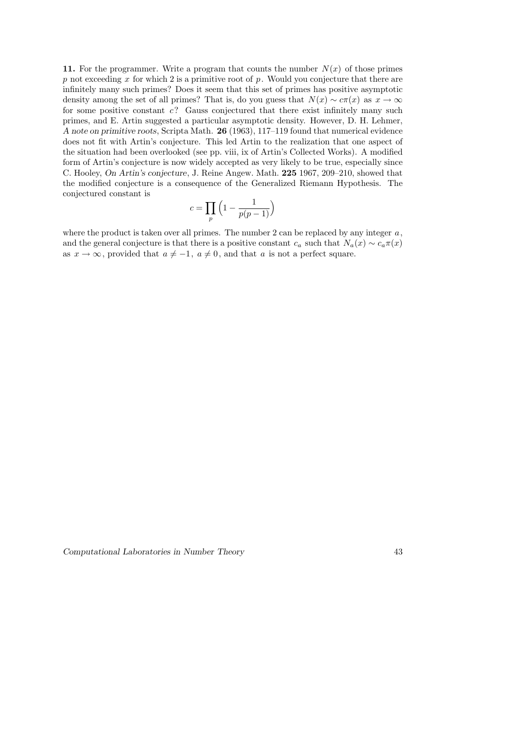**11.** For the programmer. Write a program that counts the number $N(x)$ of those primes $p$ not exceeding $x$ for which 2 is a primitive root of $p$. Would you conjecture that there are infinitely many such primes? Does it seem that this set of primes has positive asymptotic density among the set of all primes? That is, do you guess that $N(x) \sim c\pi(x)$ as $x \to \infty$ for some positive constant $c$? Gauss conjectured that there exist infinitely many such primes, and E. Artin suggested a particular asymptotic density. However, D. H. Lehmer, *A note on primitive roots*, Scripta Math. **26** (1963), 117–119 found that numerical evidence does not fit with Artin's conjecture. This led Artin to the realization that one aspect of the situation had been overlooked (see pp. viii, ix of Artin's Collected Works). A modified form of Artin's conjecture is now widely accepted as very likely to be true, especially since C. Hooley, *On Artin's conjecture*, J. Reine Angew. Math. **225** 1967, 209–210, showed that the modified conjecture is a consequence of the Generalized Riemann Hypothesis. The conjectured constant is

$$c = \prod_p \Big(1 - \frac{1}{p(p-1)}\Big)$$

where the product is taken over all primes. The number 2 can be replaced by any integer $a$, and the general conjecture is that there is a positive constant $c_a$ such that $N_a(x) \sim c_a\pi(x)$ as $x \to \infty$, provided that $a \neq -1$, $a \neq 0$, and that $a$ is not a perfect square.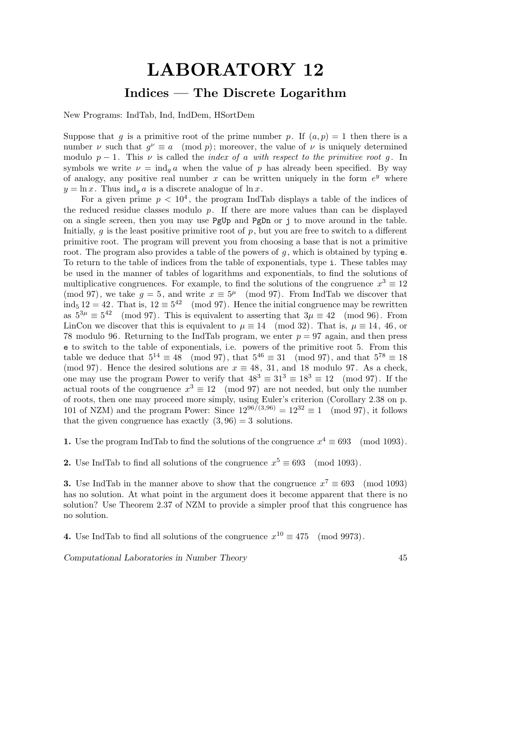# LABORATORY 12

## Indices — The Discrete Logarithm

New Programs: IndTab, Ind, IndDem, HSortDem

Suppose that $g$ is a primitive root of the prime number $p$. If $(a, p) = 1$ then there is a number $\nu$ such that $g^\nu \equiv a \pmod{p}$; moreover, the value of $\nu$ is uniquely determined modulo $p - 1$. This $\nu$ is called the *index of $a$ with respect to the primitive root $g$*. In symbols we write $\nu = \text{ind}_g\, a$ when the value of $p$ has already been specified. By way of analogy, any positive real number $x$ can be written uniquely in the form $e^y$ where $y = \ln x$. Thus $\text{ind}_g\, a$ is a discrete analogue of $\ln x$.

For a given prime $p < 10^4$, the program IndTab displays a table of the indices of the reduced residue classes modulo $p$. If there are more values than can be displayed on a single screen, then you may use `PgUp` and `PgDn` or `j` to move around in the table. Initially, $g$ is the least positive primitive root of $p$, but you are free to switch to a different primitive root. The program will prevent you from choosing a base that is not a primitive root. The program also provides a table of the powers of $g$, which is obtained by typing `e`. To return to the table of indices from the table of exponentials, type `i`. These tables may be used in the manner of tables of logarithms and exponentials, to find the solutions of multiplicative congruences. For example, to find the solutions of the congruence $x^3 \equiv 12 \pmod{97}$, we take $g = 5$, and write $x \equiv 5^\mu \pmod{97}$. From IndTab we discover that $\text{ind}_5\, 12 = 42$. That is, $12 \equiv 5^{42} \pmod{97}$. Hence the initial congruence may be rewritten as $5^{3\mu} \equiv 5^{42} \pmod{97}$. This is equivalent to asserting that $3\mu \equiv 42 \pmod{96}$. From LinCon we discover that this is equivalent to $\mu \equiv 14 \pmod{32}$. That is, $\mu \equiv 14$, $46$, or $78$ modulo $96$. Returning to the IndTab program, we enter $p = 97$ again, and then press `e` to switch to the table of exponentials, i.e. powers of the primitive root 5. From this table we deduce that $5^{14} \equiv 48 \pmod{97}$, that $5^{46} \equiv 31 \pmod{97}$, and that $5^{78} \equiv 18 \pmod{97}$. Hence the desired solutions are $x \equiv 48$, $31$, and $18$ modulo $97$. As a check, one may use the program Power to verify that $48^3 \equiv 31^3 \equiv 18^3 \equiv 12 \pmod{97}$. If the actual roots of the congruence $x^3 \equiv 12 \pmod{97}$ are not needed, but only the number of roots, then one may proceed more simply, using Euler's criterion (Corollary 2.38 on p. 101 of NZM) and the program Power: Since $12^{96/(3,96)} = 12^{32} \equiv 1 \pmod{97}$, it follows that the given congruence has exactly $(3, 96) = 3$ solutions.

**1.** Use the program IndTab to find the solutions of the congruence $x^4 \equiv 693 \pmod{1093}$.

**2.** Use IndTab to find all solutions of the congruence $x^5 \equiv 693 \pmod{1093}$.

**3.** Use IndTab in the manner above to show that the congruence $x^7 \equiv 693 \pmod{1093}$ has no solution. At what point in the argument does it become apparent that there is no solution? Use Theorem 2.37 of NZM to provide a simpler proof that this congruence has no solution.

**4.** Use IndTab to find all solutions of the congruence $x^{10} \equiv 475 \pmod{9973}$.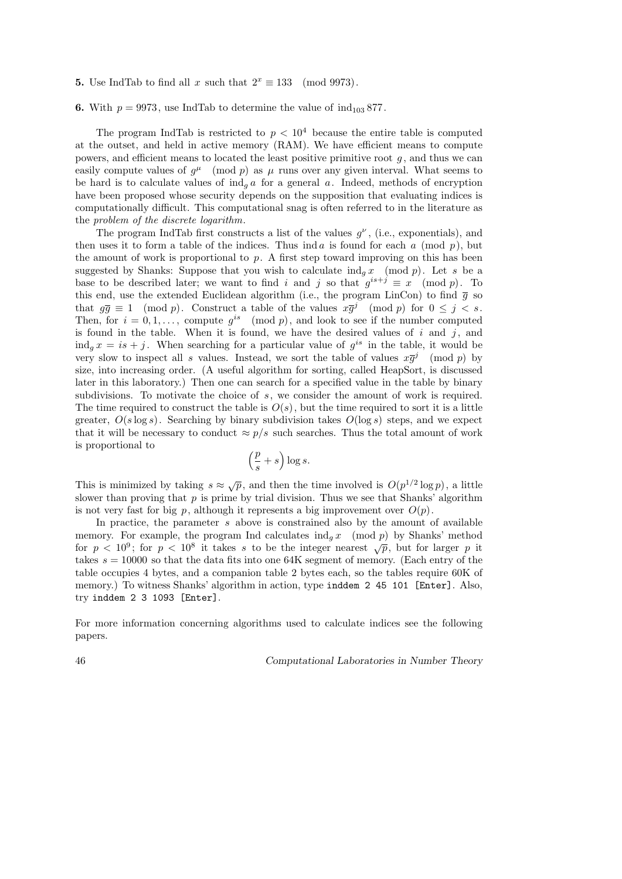**5.** Use IndTab to find all $x$ such that $2^x \equiv 133 \pmod{9973}$.

**6.** With $p = 9973$, use IndTab to determine the value of $\mathrm{ind}_{103} 877$.

The program IndTab is restricted to $p < 10^4$ because the entire table is computed at the outset, and held in active memory (RAM). We have efficient means to compute powers, and efficient means to located the least positive primitive root $g$, and thus we can easily compute values of $g^\mu \pmod{p}$ as $\mu$ runs over any given interval. What seems to be hard is to calculate values of $\mathrm{ind}_g a$ for a general $a$. Indeed, methods of encryption have been proposed whose security depends on the supposition that evaluating indices is computationally difficult. This computational snag is often referred to in the literature as the *problem of the discrete logarithm*.

The program IndTab first constructs a list of the values $g^\nu$, (i.e., exponentials), and then uses it to form a table of the indices. Thus $\mathrm{ind}\, a$ is found for each $a \pmod{p}$, but the amount of work is proportional to $p$. A first step toward improving on this has been suggested by Shanks: Suppose that you wish to calculate $\mathrm{ind}_g x \pmod{p}$. Let $s$ be a base to be described later; we want to find $i$ and $j$ so that $g^{is+j} \equiv x \pmod{p}$. To this end, use the extended Euclidean algorithm (i.e., the program LinCon) to find $\overline{g}$ so that $g\overline{g} \equiv 1 \pmod{p}$. Construct a table of the values $x\overline{g}^j \pmod{p}$ for $0 \le j < s$. Then, for $i = 0, 1, \ldots,$ compute $g^{is} \pmod{p}$, and look to see if the number computed is found in the table. When it is found, we have the desired values of $i$ and $j$, and $\mathrm{ind}_g x = is + j$. When searching for a particular value of $g^{is}$ in the table, it would be very slow to inspect all $s$ values. Instead, we sort the table of values $x\overline{g}^j \pmod{p}$ by size, into increasing order. (A useful algorithm for sorting, called HeapSort, is discussed later in this laboratory.) Then one can search for a specified value in the table by binary subdivisions. To motivate the choice of $s$, we consider the amount of work is required. The time required to construct the table is $O(s)$, but the time required to sort it is a little greater, $O(s \log s)$. Searching by binary subdivision takes $O(\log s)$ steps, and we expect that it will be necessary to conduct $\approx p/s$ such searches. Thus the total amount of work is proportional to

$$\Big(\frac{p}{s} + s\Big)\log s.$$

This is minimized by taking $s \approx \sqrt{p}$, and then the time involved is $O(p^{1/2}\log p)$, a little slower than proving that $p$ is prime by trial division. Thus we see that Shanks' algorithm is not very fast for big $p$, although it represents a big improvement over $O(p)$.

In practice, the parameter $s$ above is constrained also by the amount of available memory. For example, the program Ind calculates $\mathrm{ind}_g x \pmod{p}$ by Shanks' method for $p < 10^9$; for $p < 10^8$ it takes $s$ to be the integer nearest $\sqrt{p}$, but for larger $p$ it takes $s = 10000$ so that the data fits into one 64K segment of memory. (Each entry of the table occupies 4 bytes, and a companion table 2 bytes each, so the tables require 60K of memory.) To witness Shanks' algorithm in action, type `inddem 2 45 101 [Enter]`. Also, try `inddem 2 3 1093 [Enter]`.

For more information concerning algorithms used to calculate indices see the following papers.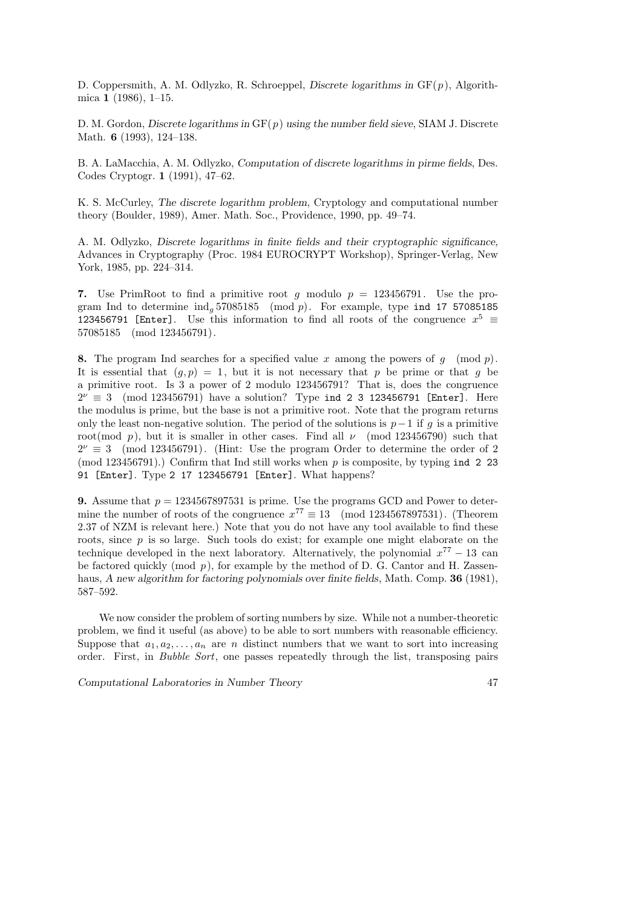D. Coppersmith, A. M. Odlyzko, R. Schroeppel, *Discrete logarithms in* $\mathrm{GF}(p)$, Algorithmica **1** (1986), 1–15.

D. M. Gordon, *Discrete logarithms in* $\mathrm{GF}(p)$ *using the number field sieve*, SIAM J. Discrete Math. **6** (1993), 124–138.

B. A. LaMacchia, A. M. Odlyzko, *Computation of discrete logarithms in pirme fields*, Des. Codes Cryptogr. **1** (1991), 47–62.

K. S. McCurley, *The discrete logarithm problem*, Cryptology and computational number theory (Boulder, 1989), Amer. Math. Soc., Providence, 1990, pp. 49–74.

A. M. Odlyzko, *Discrete logarithms in finite fields and their cryptographic significance*, Advances in Cryptography (Proc. 1984 EUROCRYPT Workshop), Springer-Verlag, New York, 1985, pp. 224–314.

**7.** Use PrimRoot to find a primitive root $g$ modulo $p = 123456791$. Use the program Ind to determine $\mathrm{ind}_g\, 57085185 \pmod{p}$. For example, type `ind 17 57085185 123456791 [Enter]`. Use this information to find all roots of the congruence $x^5 \equiv 57085185 \pmod{123456791}$.

**8.** The program Ind searches for a specified value $x$ among the powers of $g \pmod{p}$. It is essential that $(g, p) = 1$, but it is not necessary that $p$ be prime or that $g$ be a primitive root. Is 3 a power of 2 modulo 123456791? That is, does the congruence $2^\nu \equiv 3 \pmod{123456791}$ have a solution? Type `ind 2 3 123456791 [Enter]`. Here the modulus is prime, but the base is not a primitive root. Note that the program returns only the least non-negative solution. The period of the solutions is $p-1$ if $g$ is a primitive root(mod $p$), but it is smaller in other cases. Find all $\nu \pmod{123456790}$ such that $2^\nu \equiv 3 \pmod{123456791}$. (Hint: Use the program Order to determine the order of 2 (mod 123456791).) Confirm that Ind still works when $p$ is composite, by typing `ind 2 23 91 [Enter]`. Type `2 17 123456791 [Enter]`. What happens?

**9.** Assume that $p = 1234567897531$ is prime. Use the programs GCD and Power to determine the number of roots of the congruence $x^{77} \equiv 13 \pmod{1234567897531}$. (Theorem 2.37 of NZM is relevant here.) Note that you do not have any tool available to find these roots, since $p$ is so large. Such tools do exist; for example one might elaborate on the technique developed in the next laboratory. Alternatively, the polynomial $x^{77} - 13$ can be factored quickly (mod $p$), for example by the method of D. G. Cantor and H. Zassenhaus, *A new algorithm for factoring polynomials over finite fields*, Math. Comp. **36** (1981), 587–592.

We now consider the problem of sorting numbers by size. While not a number-theoretic problem, we find it useful (as above) to be able to sort numbers with reasonable efficiency. Suppose that $a_1, a_2, \ldots, a_n$ are $n$ distinct numbers that we want to sort into increasing order. First, in *Bubble Sort*, one passes repeatedly through the list, transposing pairs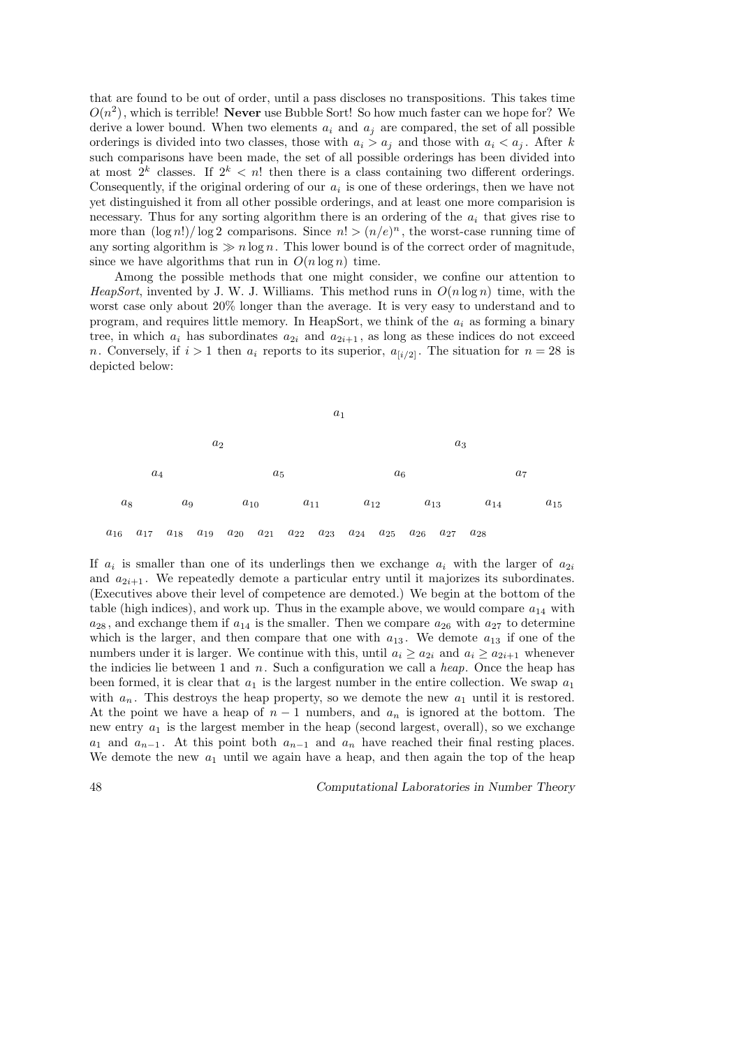that are found to be out of order, until a pass discloses no transpositions. This takes time $O(n^2)$, which is terrible! **Never** use Bubble Sort! So how much faster can we hope for? We derive a lower bound. When two elements $a_i$ and $a_j$ are compared, the set of all possible orderings is divided into two classes, those with $a_i > a_j$ and those with $a_i < a_j$. After $k$ such comparisons have been made, the set of all possible orderings has been divided into at most $2^k$ classes. If $2^k < n!$ then there is a class containing two different orderings. Consequently, if the original ordering of our $a_i$ is one of these orderings, then we have not yet distinguished it from all other possible orderings, and at least one more comparision is necessary. Thus for any sorting algorithm there is an ordering of the $a_i$ that gives rise to more than $(\log n!)/\log 2$ comparisons. Since $n! > (n/e)^n$, the worst-case running time of any sorting algorithm is $\gg n \log n$. This lower bound is of the correct order of magnitude, since we have algorithms that run in $O(n \log n)$ time.

Among the possible methods that one might consider, we confine our attention to *HeapSort*, invented by J. W. J. Williams. This method runs in $O(n \log n)$ time, with the worst case only about 20% longer than the average. It is very easy to understand and to program, and requires little memory. In HeapSort, we think of the $a_i$ as forming a binary tree, in which $a_i$ has subordinates $a_{2i}$ and $a_{2i+1}$, as long as these indices do not exceed $n$. Conversely, if $i > 1$ then $a_i$ reports to its superior, $a_{[i/2]}$. The situation for $n = 28$ is depicted below:

$$
\begin{array}{c}
a_1 \\
a_2 \qquad\qquad\qquad\qquad a_3 \\
a_4 \qquad\quad a_5 \qquad\quad a_6 \qquad\quad a_7 \\
a_8 \quad a_9 \quad a_{10} \quad a_{11} \quad a_{12} \quad a_{13} \quad a_{14} \quad a_{15} \\
a_{16}\ a_{17}\ a_{18}\ a_{19}\ a_{20}\ a_{21}\ a_{22}\ a_{23}\ a_{24}\ a_{25}\ a_{26}\ a_{27}\ a_{28}
\end{array}
$$

If $a_i$ is smaller than one of its underlings then we exchange $a_i$ with the larger of $a_{2i}$ and $a_{2i+1}$. We repeatedly demote a particular entry until it majorizes its subordinates. (Executives above their level of competence are demoted.) We begin at the bottom of the table (high indices), and work up. Thus in the example above, we would compare $a_{14}$ with $a_{28}$, and exchange them if $a_{14}$ is the smaller. Then we compare $a_{26}$ with $a_{27}$ to determine which is the larger, and then compare that one with $a_{13}$. We demote $a_{13}$ if one of the numbers under it is larger. We continue with this, until $a_i \ge a_{2i}$ and $a_i \ge a_{2i+1}$ whenever the indicies lie between 1 and $n$. Such a configuration we call a *heap*. Once the heap has been formed, it is clear that $a_1$ is the largest number in the entire collection. We swap $a_1$ with $a_n$. This destroys the heap property, so we demote the new $a_1$ until it is restored. At the point we have a heap of $n-1$ numbers, and $a_n$ is ignored at the bottom. The new entry $a_1$ is the largest member in the heap (second largest, overall), so we exchange $a_1$ and $a_{n-1}$. At this point both $a_{n-1}$ and $a_n$ have reached their final resting places. We demote the new $a_1$ until we again have a heap, and then again the top of the heap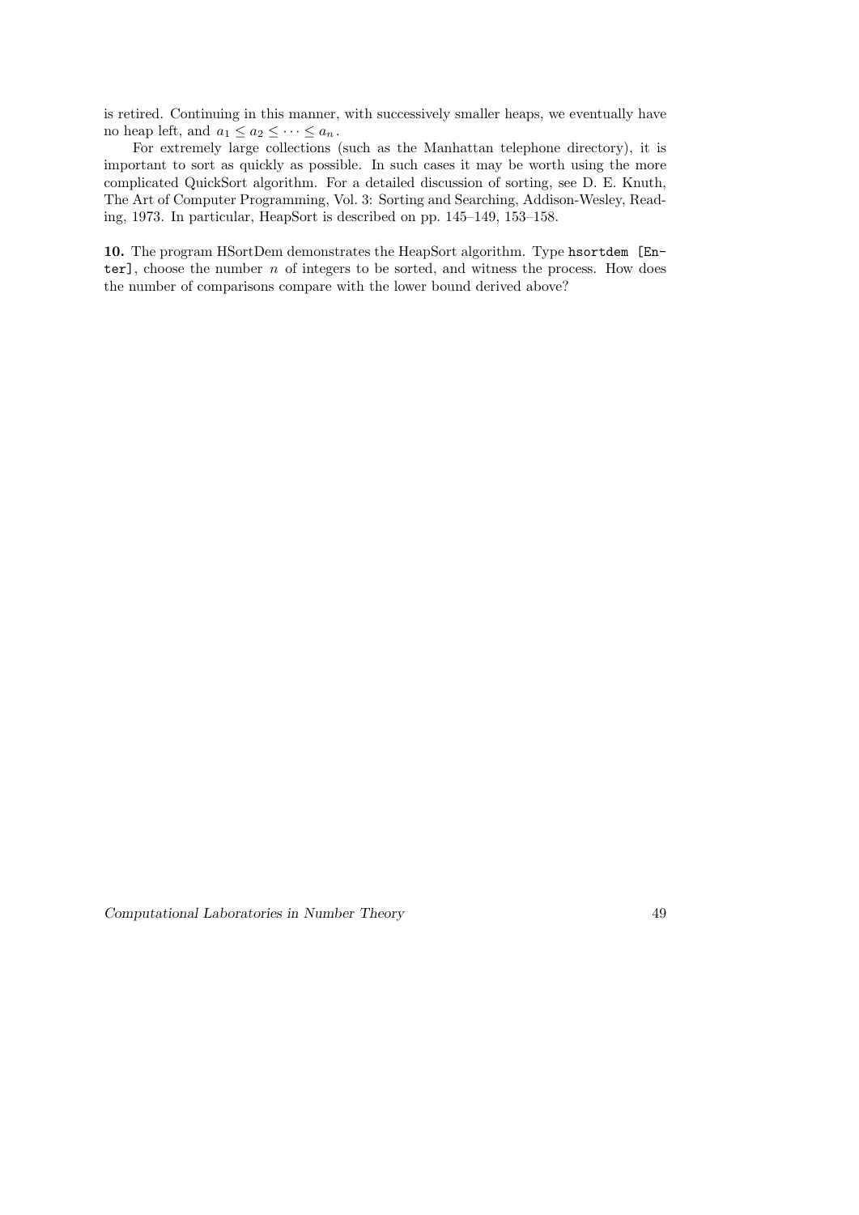is retired. Continuing in this manner, with successively smaller heaps, we eventually have no heap left, and $a_1 \le a_2 \le \cdots \le a_n$.

For extremely large collections (such as the Manhattan telephone directory), it is important to sort as quickly as possible. In such cases it may be worth using the more complicated QuickSort algorithm. For a detailed discussion of sorting, see D. E. Knuth, The Art of Computer Programming, Vol. 3: Sorting and Searching, Addison-Wesley, Reading, 1973. In particular, HeapSort is described on pp. 145–149, 153–158.

**10.** The program HSortDem demonstrates the HeapSort algorithm. Type `hsortdem [Enter]`, choose the number $n$ of integers to be sorted, and witness the process. How does the number of comparisons compare with the lower bound derived above?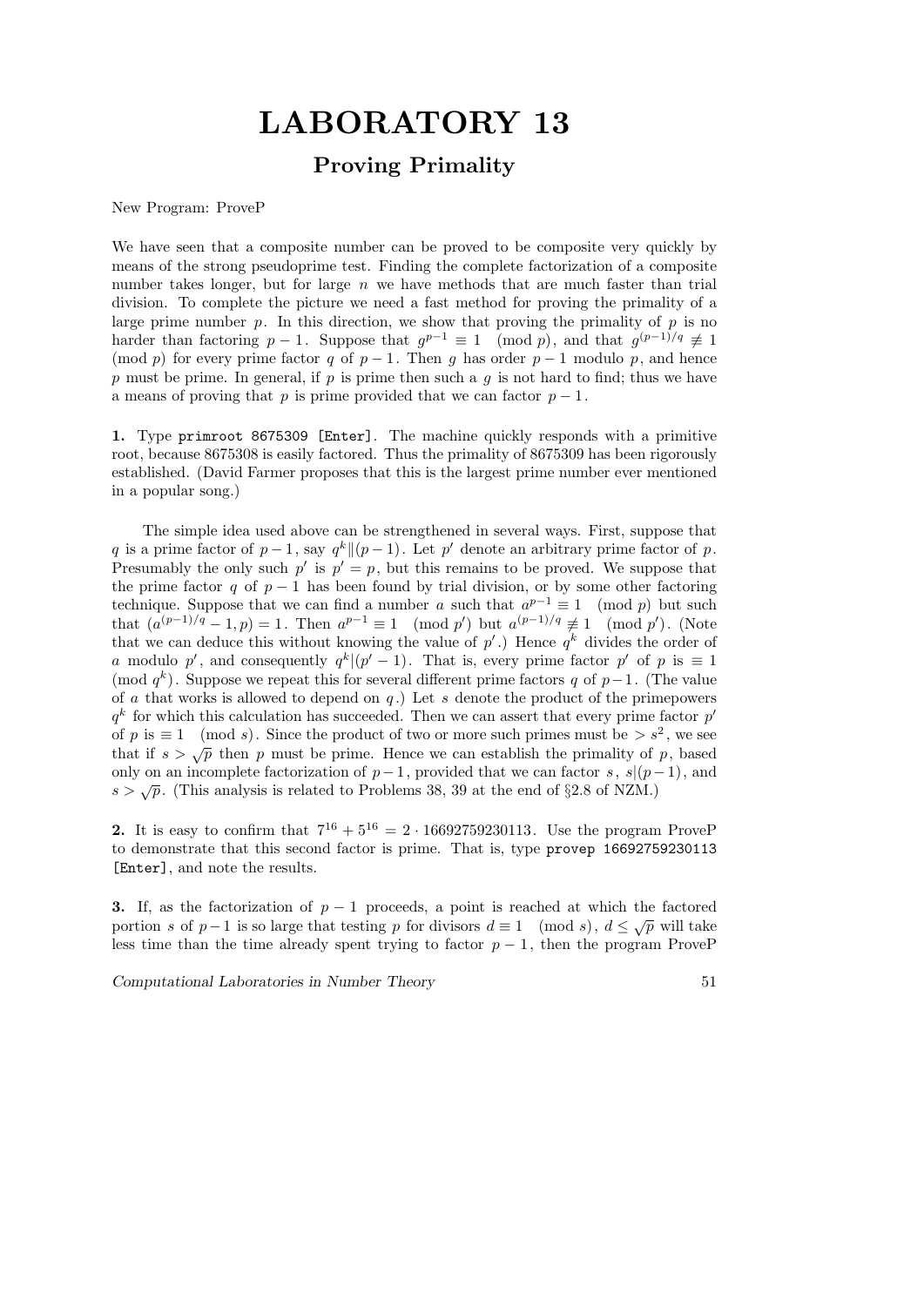# LABORATORY 13

## Proving Primality

New Program: ProveP

We have seen that a composite number can be proved to be composite very quickly by means of the strong pseudoprime test. Finding the complete factorization of a composite number takes longer, but for large $n$ we have methods that are much faster than trial division. To complete the picture we need a fast method for proving the primality of a large prime number $p$. In this direction, we show that proving the primality of $p$ is no harder than factoring $p-1$. Suppose that $g^{p-1} \equiv 1 \pmod p$, and that $g^{(p-1)/q} \not\equiv 1 \pmod p$ for every prime factor $q$ of $p-1$. Then $g$ has order $p-1$ modulo $p$, and hence $p$ must be prime. In general, if $p$ is prime then such a $g$ is not hard to find; thus we have a means of proving that $p$ is prime provided that we can factor $p-1$.

**1.** Type `primroot 8675309 [Enter]`. The machine quickly responds with a primitive root, because 8675308 is easily factored. Thus the primality of 8675309 has been rigorously established. (David Farmer proposes that this is the largest prime number ever mentioned in a popular song.)

The simple idea used above can be strengthened in several ways. First, suppose that $q$ is a prime factor of $p-1$, say $q^k \| (p-1)$. Let $p'$ denote an arbitrary prime factor of $p$. Presumably the only such $p'$ is $p' = p$, but this remains to be proved. We suppose that the prime factor $q$ of $p-1$ has been found by trial division, or by some other factoring technique. Suppose that we can find a number $a$ such that $a^{p-1} \equiv 1 \pmod p$ but such that $(a^{(p-1)/q} - 1, p) = 1$. Then $a^{p-1} \equiv 1 \pmod{p'}$ but $a^{(p-1)/q} \not\equiv 1 \pmod{p'}$. (Note that we can deduce this without knowing the value of $p'$.) Hence $q^k$ divides the order of $a$ modulo $p'$, and consequently $q^k | (p'-1)$. That is, every prime factor $p'$ of $p$ is $\equiv 1 \pmod{q^k}$. Suppose we repeat this for several different prime factors $q$ of $p-1$. (The value of $a$ that works is allowed to depend on $q$.) Let $s$ denote the product of the primepowers $q^k$ for which this calculation has succeeded. Then we can assert that every prime factor $p'$ of $p$ is $\equiv 1 \pmod s$. Since the product of two or more such primes must be $> s^2$, we see that if $s > \sqrt{p}$ then $p$ must be prime. Hence we can establish the primality of $p$, based only on an incomplete factorization of $p-1$, provided that we can factor $s$, $s | (p-1)$, and $s > \sqrt{p}$. (This analysis is related to Problems 38, 39 at the end of §2.8 of NZM.)

**2.** It is easy to confirm that $7^{16} + 5^{16} = 2 \cdot 16692759230113$. Use the program ProveP to demonstrate that this second factor is prime. That is, type `provep 16692759230113 [Enter]`, and note the results.

**3.** If, as the factorization of $p-1$ proceeds, a point is reached at which the factored portion $s$ of $p-1$ is so large that testing $p$ for divisors $d \equiv 1 \pmod s$, $d \le \sqrt{p}$ will take less time than the time already spent trying to factor $p-1$, then the program ProveP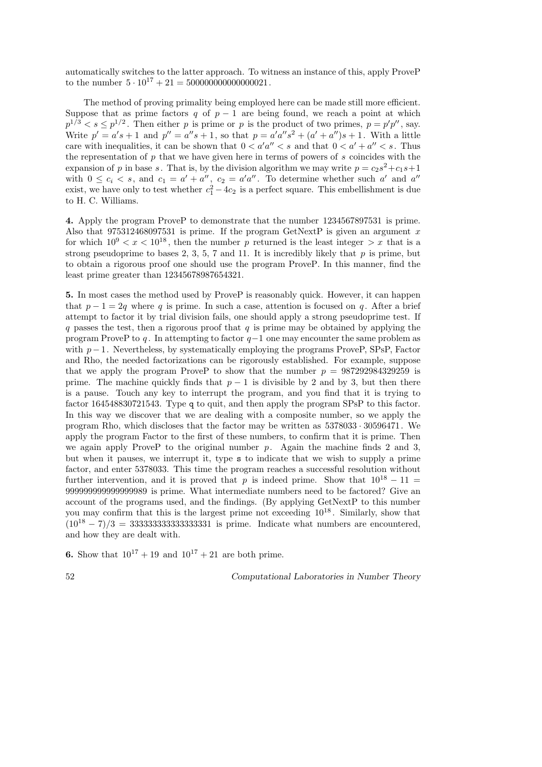automatically switches to the latter approach. To witness an instance of this, apply ProveP to the number $5 \cdot 10^{17} + 21 = 500000000000000021$.

The method of proving primality being employed here can be made still more efficient. Suppose that as prime factors $q$ of $p-1$ are being found, we reach a point at which $p^{1/3} < s \le p^{1/2}$. Then either $p$ is prime or $p$ is the product of two primes, $p = p'p''$, say. Write $p' = a's + 1$ and $p'' = a''s + 1$, so that $p = a'a''s^2 + (a' + a'')s + 1$. With a little care with inequalities, it can be shown that $0 < a'a'' < s$ and that $0 < a' + a'' < s$. Thus the representation of $p$ that we have given here in terms of powers of $s$ coincides with the expansion of $p$ in base $s$. That is, by the division algorithm we may write $p = c_2s^2 + c_1s + 1$ with $0 \le c_i < s$, and $c_1 = a' + a''$, $c_2 = a'a''$. To determine whether such $a'$ and $a''$ exist, we have only to test whether $c_1^2 - 4c_2$ is a perfect square. This embellishment is due to H. C. Williams.

**4.** Apply the program ProveP to demonstrate that the number 1234567897531 is prime. Also that 975312468097531 is prime. If the program GetNextP is given an argument $x$ for which $10^9 < x < 10^{18}$, then the number $p$ returned is the least integer $> x$ that is a strong pseudoprime to bases 2, 3, 5, 7 and 11. It is incredibly likely that $p$ is prime, but to obtain a rigorous proof one should use the program ProveP. In this manner, find the least prime greater than 12345678987654321.

**5.** In most cases the method used by ProveP is reasonably quick. However, it can happen that $p - 1 = 2q$ where $q$ is prime. In such a case, attention is focused on $q$. After a brief attempt to factor it by trial division fails, one should apply a strong pseudoprime test. If $q$ passes the test, then a rigorous proof that $q$ is prime may be obtained by applying the program ProveP to $q$. In attempting to factor $q-1$ one may encounter the same problem as with $p-1$. Nevertheless, by systematically employing the programs ProveP, SPsP, Factor and Rho, the needed factorizations can be rigorously established. For example, suppose that we apply the program ProveP to show that the number $p = 987292984329259$ is prime. The machine quickly finds that $p-1$ is divisible by 2 and by 3, but then there is a pause. Touch any key to interrupt the program, and you find that it is trying to factor 164548830721543. Type `q` to quit, and then apply the program SPsP to this factor. In this way we discover that we are dealing with a composite number, so we apply the program Rho, which discloses that the factor may be written as $5378033 \cdot 30596471$. We apply the program Factor to the first of these numbers, to confirm that it is prime. Then we again apply ProveP to the original number $p$. Again the machine finds 2 and 3, but when it pauses, we interrupt it, type `s` to indicate that we wish to supply a prime factor, and enter 5378033. This time the program reaches a successful resolution without further intervention, and it is proved that $p$ is indeed prime. Show that $10^{18} - 11 = 999999999999999989$ is prime. What intermediate numbers need to be factored? Give an account of the programs used, and the findings. (By applying GetNextP to this number you may confirm that this is the largest prime not exceeding $10^{18}$. Similarly, show that $(10^{18} - 7)/3 = 333333333333333331$ is prime. Indicate what numbers are encountered, and how they are dealt with.

**6.** Show that $10^{17} + 19$ and $10^{17} + 21$ are both prime.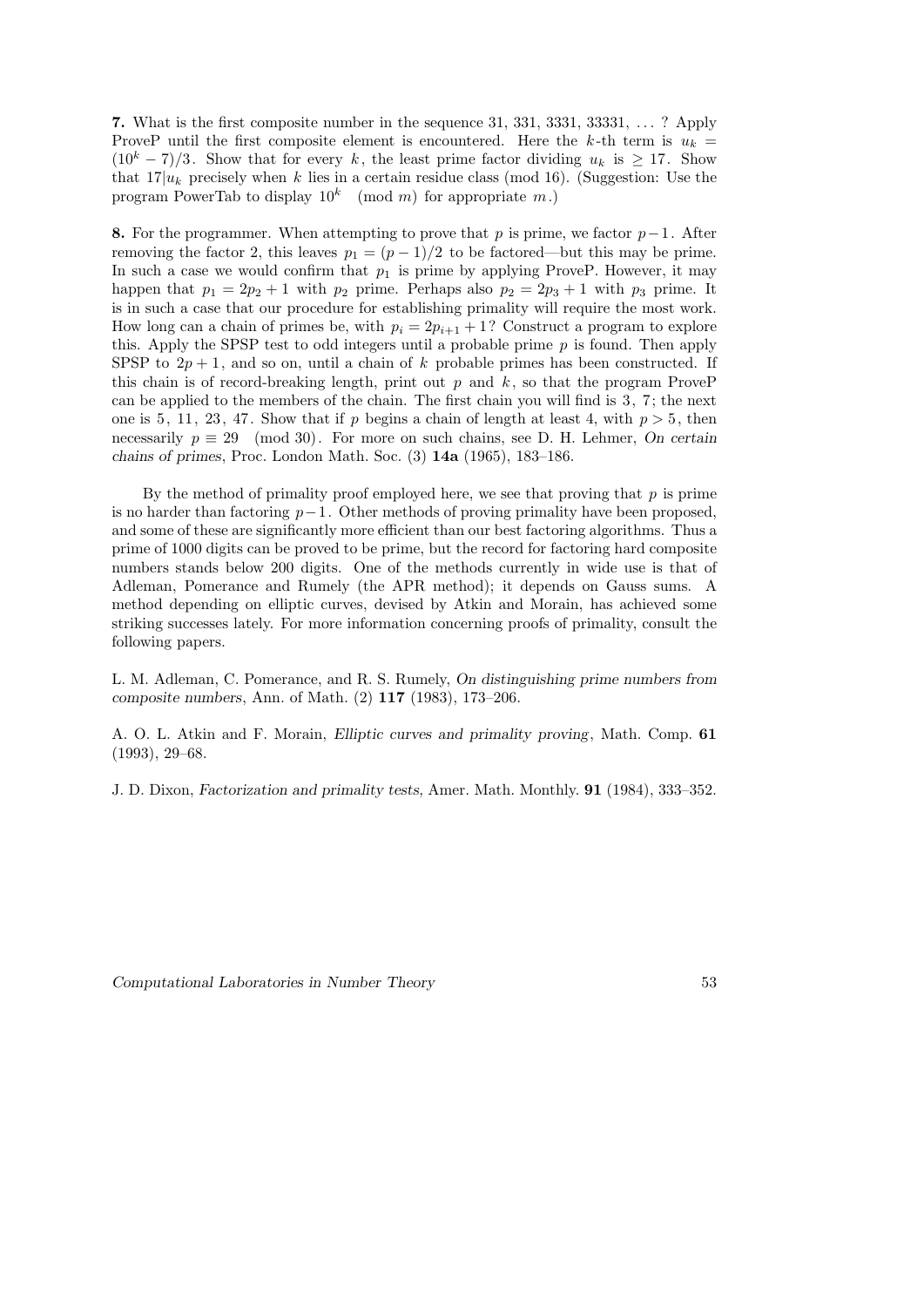**7.** What is the first composite number in the sequence 31, 331, 3331, 33331, ... ? Apply ProveP until the first composite element is encountered. Here the $k$-th term is $u_k = (10^k - 7)/3$. Show that for every $k$, the least prime factor dividing $u_k$ is $\geq 17$. Show that $17|u_k$ precisely when $k$ lies in a certain residue class (mod 16). (Suggestion: Use the program PowerTab to display $10^k \pmod{m}$ for appropriate $m$.)

**8.** For the programmer. When attempting to prove that $p$ is prime, we factor $p-1$. After removing the factor 2, this leaves $p_1 = (p-1)/2$ to be factored—but this may be prime. In such a case we would confirm that $p_1$ is prime by applying ProveP. However, it may happen that $p_1 = 2p_2 + 1$ with $p_2$ prime. Perhaps also $p_2 = 2p_3 + 1$ with $p_3$ prime. It is in such a case that our procedure for establishing primality will require the most work. How long can a chain of primes be, with $p_i = 2p_{i+1} + 1$? Construct a program to explore this. Apply the SPSP test to odd integers until a probable prime $p$ is found. Then apply SPSP to $2p+1$, and so on, until a chain of $k$ probable primes has been constructed. If this chain is of record-breaking length, print out $p$ and $k$, so that the program ProveP can be applied to the members of the chain. The first chain you will find is 3, 7; the next one is 5, 11, 23, 47. Show that if $p$ begins a chain of length at least 4, with $p > 5$, then necessarily $p \equiv 29 \pmod{30}$. For more on such chains, see D. H. Lehmer, *On certain chains of primes*, Proc. London Math. Soc. (3) **14a** (1965), 183–186.

By the method of primality proof employed here, we see that proving that $p$ is prime is no harder than factoring $p-1$. Other methods of proving primality have been proposed, and some of these are significantly more efficient than our best factoring algorithms. Thus a prime of 1000 digits can be proved to be prime, but the record for factoring hard composite numbers stands below 200 digits. One of the methods currently in wide use is that of Adleman, Pomerance and Rumely (the APR method); it depends on Gauss sums. A method depending on elliptic curves, devised by Atkin and Morain, has achieved some striking successes lately. For more information concerning proofs of primality, consult the following papers.

L. M. Adleman, C. Pomerance, and R. S. Rumely, *On distinguishing prime numbers from composite numbers*, Ann. of Math. (2) **117** (1983), 173–206.

A. O. L. Atkin and F. Morain, *Elliptic curves and primality proving*, Math. Comp. **61** (1993), 29–68.

J. D. Dixon, *Factorization and primality tests,* Amer. Math. Monthly. **91** (1984), 333–352.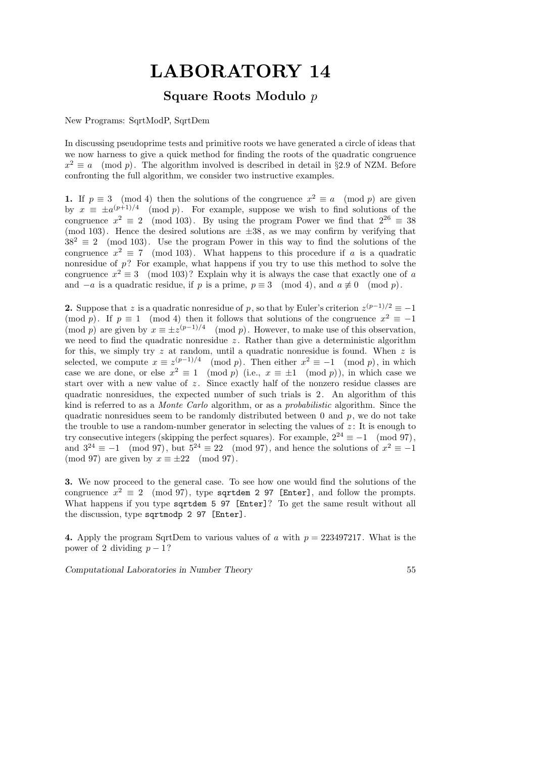# LABORATORY 14

## Square Roots Modulo $p$

New Programs: SqrtModP, SqrtDem

In discussing pseudoprime tests and primitive roots we have generated a circle of ideas that we now harness to give a quick method for finding the roots of the quadratic congruence $x^2 \equiv a \pmod{p}$. The algorithm involved is described in detail in §2.9 of NZM. Before confronting the full algorithm, we consider two instructive examples.

**1.** If $p \equiv 3 \pmod{4}$ then the solutions of the congruence $x^2 \equiv a \pmod{p}$ are given by $x \equiv \pm a^{(p+1)/4} \pmod{p}$. For example, suppose we wish to find solutions of the congruence $x^2 \equiv 2 \pmod{103}$. By using the program Power we find that $2^{26} \equiv 38 \pmod{103}$. Hence the desired solutions are $\pm 38$, as we may confirm by verifying that $38^2 \equiv 2 \pmod{103}$. Use the program Power in this way to find the solutions of the congruence $x^2 \equiv 7 \pmod{103}$. What happens to this procedure if $a$ is a quadratic nonresidue of $p$? For example, what happens if you try to use this method to solve the congruence $x^2 \equiv 3 \pmod{103}$? Explain why it is always the case that exactly one of $a$ and $-a$ is a quadratic residue, if $p$ is a prime, $p \equiv 3 \pmod{4}$, and $a \not\equiv 0 \pmod{p}$.

**2.** Suppose that $z$ is a quadratic nonresidue of $p$, so that by Euler's criterion $z^{(p-1)/2} \equiv -1 \pmod{p}$. If $p \equiv 1 \pmod{4}$ then it follows that solutions of the congruence $x^2 \equiv -1 \pmod{p}$ are given by $x \equiv \pm z^{(p-1)/4} \pmod{p}$. However, to make use of this observation, we need to find the quadratic nonresidue $z$. Rather than give a deterministic algorithm for this, we simply try $z$ at random, until a quadratic nonresidue is found. When $z$ is selected, we compute $x \equiv z^{(p-1)/4} \pmod{p}$. Then either $x^2 \equiv -1 \pmod{p}$, in which case we are done, or else $x^2 \equiv 1 \pmod{p}$ (i.e., $x \equiv \pm 1 \pmod{p}$), in which case we start over with a new value of $z$. Since exactly half of the nonzero residue classes are quadratic nonresidues, the expected number of such trials is $2$. An algorithm of this kind is referred to as a *Monte Carlo* algorithm, or as a *probabilistic* algorithm. Since the quadratic nonresidues seem to be randomly distributed between $0$ and $p$, we do not take the trouble to use a random-number generator in selecting the values of $z$: It is enough to try consecutive integers (skipping the perfect squares). For example, $2^{24} \equiv -1 \pmod{97}$, and $3^{24} \equiv -1 \pmod{97}$, but $5^{24} \equiv 22 \pmod{97}$, and hence the solutions of $x^2 \equiv -1 \pmod{97}$ are given by $x \equiv \pm 22 \pmod{97}$.

**3.** We now proceed to the general case. To see how one would find the solutions of the congruence $x^2 \equiv 2 \pmod{97}$, type `sqrtdem 2 97 [Enter]`, and follow the prompts. What happens if you type `sqrtdem 5 97 [Enter]`? To get the same result without all the discussion, type `sqrtmodp 2 97 [Enter]`.

**4.** Apply the program SqrtDem to various values of $a$ with $p = 223497217$. What is the power of 2 dividing $p - 1$?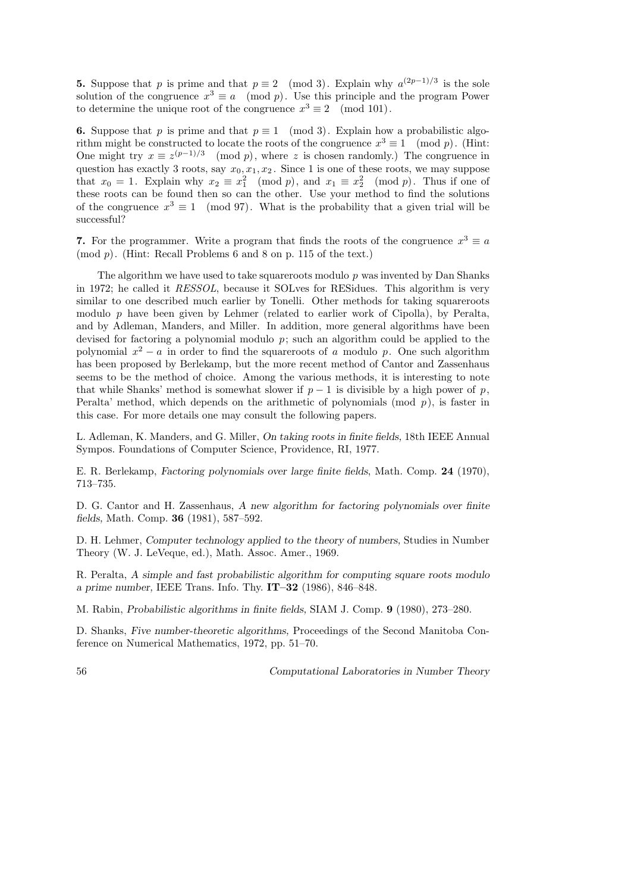**5.** Suppose that $p$ is prime and that $p \equiv 2 \pmod 3$. Explain why $a^{(2p-1)/3}$ is the sole solution of the congruence $x^3 \equiv a \pmod p$. Use this principle and the program Power to determine the unique root of the congruence $x^3 \equiv 2 \pmod{101}$.

**6.** Suppose that $p$ is prime and that $p \equiv 1 \pmod 3$. Explain how a probabilistic algorithm might be constructed to locate the roots of the congruence $x^3 \equiv 1 \pmod p$. (Hint: One might try $x \equiv z^{(p-1)/3} \pmod p$, where $z$ is chosen randomly.) The congruence in question has exactly 3 roots, say $x_0, x_1, x_2$. Since 1 is one of these roots, we may suppose that $x_0 = 1$. Explain why $x_2 \equiv x_1^2 \pmod p$, and $x_1 \equiv x_2^2 \pmod p$. Thus if one of these roots can be found then so can the other. Use your method to find the solutions of the congruence $x^3 \equiv 1 \pmod{97}$. What is the probability that a given trial will be successful?

**7.** For the programmer. Write a program that finds the roots of the congruence $x^3 \equiv a \pmod p$. (Hint: Recall Problems 6 and 8 on p. 115 of the text.)

The algorithm we have used to take squareroots modulo $p$ was invented by Dan Shanks in 1972; he called it *RESSOL*, because it SOLves for RESidues. This algorithm is very similar to one described much earlier by Tonelli. Other methods for taking squareroots modulo $p$ have been given by Lehmer (related to earlier work of Cipolla), by Peralta, and by Adleman, Manders, and Miller. In addition, more general algorithms have been devised for factoring a polynomial modulo $p$; such an algorithm could be applied to the polynomial $x^2 - a$ in order to find the squareroots of $a$ modulo $p$. One such algorithm has been proposed by Berlekamp, but the more recent method of Cantor and Zassenhaus seems to be the method of choice. Among the various methods, it is interesting to note that while Shanks' method is somewhat slower if $p - 1$ is divisible by a high power of $p$, Peralta' method, which depends on the arithmetic of polynomials (mod $p$), is faster in this case. For more details one may consult the following papers.

L. Adleman, K. Manders, and G. Miller, *On taking roots in finite fields,* 18th IEEE Annual Sympos. Foundations of Computer Science, Providence, RI, 1977.

E. R. Berlekamp, *Factoring polynomials over large finite fields*, Math. Comp. **24** (1970), 713–735.

D. G. Cantor and H. Zassenhaus, *A new algorithm for factoring polynomials over finite fields,* Math. Comp. **36** (1981), 587–592.

D. H. Lehmer, *Computer technology applied to the theory of numbers,* Studies in Number Theory (W. J. LeVeque, ed.), Math. Assoc. Amer., 1969.

R. Peralta, *A simple and fast probabilistic algorithm for computing square roots modulo a prime number,* IEEE Trans. Info. Thy. **IT–32** (1986), 846–848.

M. Rabin, *Probabilistic algorithms in finite fields,* SIAM J. Comp. **9** (1980), 273–280.

D. Shanks, *Five number-theoretic algorithms,* Proceedings of the Second Manitoba Conference on Numerical Mathematics, 1972, pp. 51–70.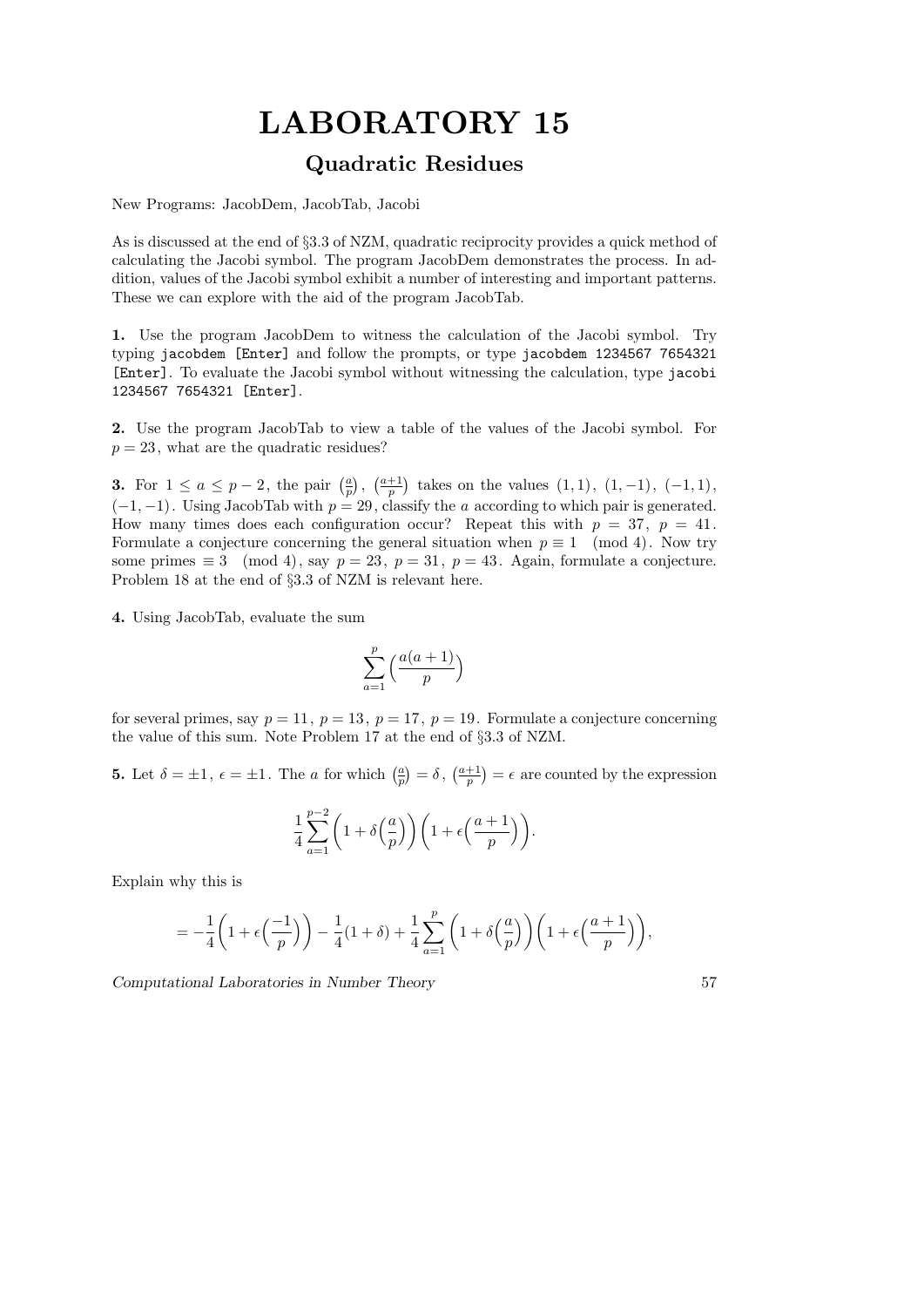# LABORATORY 15

## Quadratic Residues

New Programs: JacobDem, JacobTab, Jacobi

As is discussed at the end of §3.3 of NZM, quadratic reciprocity provides a quick method of calculating the Jacobi symbol. The program JacobDem demonstrates the process. In addition, values of the Jacobi symbol exhibit a number of interesting and important patterns. These we can explore with the aid of the program JacobTab.

**1.** Use the program JacobDem to witness the calculation of the Jacobi symbol. Try typing `jacobdem [Enter]` and follow the prompts, or type `jacobdem 1234567 7654321 [Enter]`. To evaluate the Jacobi symbol without witnessing the calculation, type `jacobi 1234567 7654321 [Enter]`.

**2.** Use the program JacobTab to view a table of the values of the Jacobi symbol. For $p = 23$, what are the quadratic residues?

**3.** For $1 \le a \le p-2$, the pair $\left(\frac{a}{p}\right)$, $\left(\frac{a+1}{p}\right)$ takes on the values $(1,1)$, $(1,-1)$, $(-1,1)$, $(-1,-1)$. Using JacobTab with $p = 29$, classify the $a$ according to which pair is generated. How many times does each configuration occur? Repeat this with $p = 37$, $p = 41$. Formulate a conjecture concerning the general situation when $p \equiv 1 \pmod 4$. Now try some primes $\equiv 3 \pmod 4$, say $p = 23$, $p = 31$, $p = 43$. Again, formulate a conjecture. Problem 18 at the end of §3.3 of NZM is relevant here.

**4.** Using JacobTab, evaluate the sum

$$\sum_{a=1}^{p} \left(\frac{a(a+1)}{p}\right)$$

for several primes, say $p = 11$, $p = 13$, $p = 17$, $p = 19$. Formulate a conjecture concerning the value of this sum. Note Problem 17 at the end of §3.3 of NZM.

**5.** Let $\delta = \pm 1$, $\epsilon = \pm 1$. The $a$ for which $\left(\frac{a}{p}\right) = \delta$, $\left(\frac{a+1}{p}\right) = \epsilon$ are counted by the expression

$$\frac{1}{4}\sum_{a=1}^{p-2}\left(1 + \delta\left(\frac{a}{p}\right)\right)\left(1 + \epsilon\left(\frac{a+1}{p}\right)\right).$$

Explain why this is

$$= -\frac{1}{4}\left(1 + \epsilon\left(\frac{-1}{p}\right)\right) - \frac{1}{4}(1+\delta) + \frac{1}{4}\sum_{a=1}^{p}\left(1 + \delta\left(\frac{a}{p}\right)\right)\left(1 + \epsilon\left(\frac{a+1}{p}\right)\right),$$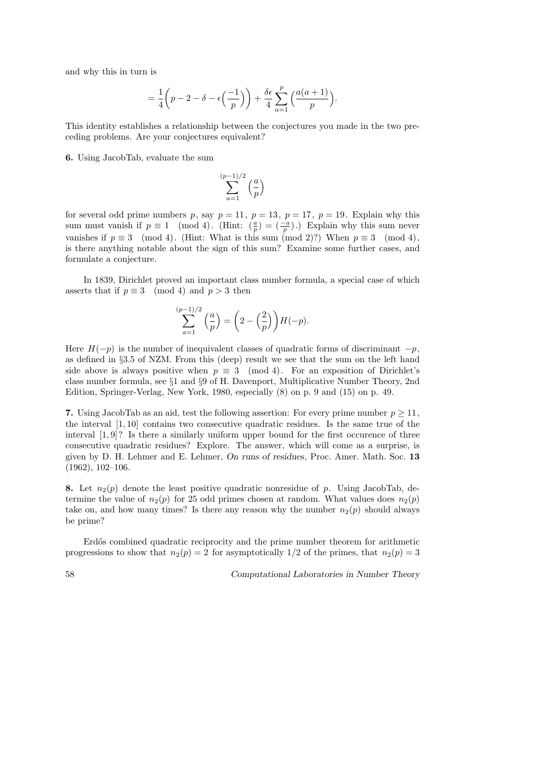and why this in turn is

$$= \frac{1}{4}\Big(p - 2 - \delta - \epsilon\Big(\frac{-1}{p}\Big)\Big) + \frac{\delta\epsilon}{4}\sum_{a=1}^{p}\Big(\frac{a(a+1)}{p}\Big).$$

This identity establishes a relationship between the conjectures you made in the two preceding problems. Are your conjectures equivalent?

**6.** Using JacobTab, evaluate the sum

$$\sum_{a=1}^{(p-1)/2} \Big(\frac{a}{p}\Big)$$

for several odd prime numbers $p$, say $p = 11$, $p = 13$, $p = 17$, $p = 19$. Explain why this sum must vanish if $p \equiv 1 \pmod 4$. (Hint: $(\frac{a}{p}) = (\frac{-a}{p})$.) Explain why this sum never vanishes if $p \equiv 3 \pmod 4$. (Hint: What is this sum (mod 2)?) When $p \equiv 3 \pmod 4$, is there anything notable about the sign of this sum? Examine some further cases, and formulate a conjecture.

In 1839, Dirichlet proved an important class number formula, a special case of which asserts that if $p \equiv 3 \pmod 4$ and $p > 3$ then

$$\sum_{a=1}^{(p-1)/2} \Big(\frac{a}{p}\Big) = \Big(2 - \Big(\frac{2}{p}\Big)\Big)H(-p).$$

Here $H(-p)$ is the number of inequivalent classes of quadratic forms of discriminant $-p$, as defined in §3.5 of NZM. From this (deep) result we see that the sum on the left hand side above is always positive when $p \equiv 3 \pmod 4$. For an exposition of Dirichlet's class number formula, see §1 and §9 of H. Davenport, Multiplicative Number Theory, 2nd Edition, Springer-Verlag, New York, 1980, especially (8) on p. 9 and (15) on p. 49.

**7.** Using JacobTab as an aid, test the following assertion: For every prime number $p \ge 11$, the interval $[1, 10]$ contains two consecutive quadratic residues. Is the same true of the interval $[1, 9]$? Is there a similarly uniform upper bound for the first occurence of three consecutive quadratic residues? Explore. The answer, which will come as a surprise, is given by D. H. Lehmer and E. Lehmer, *On runs of residues*, Proc. Amer. Math. Soc. **13** (1962), 102–106.

**8.** Let $n_2(p)$ denote the least positive quadratic nonresidue of $p$. Using JacobTab, determine the value of $n_2(p)$ for 25 odd primes chosen at random. What values does $n_2(p)$ take on, and how many times? Is there any reason why the number $n_2(p)$ should always be prime?

Erdős combined quadratic reciprocity and the prime number theorem for arithmetic progressions to show that $n_2(p) = 2$ for asymptotically 1/2 of the primes, that $n_2(p) = 3$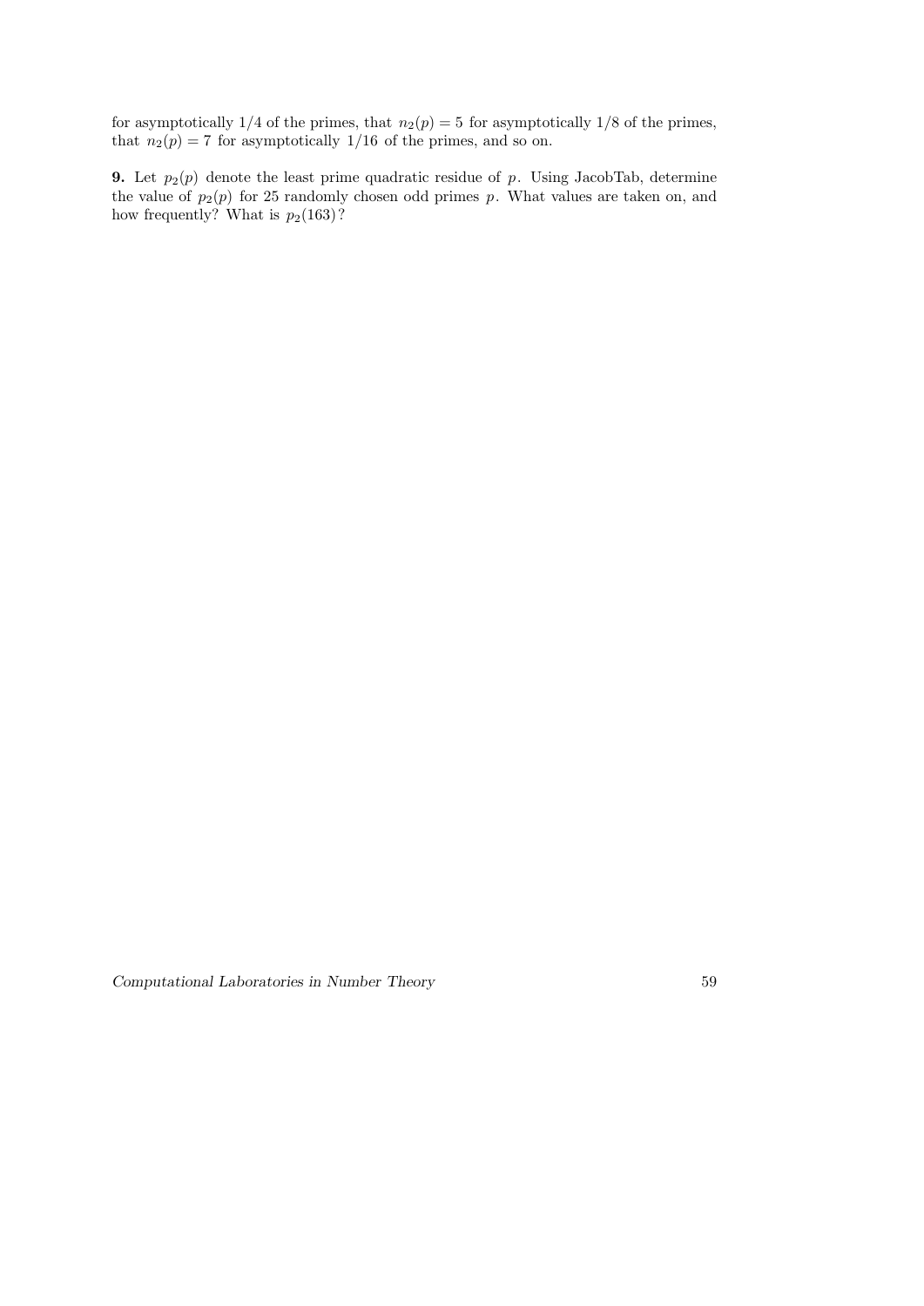for asymptotically 1/4 of the primes, that $n_2(p) = 5$ for asymptotically 1/8 of the primes, that $n_2(p) = 7$ for asymptotically 1/16 of the primes, and so on.

**9.** Let $p_2(p)$ denote the least prime quadratic residue of $p$. Using JacobTab, determine the value of $p_2(p)$ for 25 randomly chosen odd primes $p$. What values are taken on, and how frequently? What is $p_2(163)$?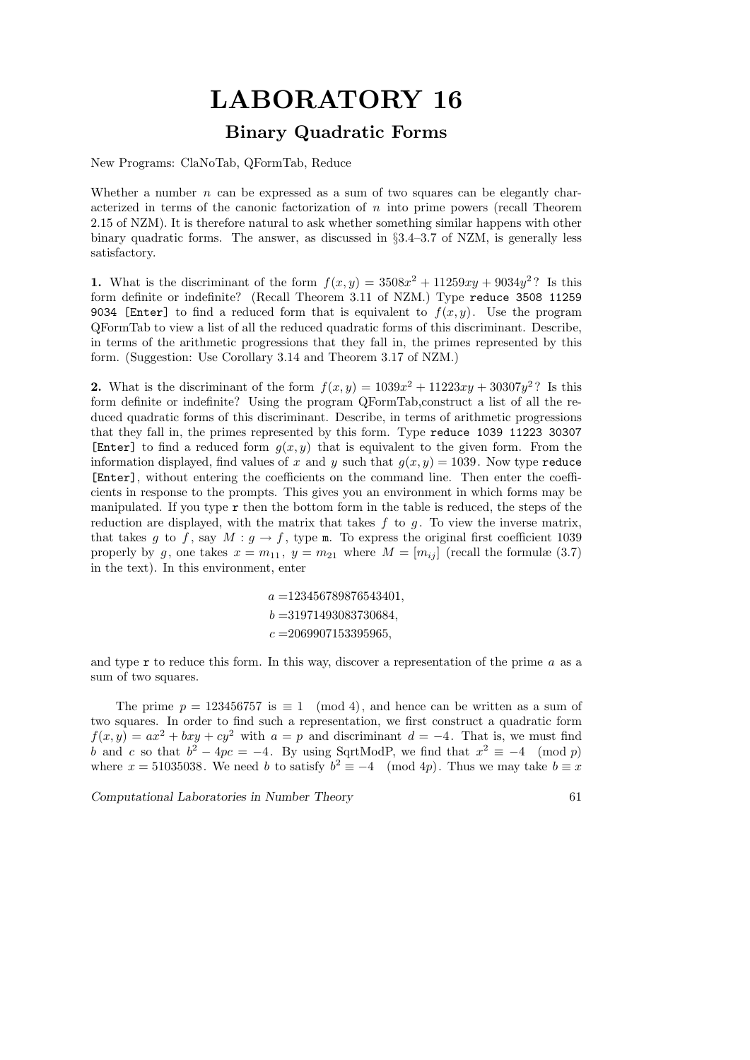# LABORATORY 16

## Binary Quadratic Forms

New Programs: ClaNoTab, QFormTab, Reduce

Whether a number $n$ can be expressed as a sum of two squares can be elegantly characterized in terms of the canonic factorization of $n$ into prime powers (recall Theorem 2.15 of NZM). It is therefore natural to ask whether something similar happens with other binary quadratic forms. The answer, as discussed in §3.4–3.7 of NZM, is generally less satisfactory.

**1.** What is the discriminant of the form $f(x, y) = 3508x^2 + 11259xy + 9034y^2$? Is this form definite or indefinite? (Recall Theorem 3.11 of NZM.) Type `reduce 3508 11259 9034 [Enter]` to find a reduced form that is equivalent to $f(x, y)$. Use the program QFormTab to view a list of all the reduced quadratic forms of this discriminant. Describe, in terms of the arithmetic progressions that they fall in, the primes represented by this form. (Suggestion: Use Corollary 3.14 and Theorem 3.17 of NZM.)

**2.** What is the discriminant of the form $f(x, y) = 1039x^2 + 11223xy + 30307y^2$? Is this form definite or indefinite? Using the program QFormTab,construct a list of all the reduced quadratic forms of this discriminant. Describe, in terms of arithmetic progressions that they fall in, the primes represented by this form. Type `reduce 1039 11223 30307 [Enter]` to find a reduced form $g(x, y)$ that is equivalent to the given form. From the information displayed, find values of $x$ and $y$ such that $g(x, y) = 1039$. Now type `reduce [Enter]`, without entering the coefficients on the command line. Then enter the coefficients in response to the prompts. This gives you an environment in which forms may be manipulated. If you type `r` then the bottom form in the table is reduced, the steps of the reduction are displayed, with the matrix that takes $f$ to $g$. To view the inverse matrix, that takes $g$ to $f$, say $M : g \to f$, type `m`. To express the original first coefficient 1039 properly by $g$, one takes $x = m_{11}$, $y = m_{21}$ where $M = [m_{ij}]$ (recall the formulæ (3.7) in the text). In this environment, enter

$$
\begin{aligned}
a &= 123456789876543401, \\
b &= 31971493083730684, \\
c &= 2069907153395965,
\end{aligned}
$$

and type `r` to reduce this form. In this way, discover a representation of the prime $a$ as a sum of two squares.

The prime $p = 123456757$ is $\equiv 1 \pmod 4$, and hence can be written as a sum of two squares. In order to find such a representation, we first construct a quadratic form $f(x, y) = ax^2 + bxy + cy^2$ with $a = p$ and discriminant $d = -4$. That is, we must find $b$ and $c$ so that $b^2 - 4pc = -4$. By using SqrtModP, we find that $x^2 \equiv -4 \pmod p$ where $x = 51035038$. We need $b$ to satisfy $b^2 \equiv -4 \pmod{4p}$. Thus we may take $b \equiv x$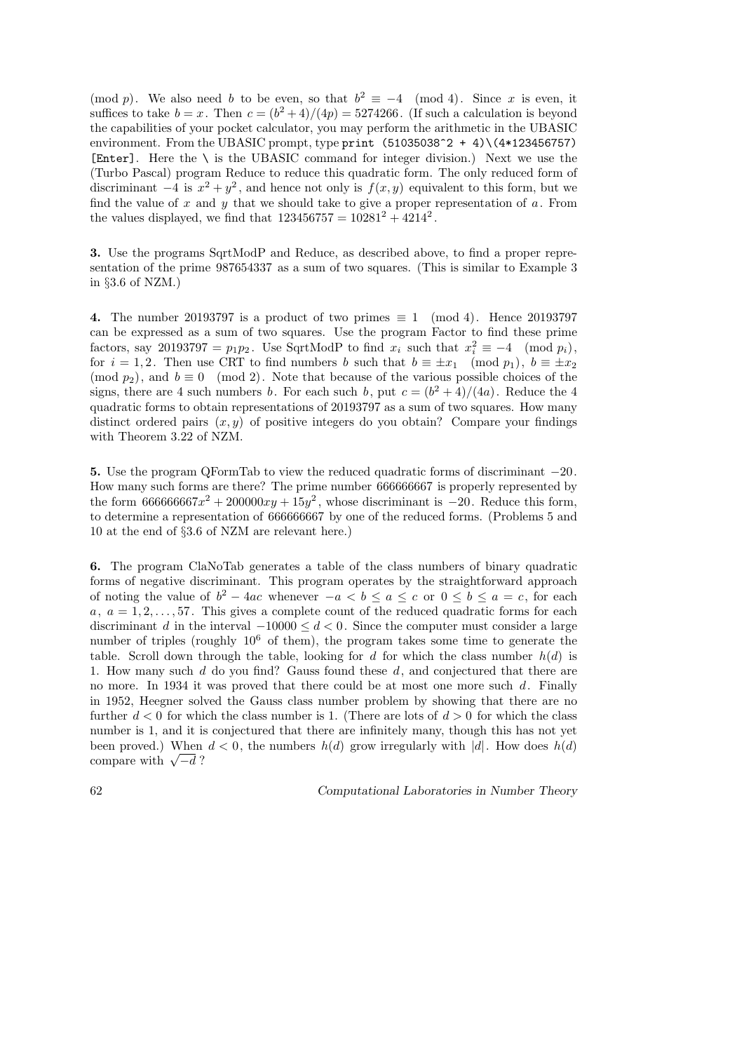(mod $p$). We also need $b$ to be even, so that $b^2 \equiv -4 \pmod 4$. Since $x$ is even, it suffices to take $b = x$. Then $c = (b^2+4)/(4p) = 5274266$. (If such a calculation is beyond the capabilities of your pocket calculator, you may perform the arithmetic in the UBASIC environment. From the UBASIC prompt, type `print (51035038^2 + 4)\(4*123456757) [Enter]`. Here the \ is the UBASIC command for integer division.) Next we use the (Turbo Pascal) program Reduce to reduce this quadratic form. The only reduced form of discriminant $-4$ is $x^2+y^2$, and hence not only is $f(x,y)$ equivalent to this form, but we find the value of $x$ and $y$ that we should take to give a proper representation of $a$. From the values displayed, we find that $123456757 = 10281^2 + 4214^2$.

**3.** Use the programs SqrtModP and Reduce, as described above, to find a proper representation of the prime 987654337 as a sum of two squares. (This is similar to Example 3 in §3.6 of NZM.)

**4.** The number 20193797 is a product of two primes $\equiv 1 \pmod 4$. Hence 20193797 can be expressed as a sum of two squares. Use the program Factor to find these prime factors, say $20193797 = p_1 p_2$. Use SqrtModP to find $x_i$ such that $x_i^2 \equiv -4 \pmod{p_i}$, for $i = 1, 2$. Then use CRT to find numbers $b$ such that $b \equiv \pm x_1 \pmod{p_1}$, $b \equiv \pm x_2 \pmod{p_2}$, and $b \equiv 0 \pmod 2$. Note that because of the various possible choices of the signs, there are 4 such numbers $b$. For each such $b$, put $c = (b^2+4)/(4a)$. Reduce the 4 quadratic forms to obtain representations of 20193797 as a sum of two squares. How many distinct ordered pairs $(x,y)$ of positive integers do you obtain? Compare your findings with Theorem 3.22 of NZM.

**5.** Use the program QFormTab to view the reduced quadratic forms of discriminant $-20$. How many such forms are there? The prime number 666666667 is properly represented by the form $666666667x^2 + 200000xy + 15y^2$, whose discriminant is $-20$. Reduce this form, to determine a representation of 666666667 by one of the reduced forms. (Problems 5 and 10 at the end of §3.6 of NZM are relevant here.)

**6.** The program ClaNoTab generates a table of the class numbers of binary quadratic forms of negative discriminant. This program operates by the straightforward approach of noting the value of $b^2 - 4ac$ whenever $-a < b \le a \le c$ or $0 \le b \le a = c$, for each $a$, $a = 1, 2, \ldots, 57$. This gives a complete count of the reduced quadratic forms for each discriminant $d$ in the interval $-10000 \le d < 0$. Since the computer must consider a large number of triples (roughly $10^6$ of them), the program takes some time to generate the table. Scroll down through the table, looking for $d$ for which the class number $h(d)$ is 1. How many such $d$ do you find? Gauss found these $d$, and conjectured that there are no more. In 1934 it was proved that there could be at most one more such $d$. Finally in 1952, Heegner solved the Gauss class number problem by showing that there are no further $d < 0$ for which the class number is 1. (There are lots of $d > 0$ for which the class number is 1, and it is conjectured that there are infinitely many, though this has not yet been proved.) When $d < 0$, the numbers $h(d)$ grow irregularly with $|d|$. How does $h(d)$ compare with $\sqrt{-d}$?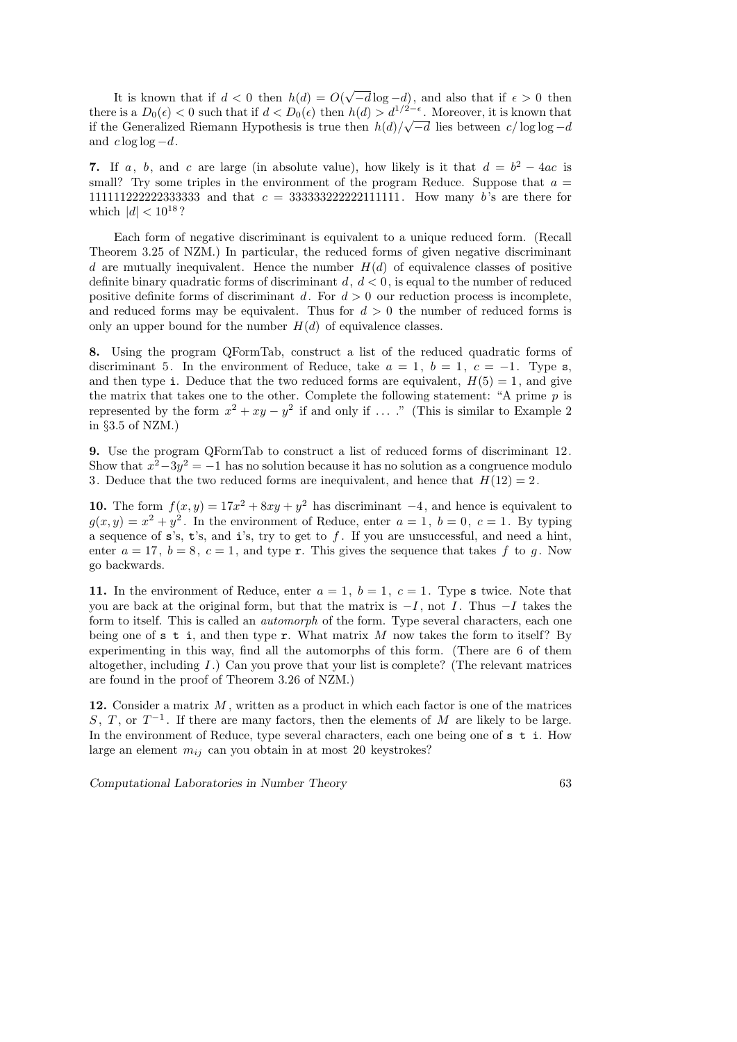It is known that if $d < 0$ then $h(d) = O(\sqrt{-d}\log -d)$, and also that if $\epsilon > 0$ then there is a $D_0(\epsilon) < 0$ such that if $d < D_0(\epsilon)$ then $h(d) > d^{1/2-\epsilon}$. Moreover, it is known that if the Generalized Riemann Hypothesis is true then $h(d)/\sqrt{-d}$ lies between $c/\log\log -d$ and $c\log\log -d$.

**7.** If $a$, $b$, and $c$ are large (in absolute value), how likely is it that $d = b^2 - 4ac$ is small? Try some triples in the environment of the program Reduce. Suppose that $a = 111111222222333333$ and that $c = 333333222222111111$. How many $b$'s are there for which $|d| < 10^{18}$?

Each form of negative discriminant is equivalent to a unique reduced form. (Recall Theorem 3.25 of NZM.) In particular, the reduced forms of given negative discriminant $d$ are mutually inequivalent. Hence the number $H(d)$ of equivalence classes of positive definite binary quadratic forms of discriminant $d$, $d < 0$, is equal to the number of reduced positive definite forms of discriminant $d$. For $d > 0$ our reduction process is incomplete, and reduced forms may be equivalent. Thus for $d > 0$ the number of reduced forms is only an upper bound for the number $H(d)$ of equivalence classes.

**8.** Using the program QFormTab, construct a list of the reduced quadratic forms of discriminant 5. In the environment of Reduce, take $a = 1$, $b = 1$, $c = -1$. Type `s`, and then type `i`. Deduce that the two reduced forms are equivalent, $H(5) = 1$, and give the matrix that takes one to the other. Complete the following statement: "A prime $p$ is represented by the form $x^2 + xy - y^2$ if and only if … ." (This is similar to Example 2 in §3.5 of NZM.)

**9.** Use the program QFormTab to construct a list of reduced forms of discriminant 12. Show that $x^2 - 3y^2 = -1$ has no solution because it has no solution as a congruence modulo 3. Deduce that the two reduced forms are inequivalent, and hence that $H(12) = 2$.

**10.** The form $f(x, y) = 17x^2 + 8xy + y^2$ has discriminant $-4$, and hence is equivalent to $g(x, y) = x^2 + y^2$. In the environment of Reduce, enter $a = 1$, $b = 0$, $c = 1$. By typing a sequence of `s`'s, `t`'s, and `i`'s, try to get to $f$. If you are unsuccessful, and need a hint, enter $a = 17$, $b = 8$, $c = 1$, and type `r`. This gives the sequence that takes $f$ to $g$. Now go backwards.

**11.** In the environment of Reduce, enter $a = 1$, $b = 1$, $c = 1$. Type `s` twice. Note that you are back at the original form, but that the matrix is $-I$, not $I$. Thus $-I$ takes the form to itself. This is called an *automorph* of the form. Type several characters, each one being one of `s t i`, and then type `r`. What matrix $M$ now takes the form to itself? By experimenting in this way, find all the automorphs of this form. (There are 6 of them altogether, including $I$.) Can you prove that your list is complete? (The relevant matrices are found in the proof of Theorem 3.26 of NZM.)

**12.** Consider a matrix $M$, written as a product in which each factor is one of the matrices $S$, $T$, or $T^{-1}$. If there are many factors, then the elements of $M$ are likely to be large. In the environment of Reduce, type several characters, each one being one of `s t i`. How large an element $m_{ij}$ can you obtain in at most 20 keystrokes?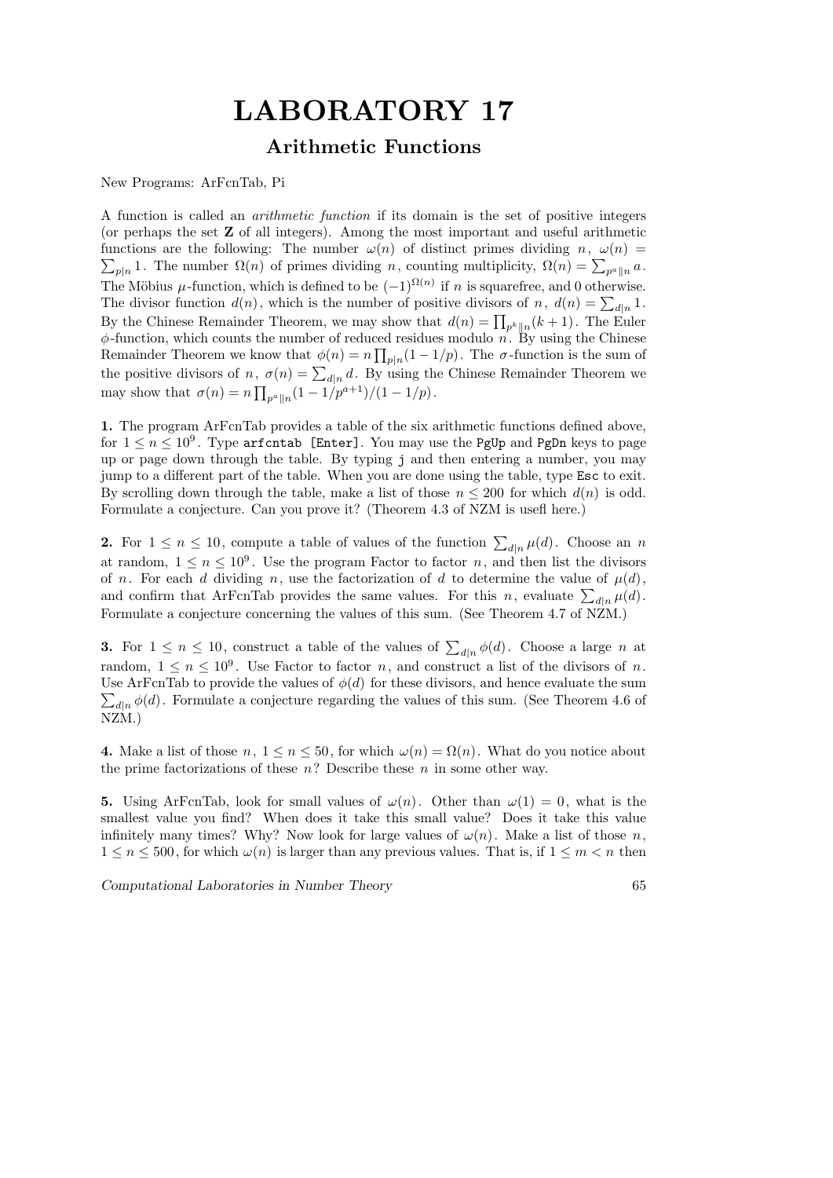# LABORATORY 17

## Arithmetic Functions

New Programs: ArFcnTab, Pi

A function is called an *arithmetic function* if its domain is the set of positive integers (or perhaps the set **Z** of all integers). Among the most important and useful arithmetic functions are the following: The number $\omega(n)$ of distinct primes dividing $n$, $\omega(n) = \sum_{p|n} 1$. The number $\Omega(n)$ of primes dividing $n$, counting multiplicity, $\Omega(n) = \sum_{p^a \| n} a$. The Möbius $\mu$-function, which is defined to be $(-1)^{\Omega(n)}$ if $n$ is squarefree, and 0 otherwise. The divisor function $d(n)$, which is the number of positive divisors of $n$, $d(n) = \sum_{d|n} 1$. By the Chinese Remainder Theorem, we may show that $d(n) = \prod_{p^k \| n}(k+1)$. The Euler $\phi$-function, which counts the number of reduced residues modulo $n$. By using the Chinese Remainder Theorem we know that $\phi(n) = n\prod_{p|n}(1 - 1/p)$. The $\sigma$-function is the sum of the positive divisors of $n$, $\sigma(n) = \sum_{d|n} d$. By using the Chinese Remainder Theorem we may show that $\sigma(n) = n\prod_{p^a \| n}(1 - 1/p^{a+1})/(1 - 1/p)$.

**1.** The program ArFcnTab provides a table of the six arithmetic functions defined above, for $1 \le n \le 10^9$. Type `arfcntab [Enter]`. You may use the `PgUp` and `PgDn` keys to page up or page down through the table. By typing `j` and then entering a number, you may jump to a different part of the table. When you are done using the table, type `Esc` to exit. By scrolling down through the table, make a list of those $n \le 200$ for which $d(n)$ is odd. Formulate a conjecture. Can you prove it? (Theorem 4.3 of NZM is usefl here.)

**2.** For $1 \le n \le 10$, compute a table of values of the function $\sum_{d|n} \mu(d)$. Choose an $n$ at random, $1 \le n \le 10^9$. Use the program Factor to factor $n$, and then list the divisors of $n$. For each $d$ dividing $n$, use the factorization of $d$ to determine the value of $\mu(d)$, and confirm that ArFcnTab provides the same values. For this $n$, evaluate $\sum_{d|n} \mu(d)$. Formulate a conjecture concerning the values of this sum. (See Theorem 4.7 of NZM.)

**3.** For $1 \le n \le 10$, construct a table of the values of $\sum_{d|n} \phi(d)$. Choose a large $n$ at random, $1 \le n \le 10^9$. Use Factor to factor $n$, and construct a list of the divisors of $n$. Use ArFcnTab to provide the values of $\phi(d)$ for these divisors, and hence evaluate the sum $\sum_{d|n} \phi(d)$. Formulate a conjecture regarding the values of this sum. (See Theorem 4.6 of NZM.)

**4.** Make a list of those $n$, $1 \le n \le 50$, for which $\omega(n) = \Omega(n)$. What do you notice about the prime factorizations of these $n$? Describe these $n$ in some other way.

**5.** Using ArFcnTab, look for small values of $\omega(n)$. Other than $\omega(1) = 0$, what is the smallest value you find? When does it take this small value? Does it take this value infinitely many times? Why? Now look for large values of $\omega(n)$. Make a list of those $n$, $1 \le n \le 500$, for which $\omega(n)$ is larger than any previous values. That is, if $1 \le m < n$ then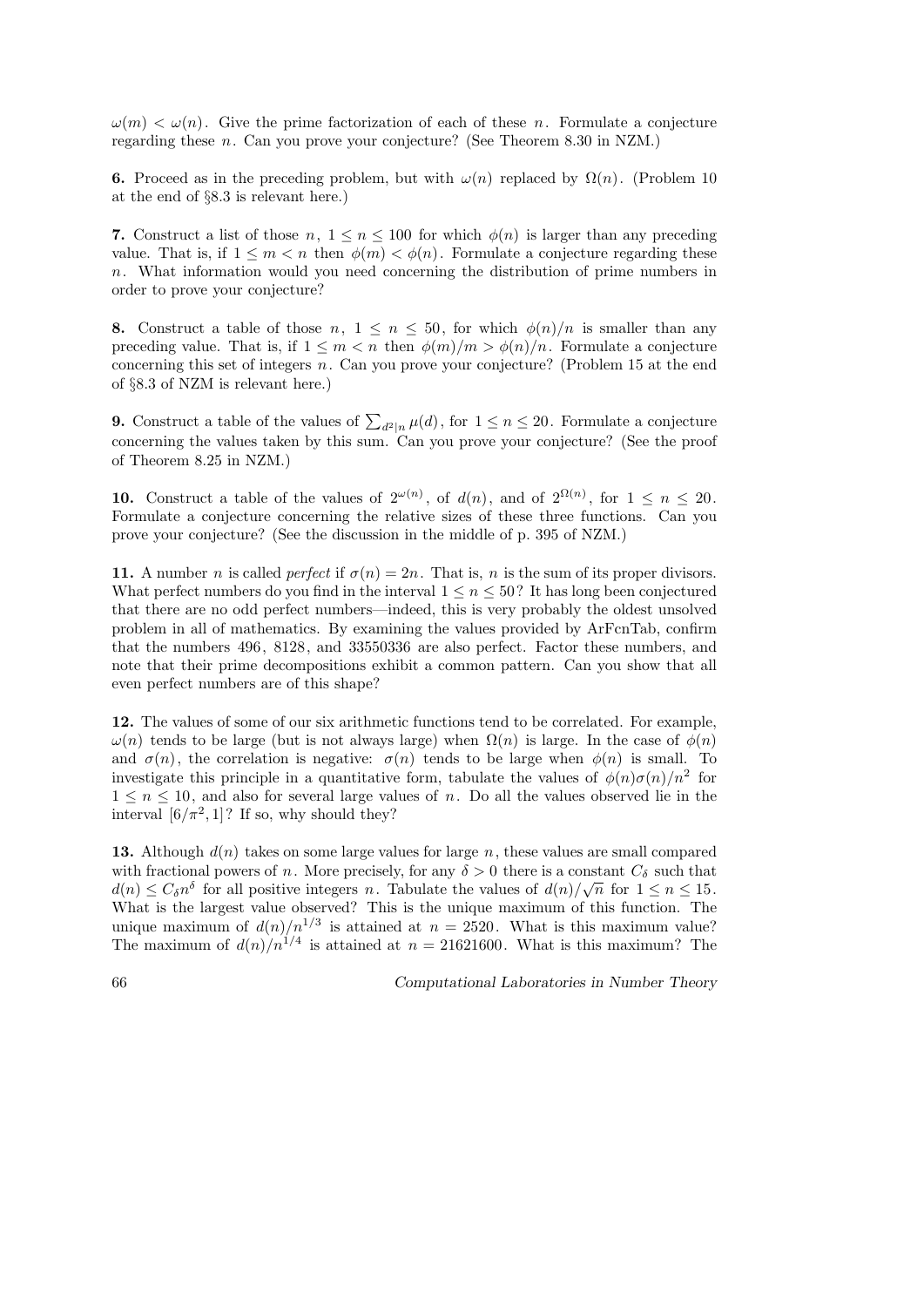$\omega(m) < \omega(n)$. Give the prime factorization of each of these $n$. Formulate a conjecture regarding these $n$. Can you prove your conjecture? (See Theorem 8.30 in NZM.)

**6.** Proceed as in the preceding problem, but with $\omega(n)$ replaced by $\Omega(n)$. (Problem 10 at the end of §8.3 is relevant here.)

**7.** Construct a list of those $n$, $1 \le n \le 100$ for which $\phi(n)$ is larger than any preceding value. That is, if $1 \le m < n$ then $\phi(m) < \phi(n)$. Formulate a conjecture regarding these $n$. What information would you need concerning the distribution of prime numbers in order to prove your conjecture?

**8.** Construct a table of those $n$, $1 \le n \le 50$, for which $\phi(n)/n$ is smaller than any preceding value. That is, if $1 \le m < n$ then $\phi(m)/m > \phi(n)/n$. Formulate a conjecture concerning this set of integers $n$. Can you prove your conjecture? (Problem 15 at the end of §8.3 of NZM is relevant here.)

**9.** Construct a table of the values of $\sum_{d^2|n} \mu(d)$, for $1 \le n \le 20$. Formulate a conjecture concerning the values taken by this sum. Can you prove your conjecture? (See the proof of Theorem 8.25 in NZM.)

**10.** Construct a table of the values of $2^{\omega(n)}$, of $d(n)$, and of $2^{\Omega(n)}$, for $1 \le n \le 20$. Formulate a conjecture concerning the relative sizes of these three functions. Can you prove your conjecture? (See the discussion in the middle of p. 395 of NZM.)

**11.** A number $n$ is called *perfect* if $\sigma(n) = 2n$. That is, $n$ is the sum of its proper divisors. What perfect numbers do you find in the interval $1 \le n \le 50$? It has long been conjectured that there are no odd perfect numbers—indeed, this is very probably the oldest unsolved problem in all of mathematics. By examining the values provided by ArFcnTab, confirm that the numbers 496, 8128, and 33550336 are also perfect. Factor these numbers, and note that their prime decompositions exhibit a common pattern. Can you show that all even perfect numbers are of this shape?

**12.** The values of some of our six arithmetic functions tend to be correlated. For example, $\omega(n)$ tends to be large (but is not always large) when $\Omega(n)$ is large. In the case of $\phi(n)$ and $\sigma(n)$, the correlation is negative: $\sigma(n)$ tends to be large when $\phi(n)$ is small. To investigate this principle in a quantitative form, tabulate the values of $\phi(n)\sigma(n)/n^2$ for $1 \le n \le 10$, and also for several large values of $n$. Do all the values observed lie in the interval $[6/\pi^2, 1]$? If so, why should they?

**13.** Although $d(n)$ takes on some large values for large $n$, these values are small compared with fractional powers of $n$. More precisely, for any $\delta > 0$ there is a constant $C_\delta$ such that $d(n) \le C_\delta n^\delta$ for all positive integers $n$. Tabulate the values of $d(n)/\sqrt{n}$ for $1 \le n \le 15$. What is the largest value observed? This is the unique maximum of this function. The unique maximum of $d(n)/n^{1/3}$ is attained at $n = 2520$. What is this maximum value? The maximum of $d(n)/n^{1/4}$ is attained at $n = 21621600$. What is this maximum? The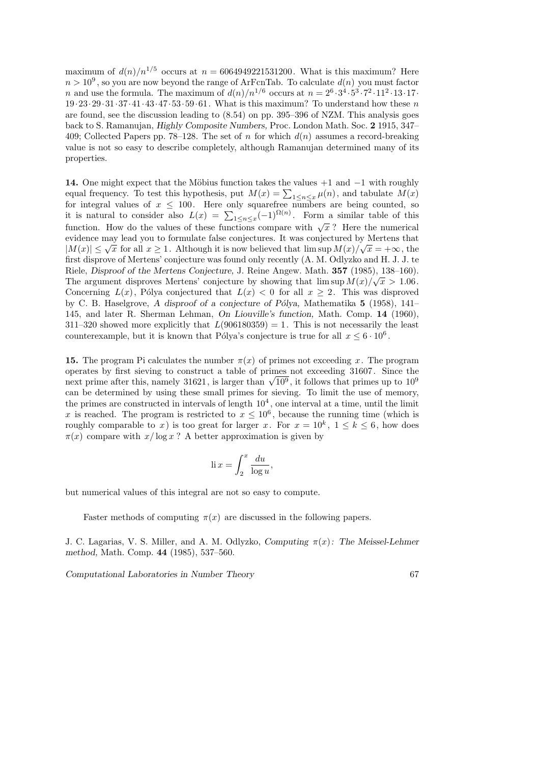maximum of $d(n)/n^{1/5}$ occurs at $n = 6064949221531200$. What is this maximum? Here $n > 10^9$, so you are now beyond the range of ArFcnTab. To calculate $d(n)$ you must factor $n$ and use the formula. The maximum of $d(n)/n^{1/6}$ occurs at $n = 2^6 \cdot 3^4 \cdot 5^3 \cdot 7^2 \cdot 11^2 \cdot 13 \cdot 17 \cdot 19 \cdot 23 \cdot 29 \cdot 31 \cdot 37 \cdot 41 \cdot 43 \cdot 47 \cdot 53 \cdot 59 \cdot 61$. What is this maximum? To understand how these $n$ are found, see the discussion leading to (8.54) on pp. 395–396 of NZM. This analysis goes back to S. Ramanujan, *Highly Composite Numbers*, Proc. London Math. Soc. **2** 1915, 347–409; Collected Papers pp. 78–128. The set of $n$ for which $d(n)$ assumes a record-breaking value is not so easy to describe completely, although Ramanujan determined many of its properties.

**14.** One might expect that the Möbius function takes the values $+1$ and $-1$ with roughly equal frequency. To test this hypothesis, put $M(x) = \sum_{1 \le n \le x} \mu(n)$, and tabulate $M(x)$ for integral values of $x \le 100$. Here only squarefree numbers are being counted, so it is natural to consider also $L(x) = \sum_{1 \le n \le x} (-1)^{\Omega(n)}$. Form a similar table of this function. How do the values of these functions compare with $\sqrt{x}$? Here the numerical evidence may lead you to formulate false conjectures. It was conjectured by Mertens that $|M(x)| \le \sqrt{x}$ for all $x \ge 1$. Although it is now believed that $\limsup M(x)/\sqrt{x} = +\infty$, the first disprove of Mertens' conjecture was found only recently (A. M. Odlyzko and H. J. J. te Riele, *Disproof of the Mertens Conjecture*, J. Reine Angew. Math. **357** (1985), 138–160). The argument disproves Mertens' conjecture by showing that $\limsup M(x)/\sqrt{x} > 1.06$. Concerning $L(x)$, Pólya conjectured that $L(x) < 0$ for all $x \ge 2$. This was disproved by C. B. Haselgrove, *A disproof of a conjecture of Pólya*, Mathematika **5** (1958), 141–145, and later R. Sherman Lehman, *On Liouville's function*, Math. Comp. **14** (1960), 311–320 showed more explicitly that $L(906180359) = 1$. This is not necessarily the least counterexample, but it is known that Pólya's conjecture is true for all $x \le 6 \cdot 10^6$.

**15.** The program Pi calculates the number $\pi(x)$ of primes not exceeding $x$. The program operates by first sieving to construct a table of primes not exceeding 31607. Since the next prime after this, namely 31621, is larger than $\sqrt{10^9}$, it follows that primes up to $10^9$ can be determined by using these small primes for sieving. To limit the use of memory, the primes are constructed in intervals of length $10^4$, one interval at a time, until the limit $x$ is reached. The program is restricted to $x \le 10^6$, because the running time (which is roughly comparable to $x$) is too great for larger $x$. For $x = 10^k$, $1 \le k \le 6$, how does $\pi(x)$ compare with $x/\log x$? A better approximation is given by

$$\operatorname{li} x = \int_2^x \frac{du}{\log u},$$

but numerical values of this integral are not so easy to compute.

Faster methods of computing $\pi(x)$ are discussed in the following papers.

J. C. Lagarias, V. S. Miller, and A. M. Odlyzko, *Computing $\pi(x)$: The Meissel-Lehmer method,* Math. Comp. **44** (1985), 537–560.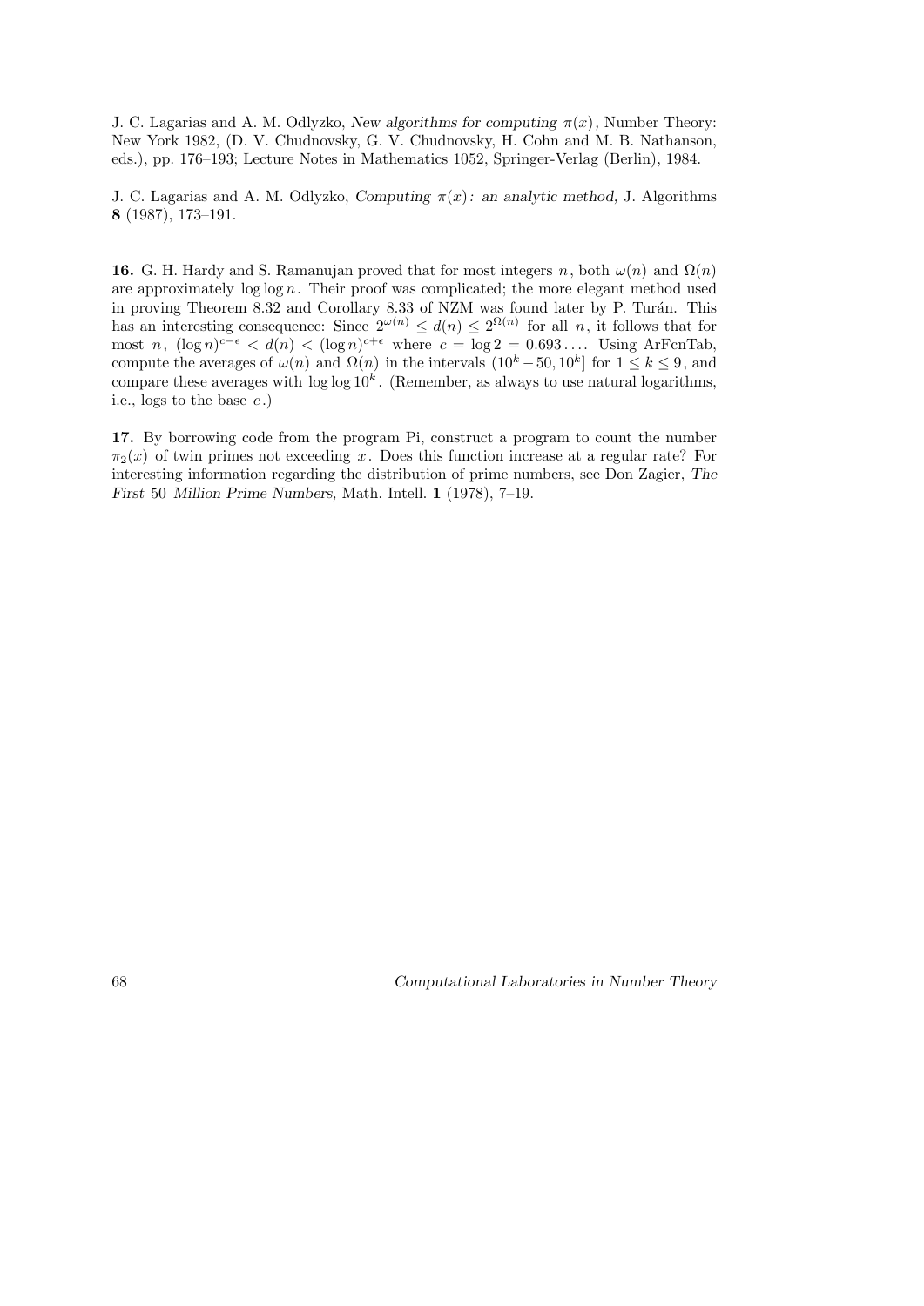J. C. Lagarias and A. M. Odlyzko, *New algorithms for computing $\pi(x)$*, Number Theory: New York 1982, (D. V. Chudnovsky, G. V. Chudnovsky, H. Cohn and M. B. Nathanson, eds.), pp. 176–193; Lecture Notes in Mathematics 1052, Springer-Verlag (Berlin), 1984.

J. C. Lagarias and A. M. Odlyzko, *Computing $\pi(x)$: an analytic method*, J. Algorithms **8** (1987), 173–191.

**16.** G. H. Hardy and S. Ramanujan proved that for most integers $n$, both $\omega(n)$ and $\Omega(n)$ are approximately $\log\log n$. Their proof was complicated; the more elegant method used in proving Theorem 8.32 and Corollary 8.33 of NZM was found later by P. Turán. This has an interesting consequence: Since $2^{\omega(n)} \le d(n) \le 2^{\Omega(n)}$ for all $n$, it follows that for most $n$, $(\log n)^{c-\epsilon} < d(n) < (\log n)^{c+\epsilon}$ where $c = \log 2 = 0.693\ldots$. Using ArFcnTab, compute the averages of $\omega(n)$ and $\Omega(n)$ in the intervals $(10^k - 50, 10^k]$ for $1 \le k \le 9$, and compare these averages with $\log\log 10^k$. (Remember, as always to use natural logarithms, i.e., logs to the base $e$.)

**17.** By borrowing code from the program Pi, construct a program to count the number $\pi_2(x)$ of twin primes not exceeding $x$. Does this function increase at a regular rate? For interesting information regarding the distribution of prime numbers, see Don Zagier, *The First 50 Million Prime Numbers*, Math. Intell. **1** (1978), 7–19.